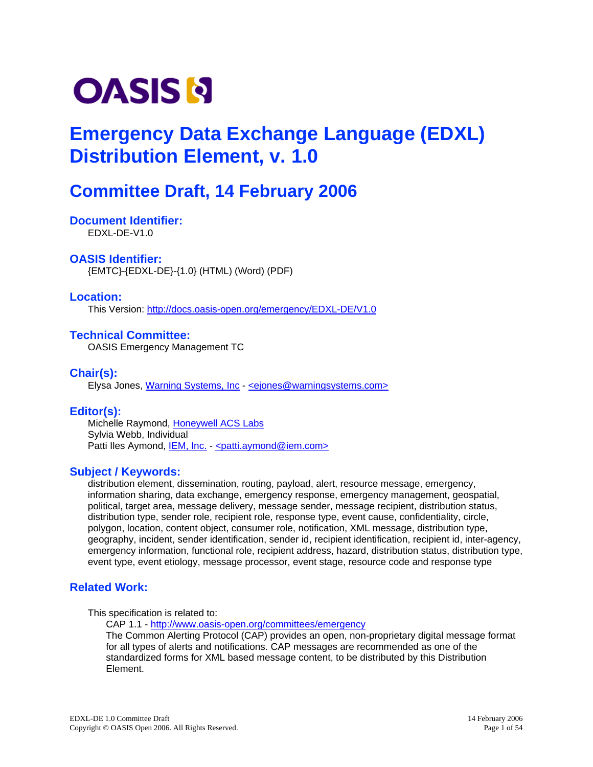OASIS

# Emergency Data Exchange Language (EDXL) Distribution Element, v. 1.0

## Committee Draft, 14 February 2006

### Document Identifier:

EDXL-DE-V1.0

### OASIS Identifier:

{EMTC}-{EDXL-DE}-{1.0} (HTML) (Word) (PDF)

### Location:

This Version: http://docs.oasis-open.org/emergency/EDXL-DE/V1.0

### Technical Committee:

OASIS Emergency Management TC

### Chair(s):

Elysa Jones, Warning Systems, Inc - <ejones@warningsystems.com>

### Editor(s):

Michelle Raymond, Honeywell ACS Labs
Sylvia Webb, Individual
Patti Iles Aymond, IEM, Inc. - <patti.aymond@iem.com>

### Subject / Keywords:

distribution element, dissemination, routing, payload, alert, resource message, emergency, information sharing, data exchange, emergency response, emergency management, geospatial, political, target area, message delivery, message sender, message recipient, distribution status, distribution type, sender role, recipient role, response type, event cause, confidentiality, circle, polygon, location, content object, consumer role, notification, XML message, distribution type, geography, incident, sender identification, sender id, recipient identification, recipient id, inter-agency, emergency information, functional role, recipient address, hazard, distribution status, distribution type, event type, event etiology, message processor, event stage, resource code and response type

### Related Work:

This specification is related to:

CAP 1.1 - http://www.oasis-open.org/committees/emergency
The Common Alerting Protocol (CAP) provides an open, non-proprietary digital message format for all types of alerts and notifications. CAP messages are recommended as one of the standardized forms for XML based message content, to be distributed by this Distribution Element.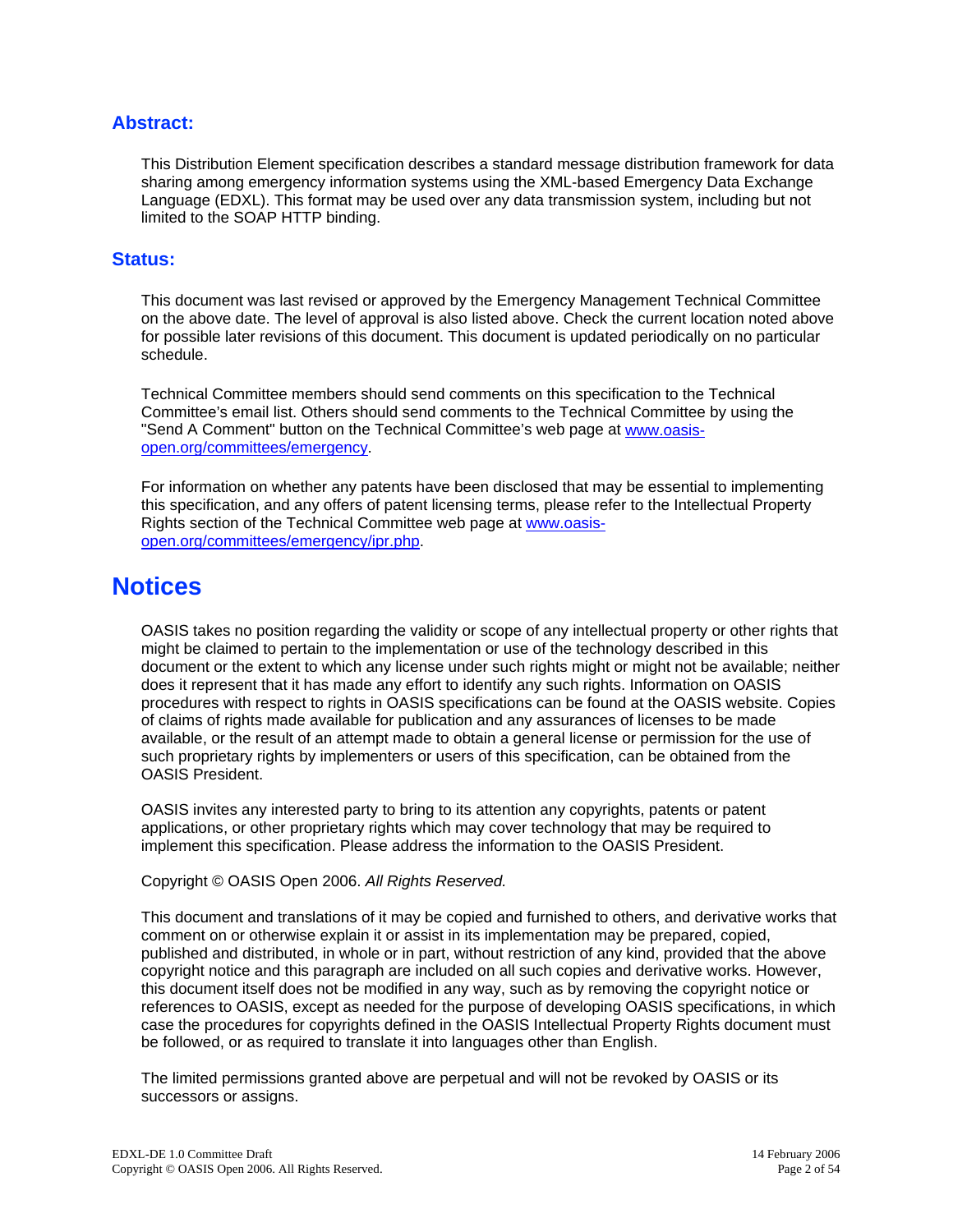## Abstract:

This Distribution Element specification describes a standard message distribution framework for data sharing among emergency information systems using the XML-based Emergency Data Exchange Language (EDXL). This format may be used over any data transmission system, including but not limited to the SOAP HTTP binding.

## Status:

This document was last revised or approved by the Emergency Management Technical Committee on the above date. The level of approval is also listed above. Check the current location noted above for possible later revisions of this document. This document is updated periodically on no particular schedule.

Technical Committee members should send comments on this specification to the Technical Committee's email list. Others should send comments to the Technical Committee by using the "Send A Comment" button on the Technical Committee's web page at [www.oasis-open.org/committees/emergency](www.oasis-open.org/committees/emergency).

For information on whether any patents have been disclosed that may be essential to implementing this specification, and any offers of patent licensing terms, please refer to the Intellectual Property Rights section of the Technical Committee web page at [www.oasis-open.org/committees/emergency/ipr.php](www.oasis-open.org/committees/emergency/ipr.php).

# Notices

OASIS takes no position regarding the validity or scope of any intellectual property or other rights that might be claimed to pertain to the implementation or use of the technology described in this document or the extent to which any license under such rights might or might not be available; neither does it represent that it has made any effort to identify any such rights. Information on OASIS procedures with respect to rights in OASIS specifications can be found at the OASIS website. Copies of claims of rights made available for publication and any assurances of licenses to be made available, or the result of an attempt made to obtain a general license or permission for the use of such proprietary rights by implementers or users of this specification, can be obtained from the OASIS President.

OASIS invites any interested party to bring to its attention any copyrights, patents or patent applications, or other proprietary rights which may cover technology that may be required to implement this specification. Please address the information to the OASIS President.

Copyright © OASIS Open 2006. *All Rights Reserved.*

This document and translations of it may be copied and furnished to others, and derivative works that comment on or otherwise explain it or assist in its implementation may be prepared, copied, published and distributed, in whole or in part, without restriction of any kind, provided that the above copyright notice and this paragraph are included on all such copies and derivative works. However, this document itself does not be modified in any way, such as by removing the copyright notice or references to OASIS, except as needed for the purpose of developing OASIS specifications, in which case the procedures for copyrights defined in the OASIS Intellectual Property Rights document must be followed, or as required to translate it into languages other than English.

The limited permissions granted above are perpetual and will not be revoked by OASIS or its successors or assigns.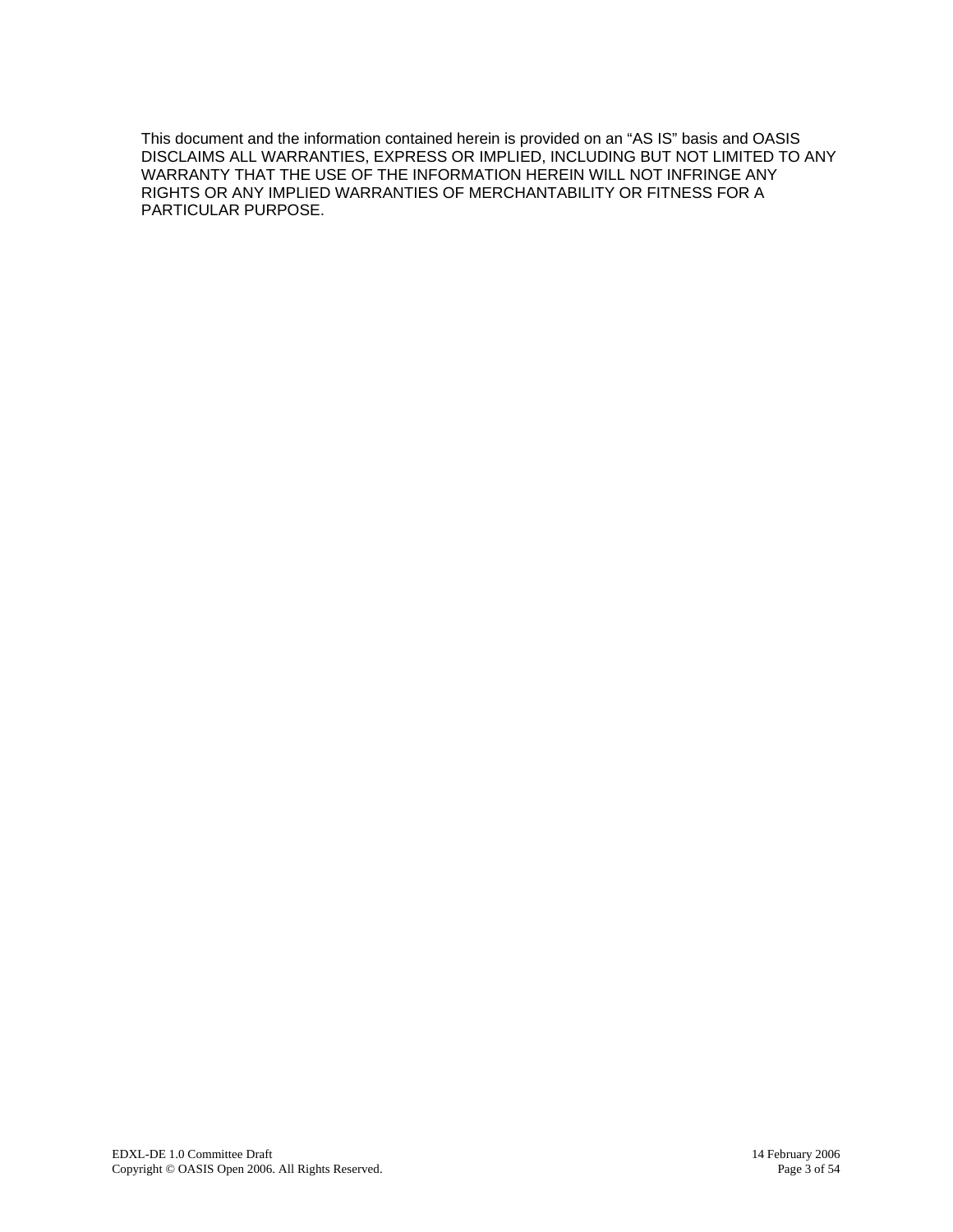This document and the information contained herein is provided on an "AS IS" basis and OASIS DISCLAIMS ALL WARRANTIES, EXPRESS OR IMPLIED, INCLUDING BUT NOT LIMITED TO ANY WARRANTY THAT THE USE OF THE INFORMATION HEREIN WILL NOT INFRINGE ANY RIGHTS OR ANY IMPLIED WARRANTIES OF MERCHANTABILITY OR FITNESS FOR A PARTICULAR PURPOSE.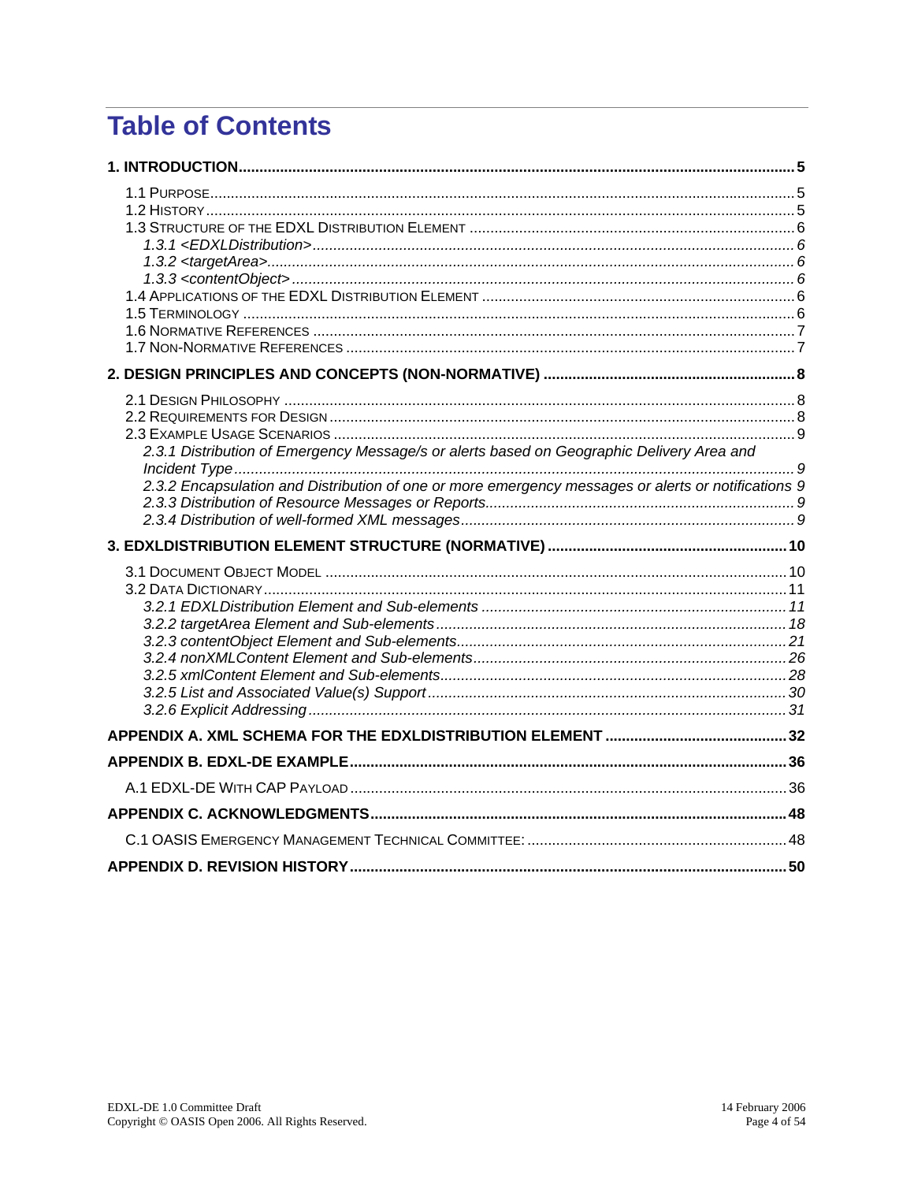# Table of Contents

**1. INTRODUCTION ..... 5**

- 1.1 PURPOSE ..... 5
- 1.2 HISTORY ..... 5
- 1.3 STRUCTURE OF THE EDXL DISTRIBUTION ELEMENT ..... 6
  - *1.3.1 <EDXLDistribution> ..... 6*
  - *1.3.2 <targetArea> ..... 6*
  - *1.3.3 <contentObject> ..... 6*
- 1.4 APPLICATIONS OF THE EDXL DISTRIBUTION ELEMENT ..... 6
- 1.5 TERMINOLOGY ..... 6
- 1.6 NORMATIVE REFERENCES ..... 7
- 1.7 NON-NORMATIVE REFERENCES ..... 7

**2. DESIGN PRINCIPLES AND CONCEPTS (NON-NORMATIVE) ..... 8**

- 2.1 DESIGN PHILOSOPHY ..... 8
- 2.2 REQUIREMENTS FOR DESIGN ..... 8
- 2.3 EXAMPLE USAGE SCENARIOS ..... 9
  - *2.3.1 Distribution of Emergency Message/s or alerts based on Geographic Delivery Area and Incident Type ..... 9*
  - *2.3.2 Encapsulation and Distribution of one or more emergency messages or alerts or notifications 9*
  - *2.3.3 Distribution of Resource Messages or Reports ..... 9*
  - *2.3.4 Distribution of well-formed XML messages ..... 9*

**3. EDXLDISTRIBUTION ELEMENT STRUCTURE (NORMATIVE) ..... 10**

- 3.1 DOCUMENT OBJECT MODEL ..... 10
- 3.2 DATA DICTIONARY ..... 11
  - *3.2.1 EDXLDistribution Element and Sub-elements ..... 11*
  - *3.2.2 targetArea Element and Sub-elements ..... 18*
  - *3.2.3 contentObject Element and Sub-elements ..... 21*
  - *3.2.4 nonXMLContent Element and Sub-elements ..... 26*
  - *3.2.5 xmlContent Element and Sub-elements ..... 28*
  - *3.2.5 List and Associated Value(s) Support ..... 30*
  - *3.2.6 Explicit Addressing ..... 31*

**APPENDIX A. XML SCHEMA FOR THE EDXLDISTRIBUTION ELEMENT ..... 32**

**APPENDIX B. EDXL-DE EXAMPLE ..... 36**

- A.1 EDXL-DE WITH CAP PAYLOAD ..... 36

**APPENDIX C. ACKNOWLEDGMENTS ..... 48**

- C.1 OASIS EMERGENCY MANAGEMENT TECHNICAL COMMITTEE: ..... 48

**APPENDIX D. REVISION HISTORY ..... 50**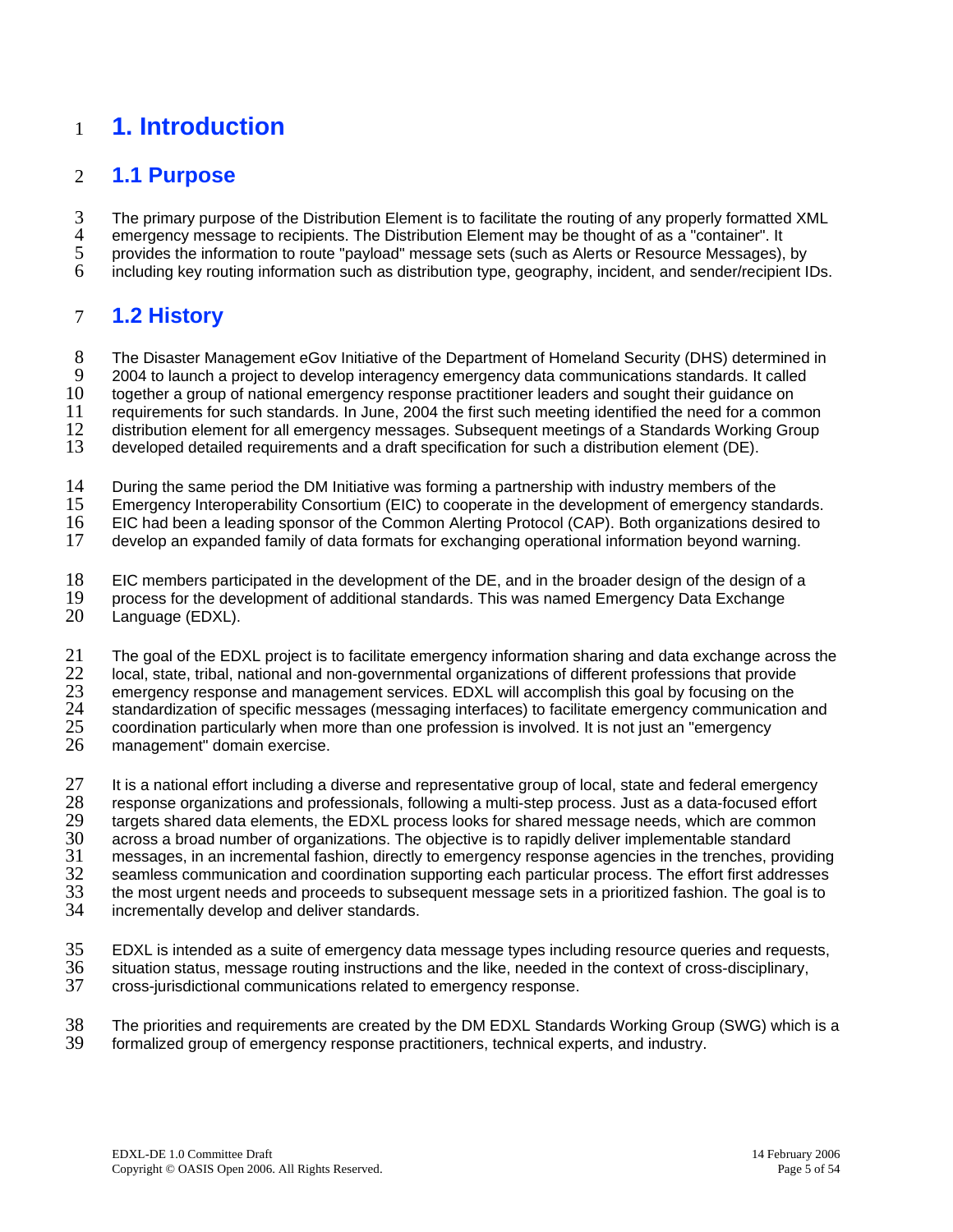# 1. Introduction

## 1.1 Purpose

The primary purpose of the Distribution Element is to facilitate the routing of any properly formatted XML emergency message to recipients. The Distribution Element may be thought of as a "container". It provides the information to route "payload" message sets (such as Alerts or Resource Messages), by including key routing information such as distribution type, geography, incident, and sender/recipient IDs.

## 1.2 History

The Disaster Management eGov Initiative of the Department of Homeland Security (DHS) determined in 2004 to launch a project to develop interagency emergency data communications standards. It called together a group of national emergency response practitioner leaders and sought their guidance on requirements for such standards. In June, 2004 the first such meeting identified the need for a common distribution element for all emergency messages. Subsequent meetings of a Standards Working Group developed detailed requirements and a draft specification for such a distribution element (DE).

During the same period the DM Initiative was forming a partnership with industry members of the Emergency Interoperability Consortium (EIC) to cooperate in the development of emergency standards. EIC had been a leading sponsor of the Common Alerting Protocol (CAP). Both organizations desired to develop an expanded family of data formats for exchanging operational information beyond warning.

EIC members participated in the development of the DE, and in the broader design of the design of a process for the development of additional standards. This was named Emergency Data Exchange Language (EDXL).

The goal of the EDXL project is to facilitate emergency information sharing and data exchange across the local, state, tribal, national and non-governmental organizations of different professions that provide emergency response and management services. EDXL will accomplish this goal by focusing on the standardization of specific messages (messaging interfaces) to facilitate emergency communication and coordination particularly when more than one profession is involved. It is not just an "emergency management" domain exercise.

It is a national effort including a diverse and representative group of local, state and federal emergency response organizations and professionals, following a multi-step process. Just as a data-focused effort targets shared data elements, the EDXL process looks for shared message needs, which are common across a broad number of organizations. The objective is to rapidly deliver implementable standard messages, in an incremental fashion, directly to emergency response agencies in the trenches, providing seamless communication and coordination supporting each particular process. The effort first addresses the most urgent needs and proceeds to subsequent message sets in a prioritized fashion. The goal is to incrementally develop and deliver standards.

EDXL is intended as a suite of emergency data message types including resource queries and requests, situation status, message routing instructions and the like, needed in the context of cross-disciplinary, cross-jurisdictional communications related to emergency response.

The priorities and requirements are created by the DM EDXL Standards Working Group (SWG) which is a formalized group of emergency response practitioners, technical experts, and industry.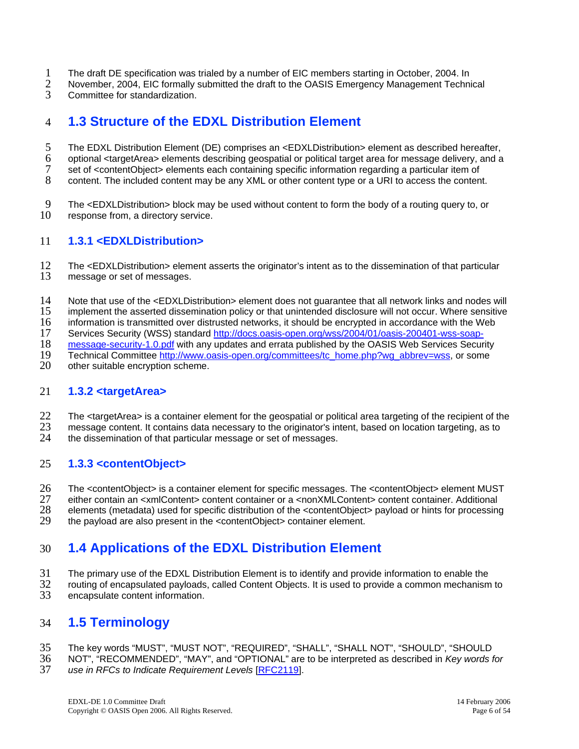The draft DE specification was trialed by a number of EIC members starting in October, 2004. In November, 2004, EIC formally submitted the draft to the OASIS Emergency Management Technical Committee for standardization.

## 1.3 Structure of the EDXL Distribution Element

The EDXL Distribution Element (DE) comprises an <EDXLDistribution> element as described hereafter, optional <targetArea> elements describing geospatial or political target area for message delivery, and a set of <contentObject> elements each containing specific information regarding a particular item of content. The included content may be any XML or other content type or a URI to access the content.

The <EDXLDistribution> block may be used without content to form the body of a routing query to, or response from, a directory service.

### 1.3.1 <EDXLDistribution>

The <EDXLDistribution> element asserts the originator's intent as to the dissemination of that particular message or set of messages.

Note that use of the <EDXLDistribution> element does not guarantee that all network links and nodes will implement the asserted dissemination policy or that unintended disclosure will not occur. Where sensitive information is transmitted over distrusted networks, it should be encrypted in accordance with the Web Services Security (WSS) standard [http://docs.oasis-open.org/wss/2004/01/oasis-200401-wss-soap-message-security-1.0.pdf](http://docs.oasis-open.org/wss/2004/01/oasis-200401-wss-soap-message-security-1.0.pdf) with any updates and errata published by the OASIS Web Services Security Technical Committee [http://www.oasis-open.org/committees/tc_home.php?wg_abbrev=wss](http://www.oasis-open.org/committees/tc_home.php?wg_abbrev=wss), or some other suitable encryption scheme.

### 1.3.2 <targetArea>

The <targetArea> is a container element for the geospatial or political area targeting of the recipient of the message content. It contains data necessary to the originator's intent, based on location targeting, as to the dissemination of that particular message or set of messages.

### 1.3.3 <contentObject>

The <contentObject> is a container element for specific messages. The <contentObject> element MUST either contain an <xmlContent> content container or a <nonXMLContent> content container. Additional elements (metadata) used for specific distribution of the <contentObject> payload or hints for processing the payload are also present in the <contentObject> container element.

## 1.4 Applications of the EDXL Distribution Element

The primary use of the EDXL Distribution Element is to identify and provide information to enable the routing of encapsulated payloads, called Content Objects. It is used to provide a common mechanism to encapsulate content information.

## 1.5 Terminology

The key words "MUST", "MUST NOT", "REQUIRED", "SHALL", "SHALL NOT", "SHOULD", "SHOULD NOT", "RECOMMENDED", "MAY", and "OPTIONAL" are to be interpreted as described in *Key words for use in RFCs to Indicate Requirement Levels* [RFC2119].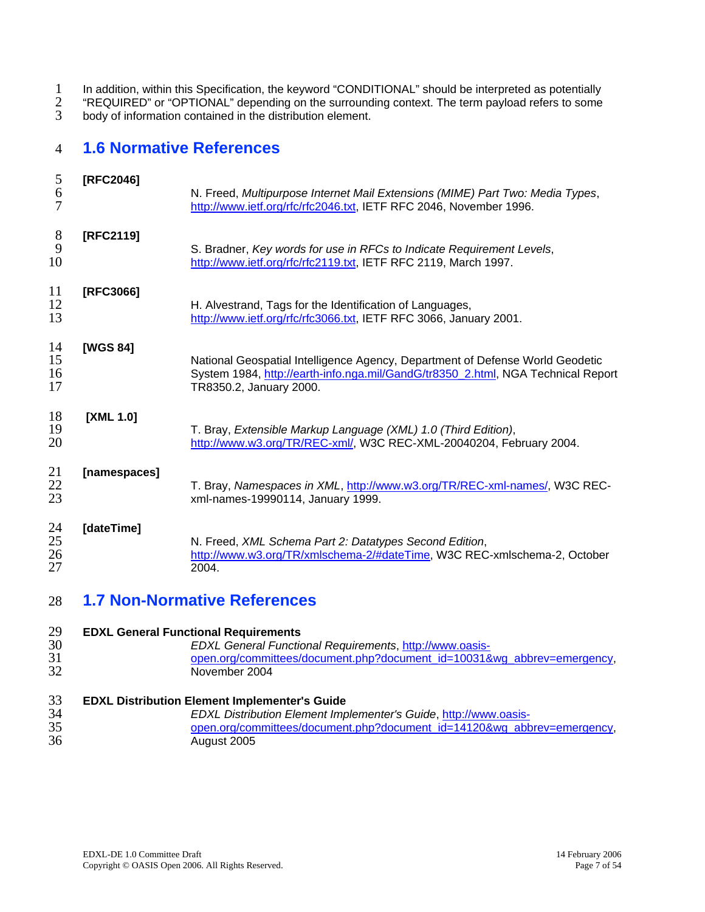In addition, within this Specification, the keyword "CONDITIONAL" should be interpreted as potentially "REQUIRED" or "OPTIONAL" depending on the surrounding context. The term payload refers to some body of information contained in the distribution element.

## 1.6 Normative References

**[RFC2046]**
N. Freed, *Multipurpose Internet Mail Extensions (MIME) Part Two: Media Types*, http://www.ietf.org/rfc/rfc2046.txt, IETF RFC 2046, November 1996.

**[RFC2119]**
S. Bradner, *Key words for use in RFCs to Indicate Requirement Levels*, http://www.ietf.org/rfc/rfc2119.txt, IETF RFC 2119, March 1997.

**[RFC3066]**
H. Alvestrand, Tags for the Identification of Languages, http://www.ietf.org/rfc/rfc3066.txt, IETF RFC 3066, January 2001.

**[WGS 84]**
National Geospatial Intelligence Agency, Department of Defense World Geodetic System 1984, http://earth-info.nga.mil/GandG/tr8350_2.html, NGA Technical Report TR8350.2, January 2000.

**[XML 1.0]**
T. Bray, *Extensible Markup Language (XML) 1.0 (Third Edition)*, http://www.w3.org/TR/REC-xml/, W3C REC-XML-20040204, February 2004.

**[namespaces]**
T. Bray, *Namespaces in XML*, http://www.w3.org/TR/REC-xml-names/, W3C REC-xml-names-19990114, January 1999.

**[dateTime]**
N. Freed, *XML Schema Part 2: Datatypes Second Edition*, http://www.w3.org/TR/xmlschema-2/#dateTime, W3C REC-xmlschema-2, October 2004.

## 1.7 Non-Normative References

**EDXL General Functional Requirements**
*EDXL General Functional Requirements*, http://www.oasis-open.org/committees/document.php?document_id=10031&wg_abbrev=emergency, November 2004

**EDXL Distribution Element Implementer's Guide**
*EDXL Distribution Element Implementer's Guide*, http://www.oasis-open.org/committees/document.php?document_id=14120&wg_abbrev=emergency, August 2005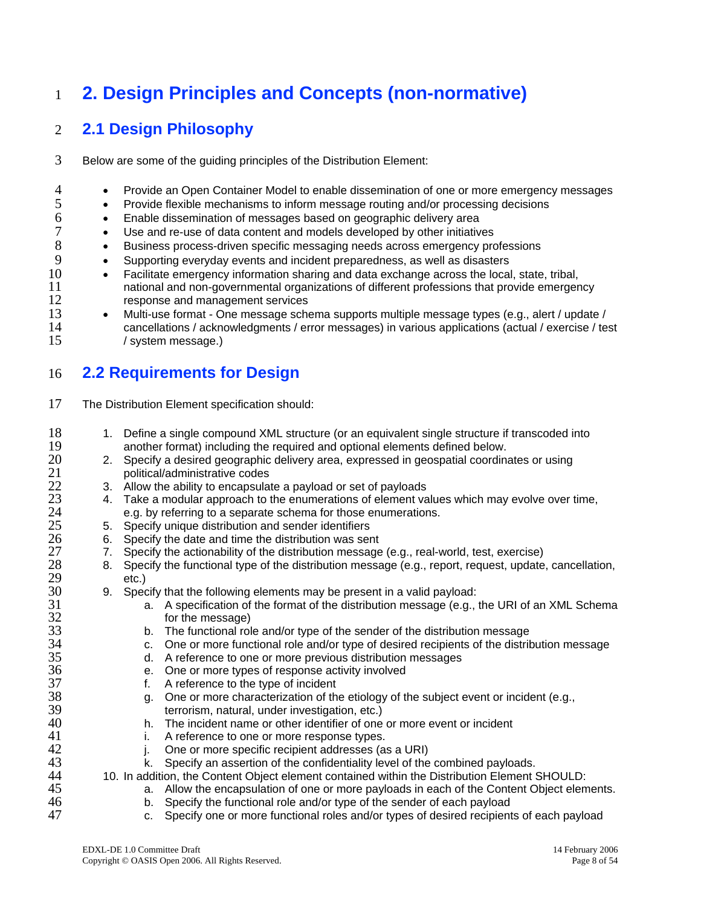# 2. Design Principles and Concepts (non-normative)

## 2.1 Design Philosophy

Below are some of the guiding principles of the Distribution Element:

- Provide an Open Container Model to enable dissemination of one or more emergency messages
- Provide flexible mechanisms to inform message routing and/or processing decisions
- Enable dissemination of messages based on geographic delivery area
- Use and re-use of data content and models developed by other initiatives
- Business process-driven specific messaging needs across emergency professions
- Supporting everyday events and incident preparedness, as well as disasters
- Facilitate emergency information sharing and data exchange across the local, state, tribal, national and non-governmental organizations of different professions that provide emergency response and management services
- Multi-use format - One message schema supports multiple message types (e.g., alert / update / cancellations / acknowledgments / error messages) in various applications (actual / exercise / test / system message.)

## 2.2 Requirements for Design

The Distribution Element specification should:

1. Define a single compound XML structure (or an equivalent single structure if transcoded into another format) including the required and optional elements defined below.
2. Specify a desired geographic delivery area, expressed in geospatial coordinates or using political/administrative codes
3. Allow the ability to encapsulate a payload or set of payloads
4. Take a modular approach to the enumerations of element values which may evolve over time, e.g. by referring to a separate schema for those enumerations.
5. Specify unique distribution and sender identifiers
6. Specify the date and time the distribution was sent
7. Specify the actionability of the distribution message (e.g., real-world, test, exercise)
8. Specify the functional type of the distribution message (e.g., report, request, update, cancellation, etc.)
9. Specify that the following elements may be present in a valid payload:
    a. A specification of the format of the distribution message (e.g., the URI of an XML Schema for the message)
    b. The functional role and/or type of the sender of the distribution message
    c. One or more functional role and/or type of desired recipients of the distribution message
    d. A reference to one or more previous distribution messages
    e. One or more types of response activity involved
    f. A reference to the type of incident
    g. One or more characterization of the etiology of the subject event or incident (e.g., terrorism, natural, under investigation, etc.)
    h. The incident name or other identifier of one or more event or incident
    i. A reference to one or more response types.
    j. One or more specific recipient addresses (as a URI)
    k. Specify an assertion of the confidentiality level of the combined payloads.
10. In addition, the Content Object element contained within the Distribution Element SHOULD:
    a. Allow the encapsulation of one or more payloads in each of the Content Object elements.
    b. Specify the functional role and/or type of the sender of each payload
    c. Specify one or more functional roles and/or types of desired recipients of each payload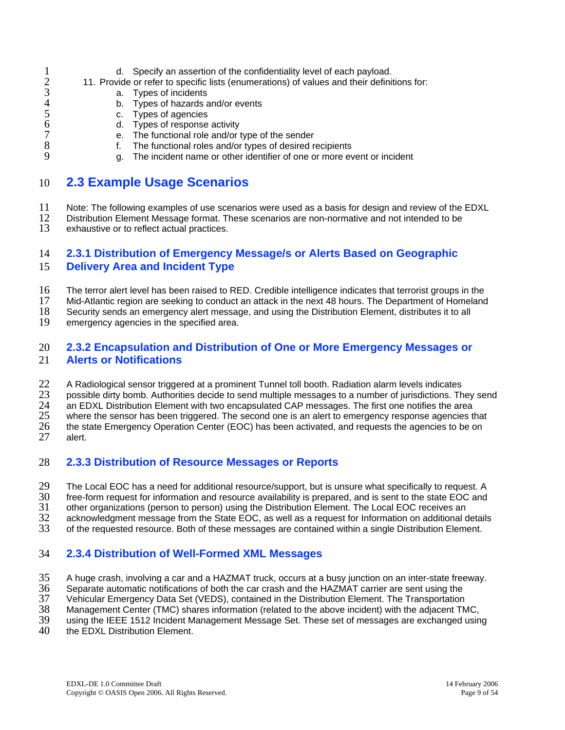d. Specify an assertion of the confidentiality level of each payload.

11. Provide or refer to specific lists (enumerations) of values and their definitions for:
    a. Types of incidents
    b. Types of hazards and/or events
    c. Types of agencies
    d. Types of response activity
    e. The functional role and/or type of the sender
    f. The functional roles and/or types of desired recipients
    g. The incident name or other identifier of one or more event or incident

## 2.3 Example Usage Scenarios

Note: The following examples of use scenarios were used as a basis for design and review of the EDXL Distribution Element Message format. These scenarios are non-normative and not intended to be exhaustive or to reflect actual practices.

### 2.3.1 Distribution of Emergency Message/s or Alerts Based on Geographic Delivery Area and Incident Type

The terror alert level has been raised to RED. Credible intelligence indicates that terrorist groups in the Mid-Atlantic region are seeking to conduct an attack in the next 48 hours. The Department of Homeland Security sends an emergency alert message, and using the Distribution Element, distributes it to all emergency agencies in the specified area.

### 2.3.2 Encapsulation and Distribution of One or More Emergency Messages or Alerts or Notifications

A Radiological sensor triggered at a prominent Tunnel toll booth. Radiation alarm levels indicates possible dirty bomb. Authorities decide to send multiple messages to a number of jurisdictions. They send an EDXL Distribution Element with two encapsulated CAP messages. The first one notifies the area where the sensor has been triggered. The second one is an alert to emergency response agencies that the state Emergency Operation Center (EOC) has been activated, and requests the agencies to be on alert.

### 2.3.3 Distribution of Resource Messages or Reports

The Local EOC has a need for additional resource/support, but is unsure what specifically to request. A free-form request for information and resource availability is prepared, and is sent to the state EOC and other organizations (person to person) using the Distribution Element. The Local EOC receives an acknowledgment message from the State EOC, as well as a request for Information on additional details of the requested resource. Both of these messages are contained within a single Distribution Element.

### 2.3.4 Distribution of Well-Formed XML Messages

A huge crash, involving a car and a HAZMAT truck, occurs at a busy junction on an inter-state freeway. Separate automatic notifications of both the car crash and the HAZMAT carrier are sent using the Vehicular Emergency Data Set (VEDS), contained in the Distribution Element. The Transportation Management Center (TMC) shares information (related to the above incident) with the adjacent TMC, using the IEEE 1512 Incident Management Message Set. These set of messages are exchanged using the EDXL Distribution Element.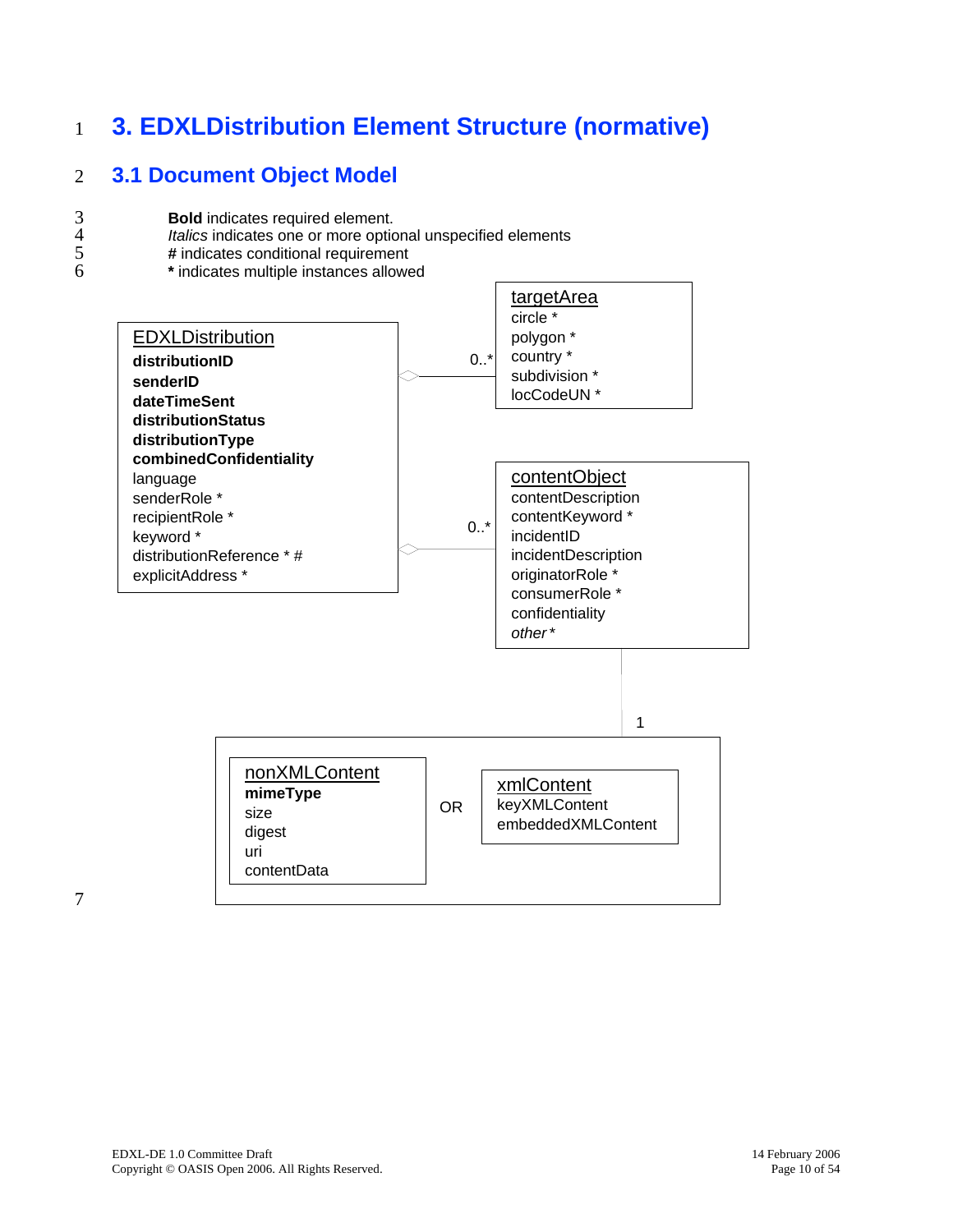# 3. EDXLDistribution Element Structure (normative)

## 3.1 Document Object Model

**Bold** indicates required element.
*Italics* indicates one or more optional unspecified elements
**#** indicates conditional requirement
**\*** indicates multiple instances allowed

EDXLDistribution
- **distributionID**
- **senderID**
- **dateTimeSent**
- **distributionStatus**
- **distributionType**
- **combinedConfidentiality**
- language
- senderRole *
- recipientRole *
- keyword *
- distributionReference * #
- explicitAddress *

targetArea (0..*)
- circle *
- polygon *
- country *
- subdivision *
- locCodeUN *

contentObject (0..*)
- contentDescription
- contentKeyword *
- incidentID
- incidentDescription
- originatorRole *
- consumerRole *
- confidentiality
- *other* *

(1)

nonXMLContent
- **mimeType**
- size
- digest
- uri
- contentData

OR

xmlContent
- keyXMLContent
- embeddedXMLContent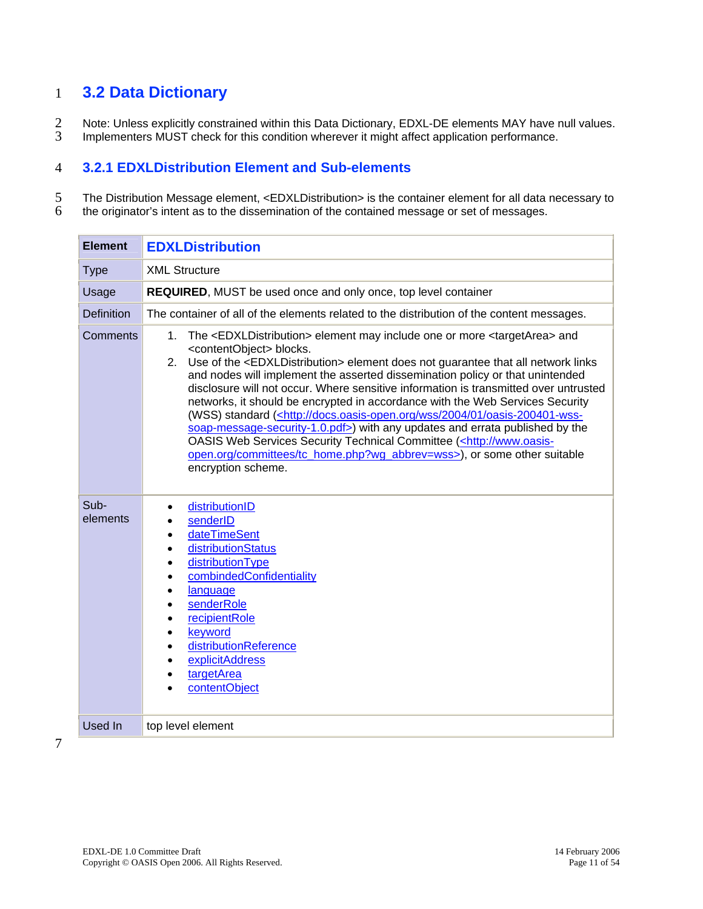## 3.2 Data Dictionary

Note: Unless explicitly constrained within this Data Dictionary, EDXL-DE elements MAY have null values. Implementers MUST check for this condition wherever it might affect application performance.

### 3.2.1 EDXLDistribution Element and Sub-elements

The Distribution Message element, <EDXLDistribution> is the container element for all data necessary to the originator's intent as to the dissemination of the contained message or set of messages.

| Element | EDXLDistribution |
|---|---|
| Type | XML Structure |
| Usage | **REQUIRED**, MUST be used once and only once, top level container |
| Definition | The container of all of the elements related to the distribution of the content messages. |
| Comments | 1. The <EDXLDistribution> element may include one or more <targetArea> and <contentObject> blocks.<br>2. Use of the <EDXLDistribution> element does not guarantee that all network links and nodes will implement the asserted dissemination policy or that unintended disclosure will not occur. Where sensitive information is transmitted over untrusted networks, it should be encrypted in accordance with the Web Services Security (WSS) standard (<http://docs.oasis-open.org/wss/2004/01/oasis-200401-wss-soap-message-security-1.0.pdf>) with any updates and errata published by the OASIS Web Services Security Technical Committee (<http://www.oasis-open.org/committees/tc_home.php?wg_abbrev=wss>), or some other suitable encryption scheme. |
| Sub-elements | • distributionID<br>• senderID<br>• dateTimeSent<br>• distributionStatus<br>• distributionType<br>• combindedConfidentiality<br>• language<br>• senderRole<br>• recipientRole<br>• keyword<br>• distributionReference<br>• explicitAddress<br>• targetArea<br>• contentObject |
| Used In | top level element |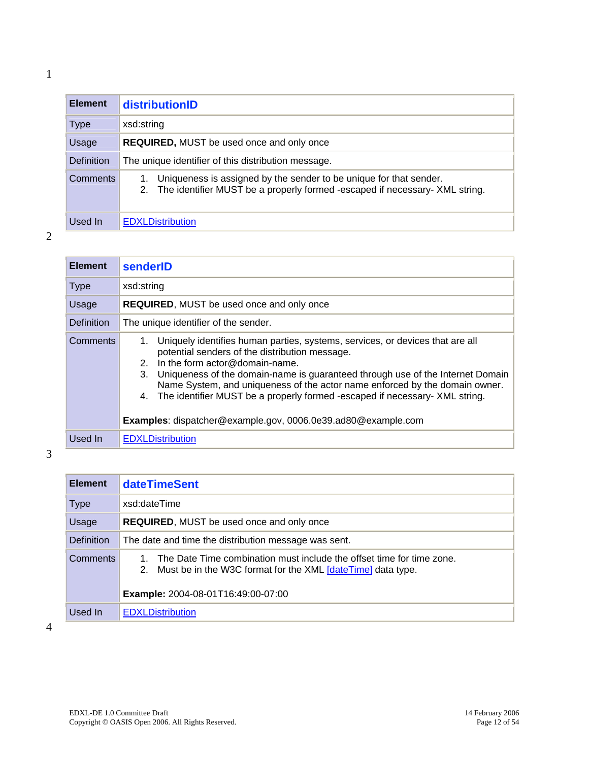| Element | distributionID |
| --- | --- |
| Type | xsd:string |
| Usage | **REQUIRED,** MUST be used once and only once |
| Definition | The unique identifier of this distribution message. |
| Comments | 1. Uniqueness is assigned by the sender to be unique for that sender.<br>2. The identifier MUST be a properly formed -escaped if necessary- XML string. |
| Used In | [EDXLDistribution] |

| Element | senderID |
| --- | --- |
| Type | xsd:string |
| Usage | **REQUIRED**, MUST be used once and only once |
| Definition | The unique identifier of the sender. |
| Comments | 1. Uniquely identifies human parties, systems, services, or devices that are all potential senders of the distribution message.<br>2. In the form actor@domain-name.<br>3. Uniqueness of the domain-name is guaranteed through use of the Internet Domain Name System, and uniqueness of the actor name enforced by the domain owner.<br>4. The identifier MUST be a properly formed -escaped if necessary- XML string.<br><br>**Examples**: dispatcher@example.gov, 0006.0e39.ad80@example.com |
| Used In | [EDXLDistribution] |

| Element | dateTimeSent |
| --- | --- |
| Type | xsd:dateTime |
| Usage | **REQUIRED**, MUST be used once and only once |
| Definition | The date and time the distribution message was sent. |
| Comments | 1. The Date Time combination must include the offset time for time zone.<br>2. Must be in the W3C format for the XML [dateTime] data type.<br><br>**Example:** 2004-08-01T16:49:00-07:00 |
| Used In | [EDXLDistribution] |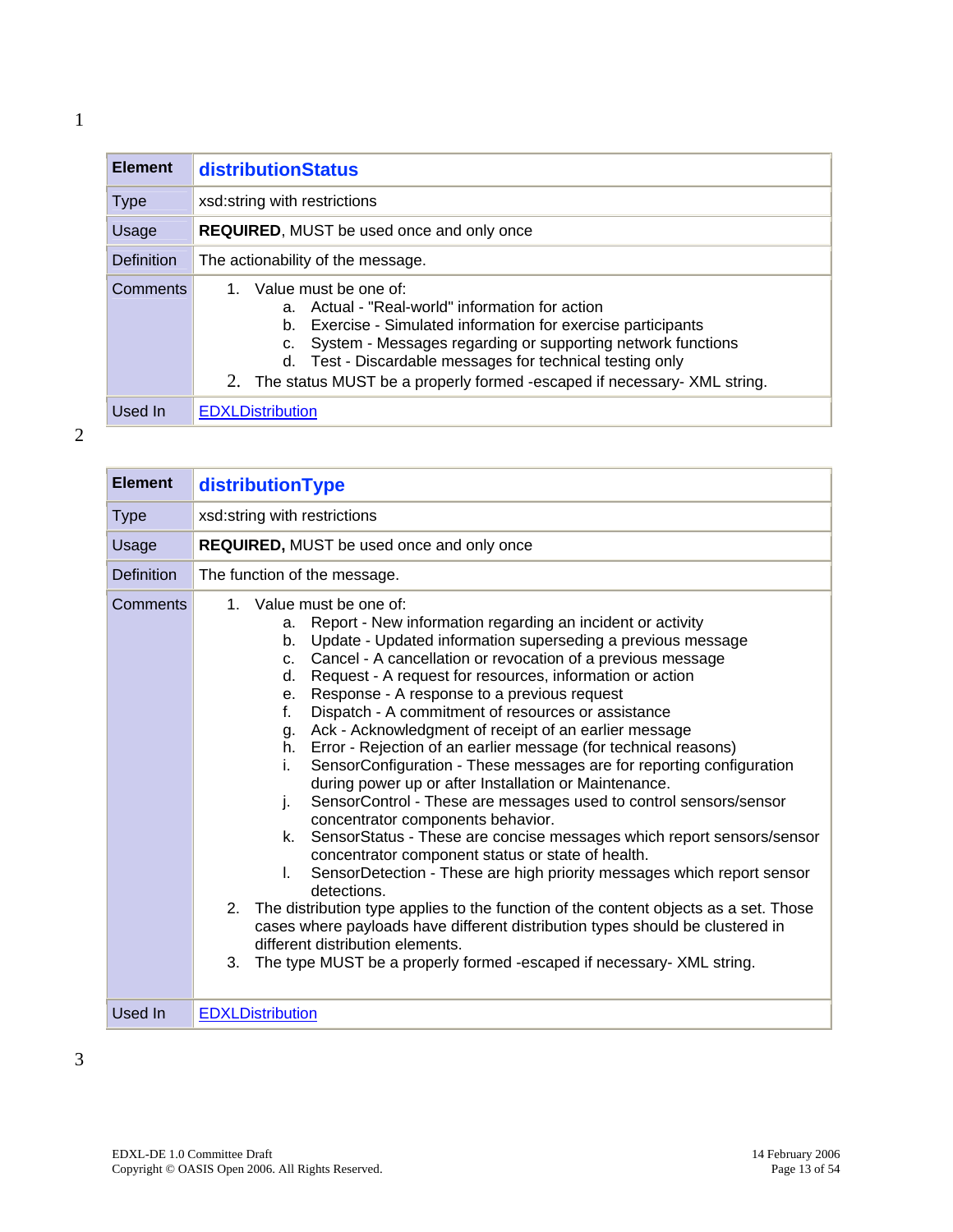| Element | **distributionStatus** |
|---|---|
| Type | xsd:string with restrictions |
| Usage | **REQUIRED**, MUST be used once and only once |
| Definition | The actionability of the message. |
| Comments | 1. Value must be one of:<br>a. Actual - "Real-world" information for action<br>b. Exercise - Simulated information for exercise participants<br>c. System - Messages regarding or supporting network functions<br>d. Test - Discardable messages for technical testing only<br>2. The status MUST be a properly formed -escaped if necessary- XML string. |
| Used In | EDXLDistribution |

| Element | **distributionType** |
|---|---|
| Type | xsd:string with restrictions |
| Usage | **REQUIRED,** MUST be used once and only once |
| Definition | The function of the message. |
| Comments | 1. Value must be one of:<br>a. Report - New information regarding an incident or activity<br>b. Update - Updated information superseding a previous message<br>c. Cancel - A cancellation or revocation of a previous message<br>d. Request - A request for resources, information or action<br>e. Response - A response to a previous request<br>f. Dispatch - A commitment of resources or assistance<br>g. Ack - Acknowledgment of receipt of an earlier message<br>h. Error - Rejection of an earlier message (for technical reasons)<br>i. SensorConfiguration - These messages are for reporting configuration during power up or after Installation or Maintenance.<br>j. SensorControl - These are messages used to control sensors/sensor concentrator components behavior.<br>k. SensorStatus - These are concise messages which report sensors/sensor concentrator component status or state of health.<br>l. SensorDetection - These are high priority messages which report sensor detections.<br>2. The distribution type applies to the function of the content objects as a set. Those cases where payloads have different distribution types should be clustered in different distribution elements.<br>3. The type MUST be a properly formed -escaped if necessary- XML string. |
| Used In | EDXLDistribution |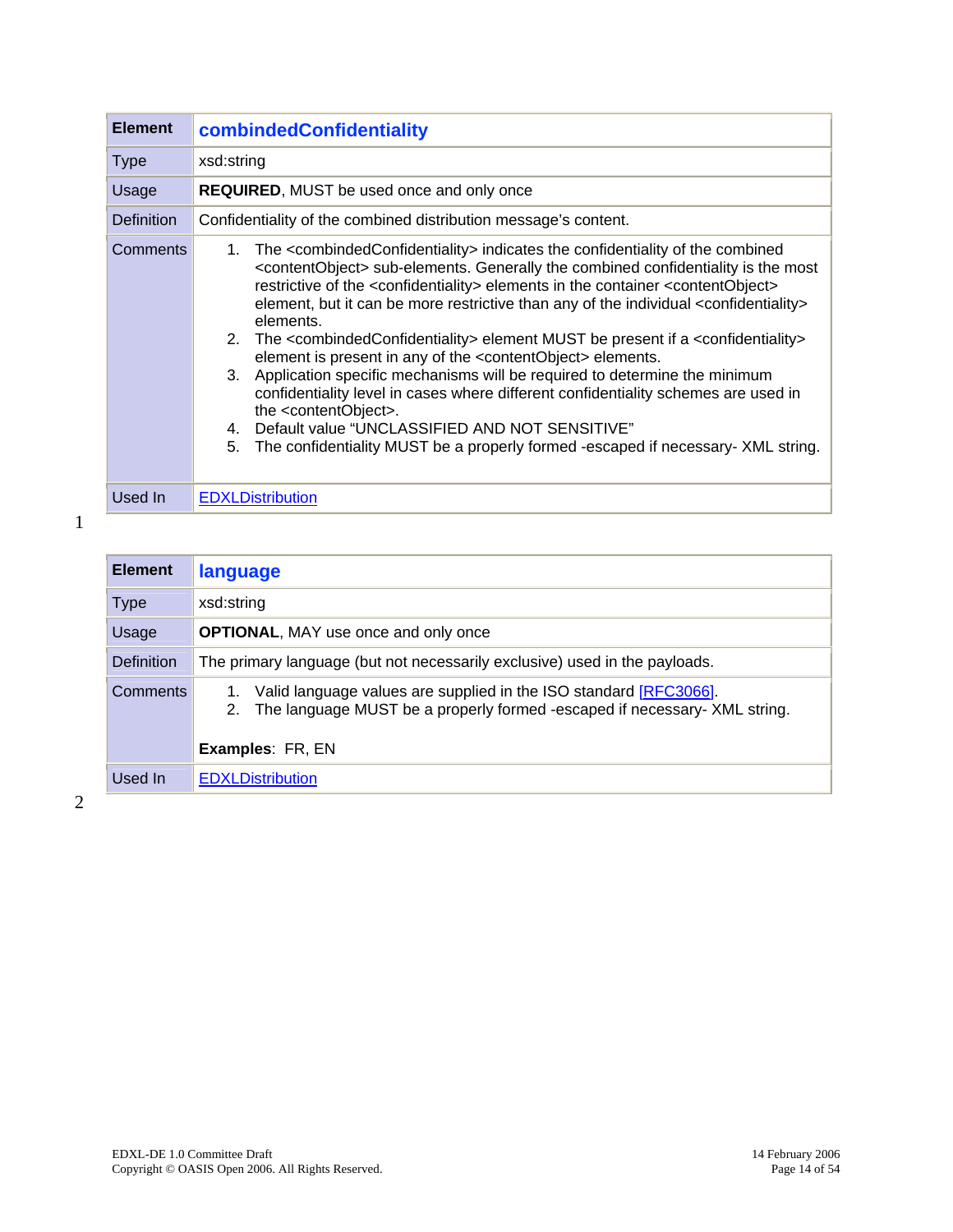| Element | combindedConfidentiality |
| --- | --- |
| Type | xsd:string |
| Usage | **REQUIRED**, MUST be used once and only once |
| Definition | Confidentiality of the combined distribution message's content. |
| Comments | 1. The <combindedConfidentiality> indicates the confidentiality of the combined <contentObject> sub-elements. Generally the combined confidentiality is the most restrictive of the <confidentiality> elements in the container <contentObject> element, but it can be more restrictive than any of the individual <confidentiality> elements.<br>2. The <combindedConfidentiality> element MUST be present if a <confidentiality> element is present in any of the <contentObject> elements.<br>3. Application specific mechanisms will be required to determine the minimum confidentiality level in cases where different confidentiality schemes are used in the <contentObject>.<br>4. Default value "UNCLASSIFIED AND NOT SENSITIVE"<br>5. The confidentiality MUST be a properly formed -escaped if necessary- XML string. |
| Used In | EDXLDistribution |

| Element | language |
| --- | --- |
| Type | xsd:string |
| Usage | **OPTIONAL**, MAY use once and only once |
| Definition | The primary language (but not necessarily exclusive) used in the payloads. |
| Comments | 1. Valid language values are supplied in the ISO standard [RFC3066].<br>2. The language MUST be a properly formed -escaped if necessary- XML string.<br><br>**Examples**: FR, EN |
| Used In | EDXLDistribution |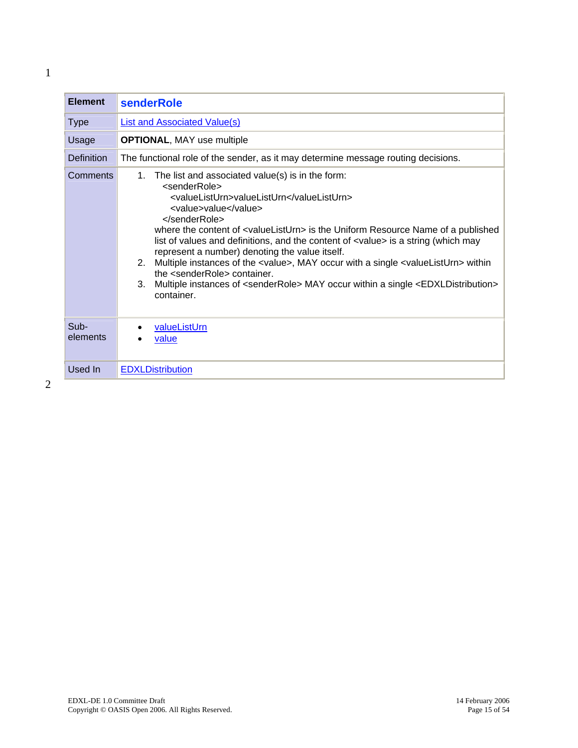| Element | **senderRole** |
| --- | --- |
| Type | List and Associated Value(s) |
| Usage | **OPTIONAL**, MAY use multiple |
| Definition | The functional role of the sender, as it may determine message routing decisions. |
| Comments | 1. The list and associated value(s) is in the form: `<senderRole>` `<valueListUrn>valueListUrn</valueListUrn>` `<value>value</value>` `</senderRole>` where the content of <valueListUrn> is the Uniform Resource Name of a published list of values and definitions, and the content of <value> is a string (which may represent a number) denoting the value itself.<br>2. Multiple instances of the <value>, MAY occur with a single <valueListUrn> within the <senderRole> container.<br>3. Multiple instances of <senderRole> MAY occur within a single <EDXLDistribution> container. |
| Sub-elements | • valueListUrn<br>• value |
| Used In | EDXLDistribution |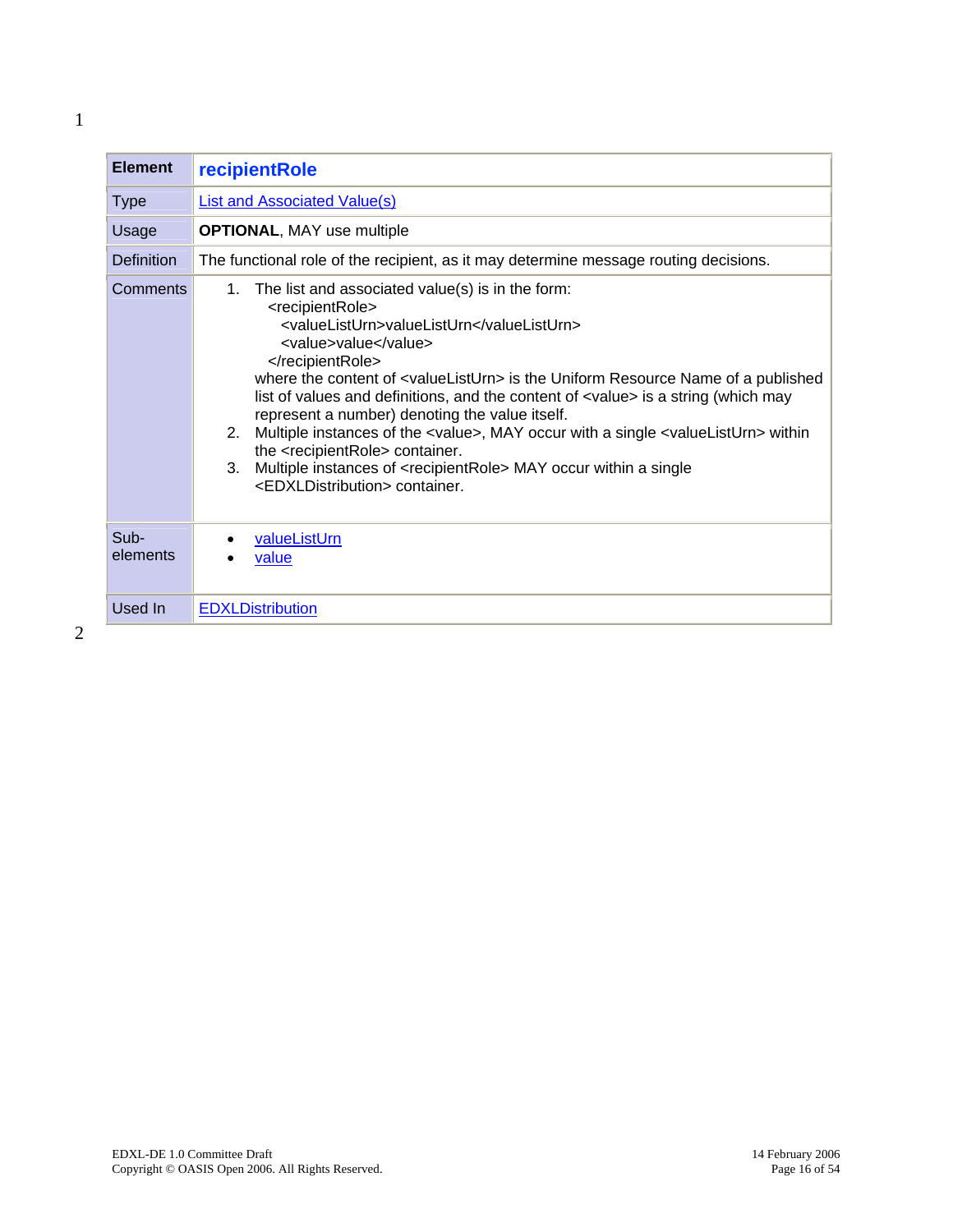| Element | recipientRole |
| --- | --- |
| Type | List and Associated Value(s) |
| Usage | **OPTIONAL**, MAY use multiple |
| Definition | The functional role of the recipient, as it may determine message routing decisions. |
| Comments | 1. The list and associated value(s) is in the form:<br>&lt;recipientRole&gt;<br>&lt;valueListUrn&gt;valueListUrn&lt;/valueListUrn&gt;<br>&lt;value&gt;value&lt;/value&gt;<br>&lt;/recipientRole&gt;<br>where the content of &lt;valueListUrn&gt; is the Uniform Resource Name of a published list of values and definitions, and the content of &lt;value&gt; is a string (which may represent a number) denoting the value itself.<br>2. Multiple instances of the &lt;value&gt;, MAY occur with a single &lt;valueListUrn&gt; within the &lt;recipientRole&gt; container.<br>3. Multiple instances of &lt;recipientRole&gt; MAY occur within a single &lt;EDXLDistribution&gt; container. |
| Sub-elements | • valueListUrn<br>• value |
| Used In | EDXLDistribution |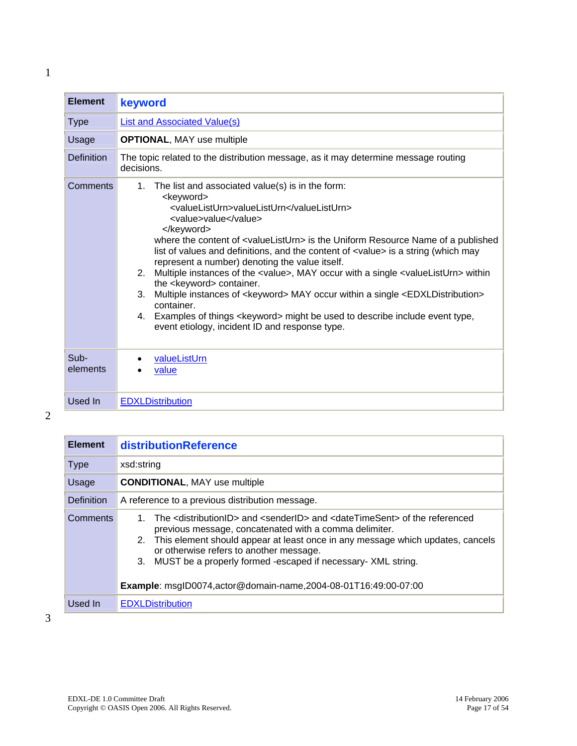| Element | **keyword** |
|---|---|
| Type | List and Associated Value(s) |
| Usage | **OPTIONAL**, MAY use multiple |
| Definition | The topic related to the distribution message, as it may determine message routing decisions. |
| Comments | 1. The list and associated value(s) is in the form:<br>&lt;keyword&gt;<br>&lt;valueListUrn&gt;valueListUrn&lt;/valueListUrn&gt;<br>&lt;value&gt;value&lt;/value&gt;<br>&lt;/keyword&gt;<br>where the content of &lt;valueListUrn&gt; is the Uniform Resource Name of a published list of values and definitions, and the content of &lt;value&gt; is a string (which may represent a number) denoting the value itself.<br>2. Multiple instances of the &lt;value&gt;, MAY occur with a single &lt;valueListUrn&gt; within the &lt;keyword&gt; container.<br>3. Multiple instances of &lt;keyword&gt; MAY occur within a single &lt;EDXLDistribution&gt; container.<br>4. Examples of things &lt;keyword&gt; might be used to describe include event type, event etiology, incident ID and response type. |
| Sub-elements | • valueListUrn<br>• value |
| Used In | EDXLDistribution |

| Element | **distributionReference** |
|---|---|
| Type | xsd:string |
| Usage | **CONDITIONAL**, MAY use multiple |
| Definition | A reference to a previous distribution message. |
| Comments | 1. The &lt;distributionID&gt; and &lt;senderID&gt; and &lt;dateTimeSent&gt; of the referenced previous message, concatenated with a comma delimiter.<br>2. This element should appear at least once in any message which updates, cancels or otherwise refers to another message.<br>3. MUST be a properly formed -escaped if necessary- XML string.<br><br>**Example**: msgID0074,actor@domain-name,2004-08-01T16:49:00-07:00 |
| Used In | EDXLDistribution |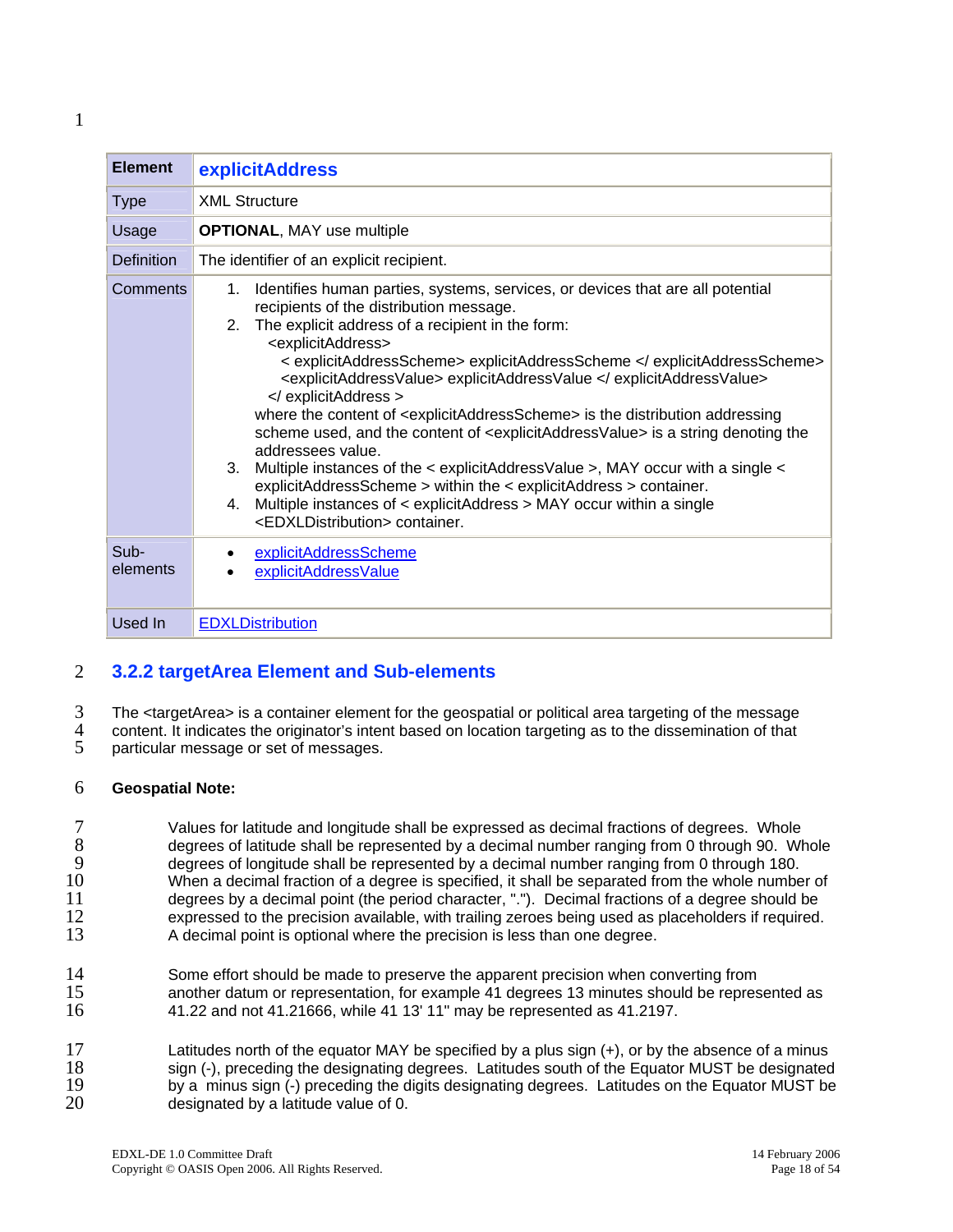| Element | explicitAddress |
|---|---|
| Type | XML Structure |
| Usage | **OPTIONAL**, MAY use multiple |
| Definition | The identifier of an explicit recipient. |
| Comments | 1. Identifies human parties, systems, services, or devices that are all potential recipients of the distribution message.<br>2. The explicit address of a recipient in the form:<br>&lt;explicitAddress&gt;<br>&lt; explicitAddressScheme&gt; explicitAddressScheme &lt;/ explicitAddressScheme&gt;<br>&lt;explicitAddressValue&gt; explicitAddressValue &lt;/ explicitAddressValue&gt;<br>&lt;/ explicitAddress &gt;<br>where the content of &lt;explicitAddressScheme&gt; is the distribution addressing scheme used, and the content of &lt;explicitAddressValue&gt; is a string denoting the addressees value.<br>3. Multiple instances of the &lt; explicitAddressValue &gt;, MAY occur with a single &lt; explicitAddressScheme &gt; within the &lt; explicitAddress &gt; container.<br>4. Multiple instances of &lt; explicitAddress &gt; MAY occur within a single &lt;EDXLDistribution&gt; container. |
| Sub-elements | • explicitAddressScheme<br>• explicitAddressValue |
| Used In | EDXLDistribution |

## 3.2.2 targetArea Element and Sub-elements

The <targetArea> is a container element for the geospatial or political area targeting of the message content. It indicates the originator's intent based on location targeting as to the dissemination of that particular message or set of messages.

**Geospatial Note:**

Values for latitude and longitude shall be expressed as decimal fractions of degrees. Whole degrees of latitude shall be represented by a decimal number ranging from 0 through 90. Whole degrees of longitude shall be represented by a decimal number ranging from 0 through 180. When a decimal fraction of a degree is specified, it shall be separated from the whole number of degrees by a decimal point (the period character, "."). Decimal fractions of a degree should be expressed to the precision available, with trailing zeroes being used as placeholders if required. A decimal point is optional where the precision is less than one degree.

Some effort should be made to preserve the apparent precision when converting from another datum or representation, for example 41 degrees 13 minutes should be represented as 41.22 and not 41.21666, while 41 13' 11" may be represented as 41.2197.

Latitudes north of the equator MAY be specified by a plus sign (+), or by the absence of a minus sign (-), preceding the designating degrees. Latitudes south of the Equator MUST be designated by a minus sign (-) preceding the digits designating degrees. Latitudes on the Equator MUST be designated by a latitude value of 0.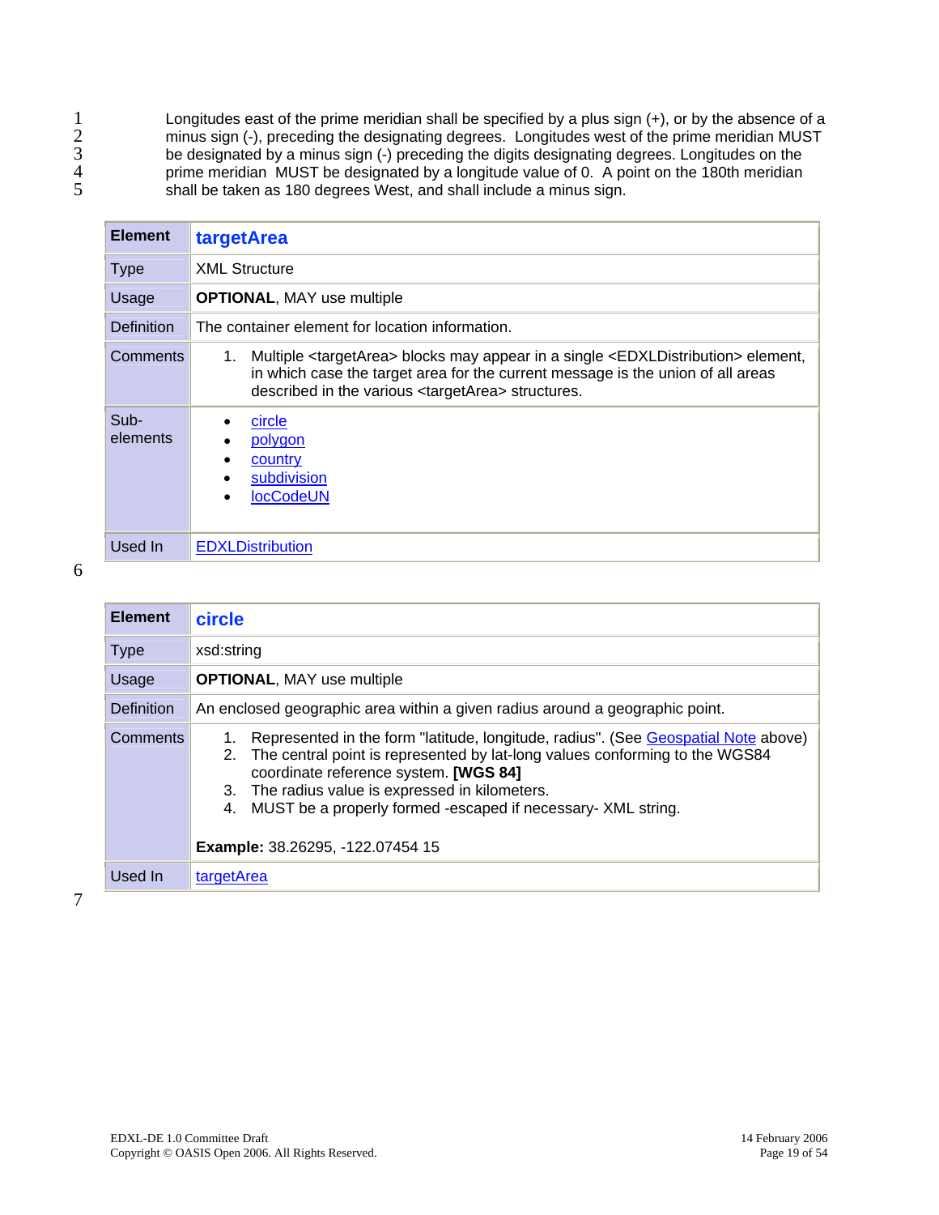Longitudes east of the prime meridian shall be specified by a plus sign (+), or by the absence of a minus sign (-), preceding the designating degrees. Longitudes west of the prime meridian MUST be designated by a minus sign (-) preceding the digits designating degrees. Longitudes on the prime meridian MUST be designated by a longitude value of 0. A point on the 180th meridian shall be taken as 180 degrees West, and shall include a minus sign.

| Element | **targetArea** |
|---|---|
| Type | XML Structure |
| Usage | **OPTIONAL**, MAY use multiple |
| Definition | The container element for location information. |
| Comments | 1. Multiple <targetArea> blocks may appear in a single <EDXLDistribution> element, in which case the target area for the current message is the union of all areas described in the various <targetArea> structures. |
| Sub-elements | • circle<br>• polygon<br>• country<br>• subdivision<br>• locCodeUN |
| Used In | EDXLDistribution |

| Element | **circle** |
|---|---|
| Type | xsd:string |
| Usage | **OPTIONAL**, MAY use multiple |
| Definition | An enclosed geographic area within a given radius around a geographic point. |
| Comments | 1. Represented in the form "latitude, longitude, radius". (See Geospatial Note above)<br>2. The central point is represented by lat-long values conforming to the WGS84 coordinate reference system. **[WGS 84]**<br>3. The radius value is expressed in kilometers.<br>4. MUST be a properly formed -escaped if necessary- XML string.<br><br>**Example:** 38.26295, -122.07454 15 |
| Used In | targetArea |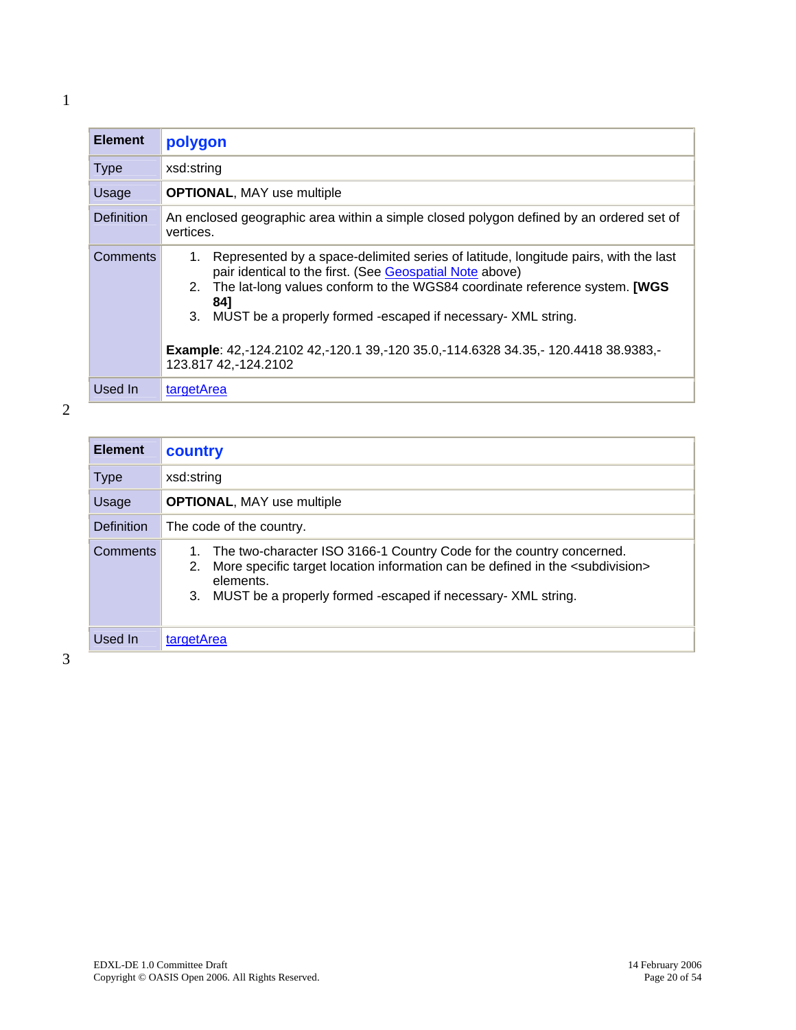| Element | polygon |
| --- | --- |
| Type | xsd:string |
| Usage | **OPTIONAL**, MAY use multiple |
| Definition | An enclosed geographic area within a simple closed polygon defined by an ordered set of vertices. |
| Comments | 1. Represented by a space-delimited series of latitude, longitude pairs, with the last pair identical to the first. (See Geospatial Note above)<br>2. The lat-long values conform to the WGS84 coordinate reference system. **[WGS 84]**<br>3. MUST be a properly formed -escaped if necessary- XML string.<br><br>**Example**: 42,-124.2102 42,-120.1 39,-120 35.0,-114.6328 34.35,- 120.4418 38.9383,-123.817 42,-124.2102 |
| Used In | targetArea |

| Element | country |
| --- | --- |
| Type | xsd:string |
| Usage | **OPTIONAL**, MAY use multiple |
| Definition | The code of the country. |
| Comments | 1. The two-character ISO 3166-1 Country Code for the country concerned.<br>2. More specific target location information can be defined in the <subdivision> elements.<br>3. MUST be a properly formed -escaped if necessary- XML string. |
| Used In | targetArea |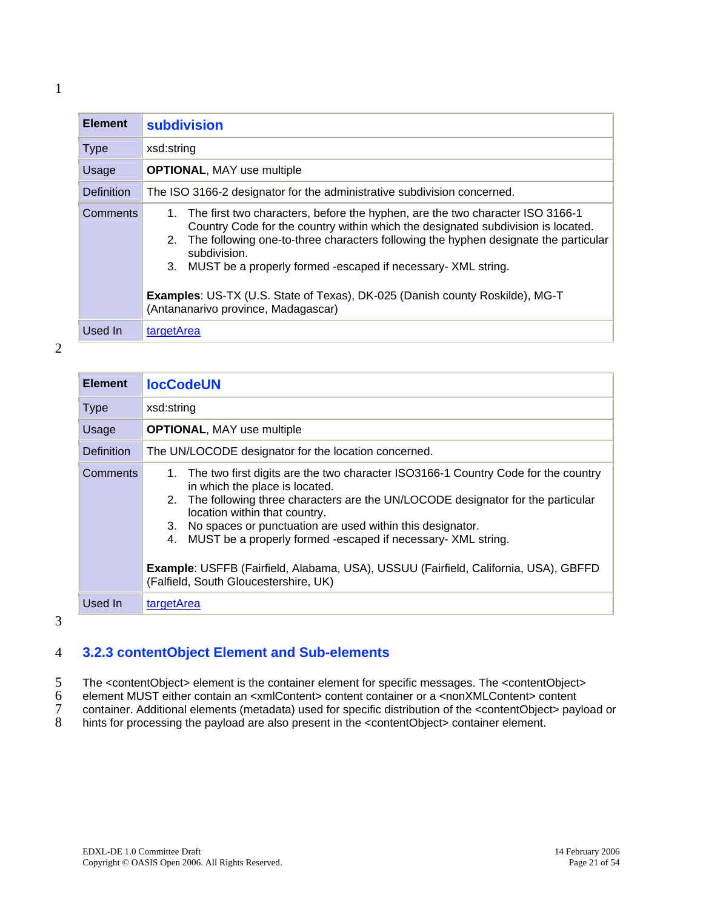| Element | subdivision |
|---|---|
| Type | xsd:string |
| Usage | **OPTIONAL**, MAY use multiple |
| Definition | The ISO 3166-2 designator for the administrative subdivision concerned. |
| Comments | 1. The first two characters, before the hyphen, are the two character ISO 3166-1 Country Code for the country within which the designated subdivision is located.<br>2. The following one-to-three characters following the hyphen designate the particular subdivision.<br>3. MUST be a properly formed -escaped if necessary- XML string.<br><br>**Examples**: US-TX (U.S. State of Texas), DK-025 (Danish county Roskilde), MG-T (Antananarivo province, Madagascar) |
| Used In | targetArea |

| Element | locCodeUN |
|---|---|
| Type | xsd:string |
| Usage | **OPTIONAL**, MAY use multiple |
| Definition | The UN/LOCODE designator for the location concerned. |
| Comments | 1. The two first digits are the two character ISO3166-1 Country Code for the country in which the place is located.<br>2. The following three characters are the UN/LOCODE designator for the particular location within that country.<br>3. No spaces or punctuation are used within this designator.<br>4. MUST be a properly formed -escaped if necessary- XML string.<br><br>**Example**: USFFB (Fairfield, Alabama, USA), USSUU (Fairfield, California, USA), GBFFD (Falfield, South Gloucestershire, UK) |
| Used In | targetArea |

### 3.2.3 contentObject Element and Sub-elements

The <contentObject> element is the container element for specific messages. The <contentObject> element MUST either contain an <xmlContent> content container or a <nonXMLContent> content container. Additional elements (metadata) used for specific distribution of the <contentObject> payload or hints for processing the payload are also present in the <contentObject> container element.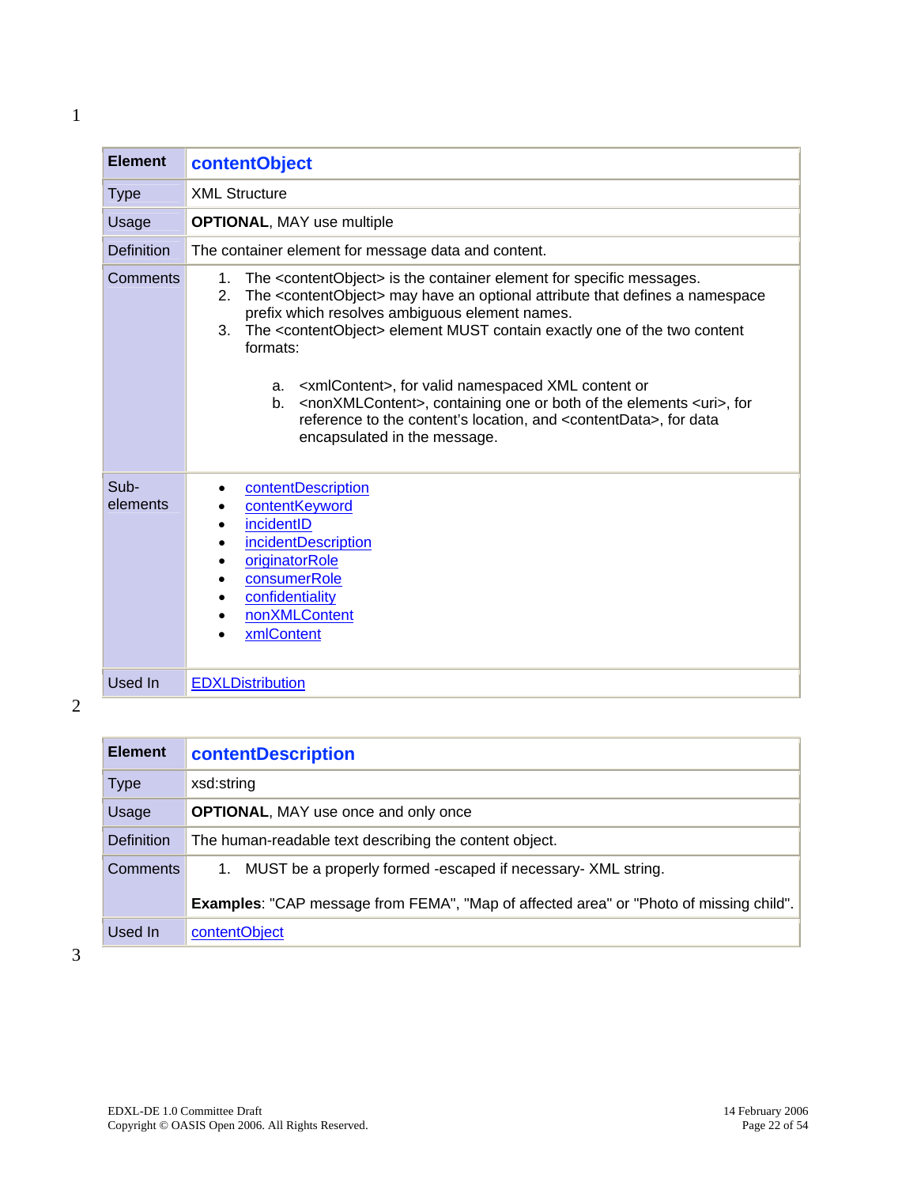| Element | **contentObject** |
|---|---|
| Type | XML Structure |
| Usage | **OPTIONAL**, MAY use multiple |
| Definition | The container element for message data and content. |
| Comments | 1. The <contentObject> is the container element for specific messages.<br>2. The <contentObject> may have an optional attribute that defines a namespace prefix which resolves ambiguous element names.<br>3. The <contentObject> element MUST contain exactly one of the two content formats:<br>a. <xmlContent>, for valid namespaced XML content or<br>b. <nonXMLContent>, containing one or both of the elements <uri>, for reference to the content's location, and <contentData>, for data encapsulated in the message. |
| Sub-elements | • contentDescription<br>• contentKeyword<br>• incidentID<br>• incidentDescription<br>• originatorRole<br>• consumerRole<br>• confidentiality<br>• nonXMLContent<br>• xmlContent |
| Used In | EDXLDistribution |

| Element | **contentDescription** |
|---|---|
| Type | xsd:string |
| Usage | **OPTIONAL**, MAY use once and only once |
| Definition | The human-readable text describing the content object. |
| Comments | 1. MUST be a properly formed -escaped if necessary- XML string.<br><br>**Examples**: "CAP message from FEMA", "Map of affected area" or "Photo of missing child". |
| Used In | contentObject |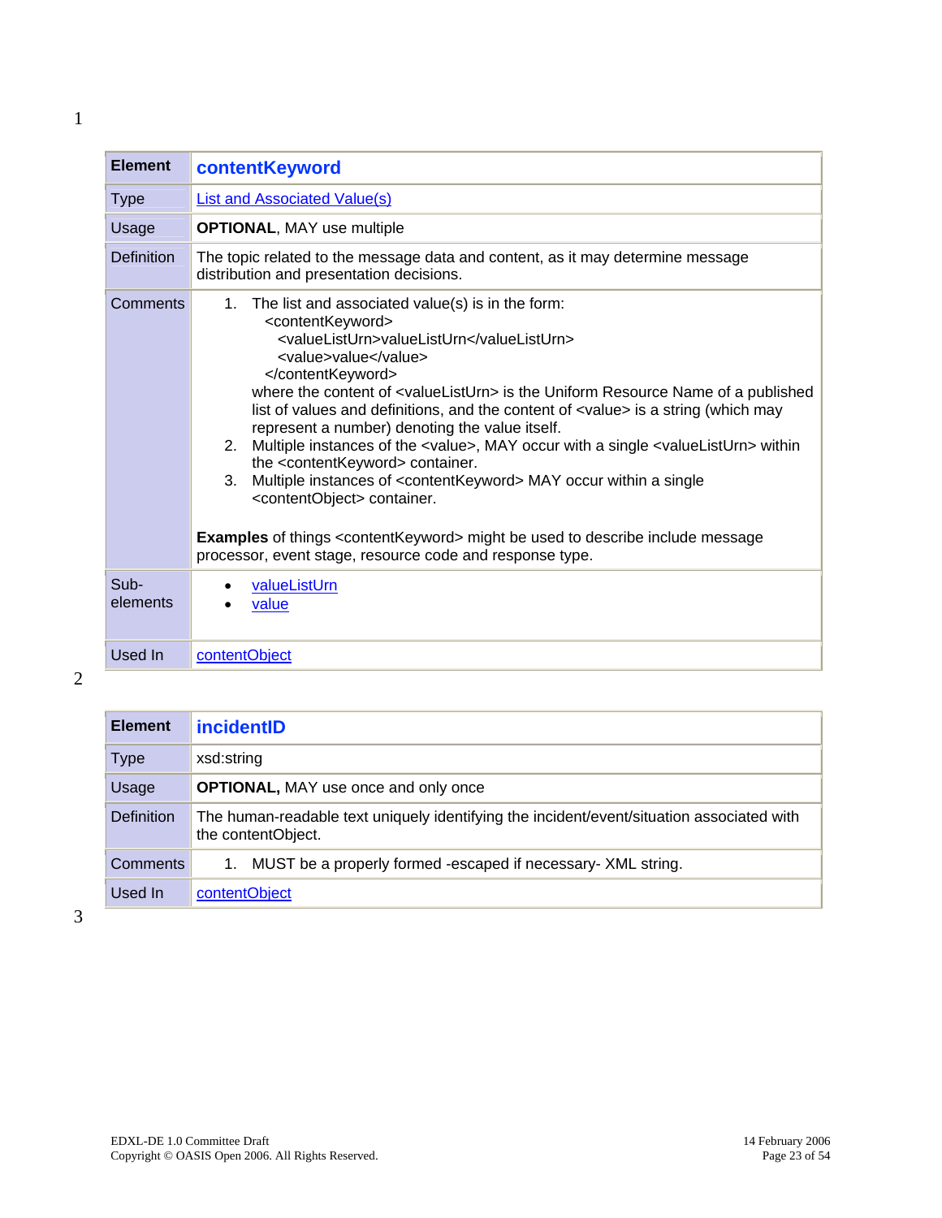| Element | contentKeyword |
|---|---|
| Type | List and Associated Value(s) |
| Usage | **OPTIONAL**, MAY use multiple |
| Definition | The topic related to the message data and content, as it may determine message distribution and presentation decisions. |
| Comments | 1. The list and associated value(s) is in the form: <br> &lt;contentKeyword&gt; <br> &lt;valueListUrn&gt;valueListUrn&lt;/valueListUrn&gt; <br> &lt;value&gt;value&lt;/value&gt; <br> &lt;/contentKeyword&gt; <br> where the content of &lt;valueListUrn&gt; is the Uniform Resource Name of a published list of values and definitions, and the content of &lt;value&gt; is a string (which may represent a number) denoting the value itself. <br> 2. Multiple instances of the &lt;value&gt;, MAY occur with a single &lt;valueListUrn&gt; within the &lt;contentKeyword&gt; container. <br> 3. Multiple instances of &lt;contentKeyword&gt; MAY occur within a single &lt;contentObject&gt; container. <br><br> **Examples** of things &lt;contentKeyword&gt; might be used to describe include message processor, event stage, resource code and response type. |
| Sub-elements | • valueListUrn <br> • value |
| Used In | contentObject |

| Element | incidentID |
|---|---|
| Type | xsd:string |
| Usage | **OPTIONAL,** MAY use once and only once |
| Definition | The human-readable text uniquely identifying the incident/event/situation associated with the contentObject. |
| Comments | 1. MUST be a properly formed -escaped if necessary- XML string. |
| Used In | contentObject |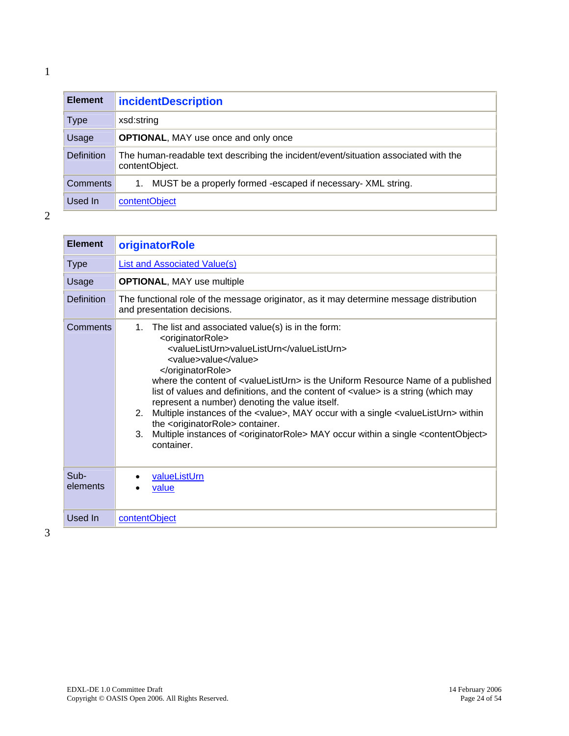| Element | **incidentDescription** |
|---|---|
| Type | xsd:string |
| Usage | **OPTIONAL**, MAY use once and only once |
| Definition | The human-readable text describing the incident/event/situation associated with the contentObject. |
| Comments | 1. MUST be a properly formed -escaped if necessary- XML string. |
| Used In | contentObject |

| Element | **originatorRole** |
|---|---|
| Type | List and Associated Value(s) |
| Usage | **OPTIONAL**, MAY use multiple |
| Definition | The functional role of the message originator, as it may determine message distribution and presentation decisions. |
| Comments | 1. The list and associated value(s) is in the form: <originatorRole> <valueListUrn>valueListUrn</valueListUrn> <value>value</value> </originatorRole> where the content of <valueListUrn> is the Uniform Resource Name of a published list of values and definitions, and the content of <value> is a string (which may represent a number) denoting the value itself. 2. Multiple instances of the <value>, MAY occur with a single <valueListUrn> within the <originatorRole> container. 3. Multiple instances of <originatorRole> MAY occur within a single <contentObject> container. |
| Sub-elements | • valueListUrn • value |
| Used In | contentObject |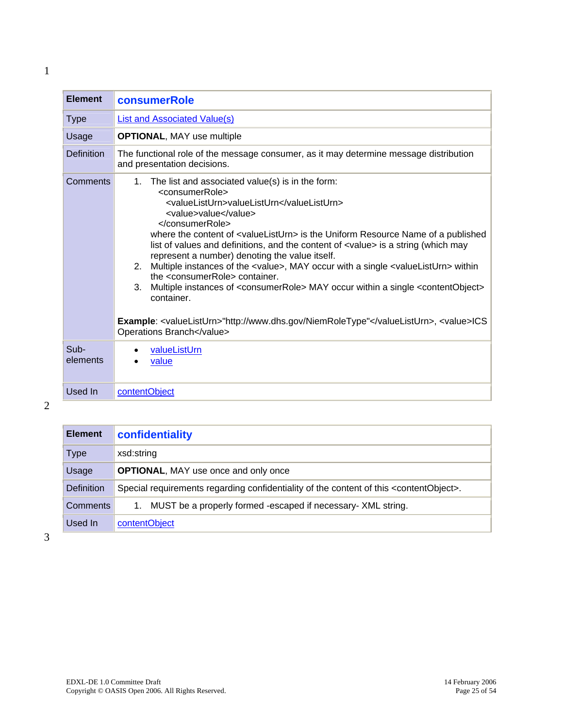| Element | consumerRole |
| --- | --- |
| Type | List and Associated Value(s) |
| Usage | **OPTIONAL**, MAY use multiple |
| Definition | The functional role of the message consumer, as it may determine message distribution and presentation decisions. |
| Comments | 1. The list and associated value(s) is in the form: <br> &lt;consumerRole&gt; <br> &lt;valueListUrn&gt;valueListUrn&lt;/valueListUrn&gt; <br> &lt;value&gt;value&lt;/value&gt; <br> &lt;/consumerRole&gt; <br> where the content of &lt;valueListUrn&gt; is the Uniform Resource Name of a published list of values and definitions, and the content of &lt;value&gt; is a string (which may represent a number) denoting the value itself. <br> 2. Multiple instances of the &lt;value&gt;, MAY occur with a single &lt;valueListUrn&gt; within the &lt;consumerRole&gt; container. <br> 3. Multiple instances of &lt;consumerRole&gt; MAY occur within a single &lt;contentObject&gt; container. <br><br> **Example**: &lt;valueListUrn&gt;"http://www.dhs.gov/NiemRoleType"&lt;/valueListUrn&gt;, &lt;value&gt;ICS Operations Branch&lt;/value&gt; |
| Sub-elements | • valueListUrn <br> • value |
| Used In | contentObject |

| Element | confidentiality |
| --- | --- |
| Type | xsd:string |
| Usage | **OPTIONAL**, MAY use once and only once |
| Definition | Special requirements regarding confidentiality of the content of this &lt;contentObject&gt;. |
| Comments | 1. MUST be a properly formed -escaped if necessary- XML string. |
| Used In | contentObject |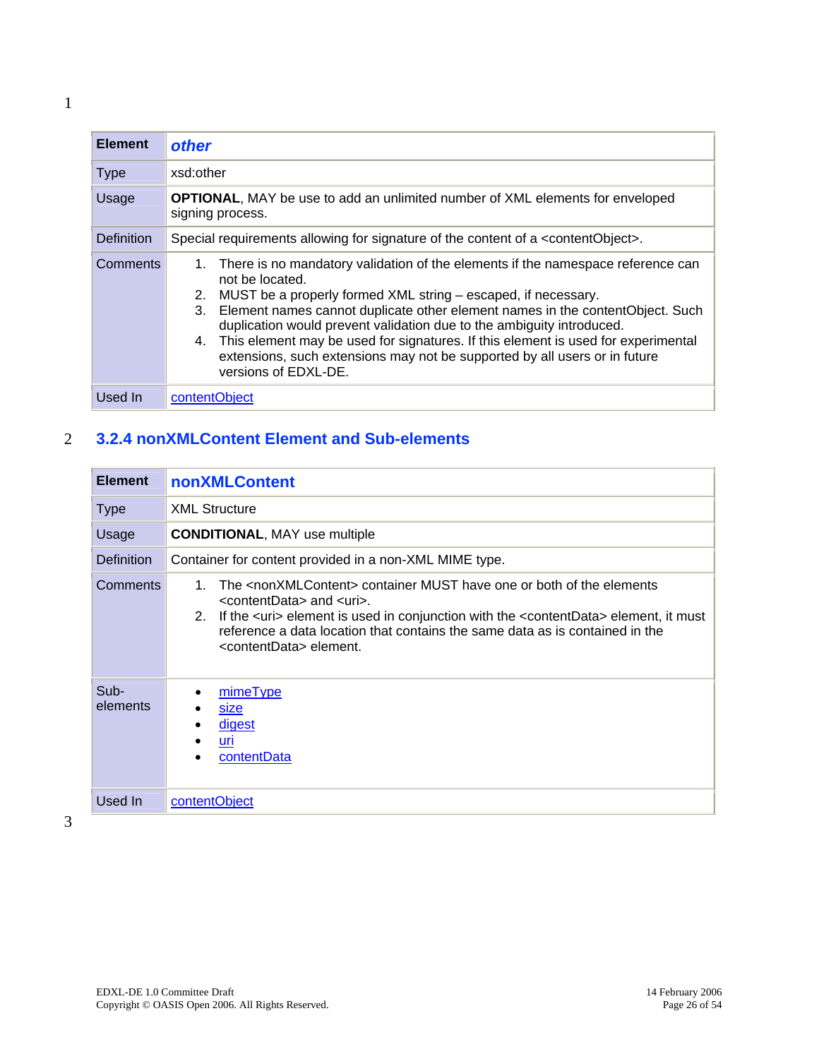| Element | *other* |
| --- | --- |
| Type | xsd:other |
| Usage | **OPTIONAL**, MAY be use to add an unlimited number of XML elements for enveloped signing process. |
| Definition | Special requirements allowing for signature of the content of a <contentObject>. |
| Comments | 1. There is no mandatory validation of the elements if the namespace reference can not be located.<br>2. MUST be a properly formed XML string – escaped, if necessary.<br>3. Element names cannot duplicate other element names in the contentObject. Such duplication would prevent validation due to the ambiguity introduced.<br>4. This element may be used for signatures. If this element is used for experimental extensions, such extensions may not be supported by all users or in future versions of EDXL-DE. |
| Used In | contentObject |

### 3.2.4 nonXMLContent Element and Sub-elements

| Element | nonXMLContent |
| --- | --- |
| Type | XML Structure |
| Usage | **CONDITIONAL**, MAY use multiple |
| Definition | Container for content provided in a non-XML MIME type. |
| Comments | 1. The <nonXMLContent> container MUST have one or both of the elements <contentData> and <uri>.<br>2. If the <uri> element is used in conjunction with the <contentData> element, it must reference a data location that contains the same data as is contained in the <contentData> element. |
| Sub-elements | • mimeType<br>• size<br>• digest<br>• uri<br>• contentData |
| Used In | contentObject |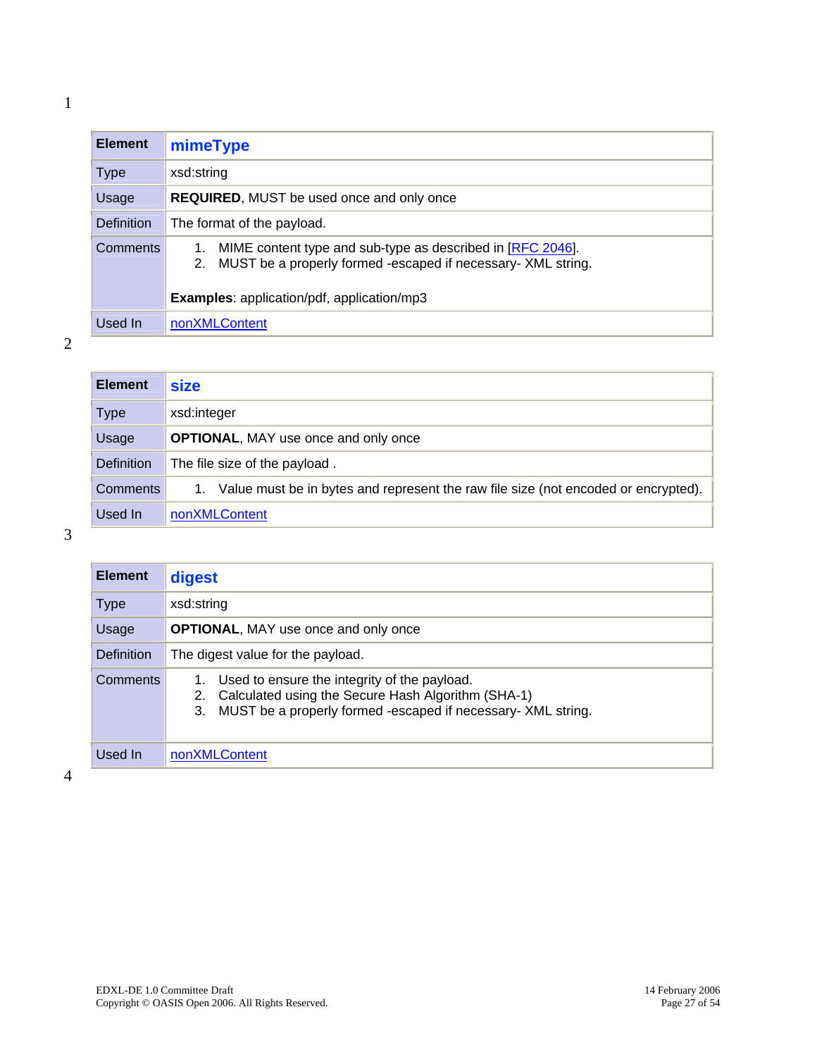| Element | mimeType |
| --- | --- |
| Type | xsd:string |
| Usage | **REQUIRED**, MUST be used once and only once |
| Definition | The format of the payload. |
| Comments | 1. MIME content type and sub-type as described in [RFC 2046].<br>2. MUST be a properly formed -escaped if necessary- XML string.<br><br>**Examples**: application/pdf, application/mp3 |
| Used In | nonXMLContent |

| Element | size |
| --- | --- |
| Type | xsd:integer |
| Usage | **OPTIONAL**, MAY use once and only once |
| Definition | The file size of the payload . |
| Comments | 1. Value must be in bytes and represent the raw file size (not encoded or encrypted). |
| Used In | nonXMLContent |

| Element | digest |
| --- | --- |
| Type | xsd:string |
| Usage | **OPTIONAL**, MAY use once and only once |
| Definition | The digest value for the payload. |
| Comments | 1. Used to ensure the integrity of the payload.<br>2. Calculated using the Secure Hash Algorithm (SHA-1)<br>3. MUST be a properly formed -escaped if necessary- XML string. |
| Used In | nonXMLContent |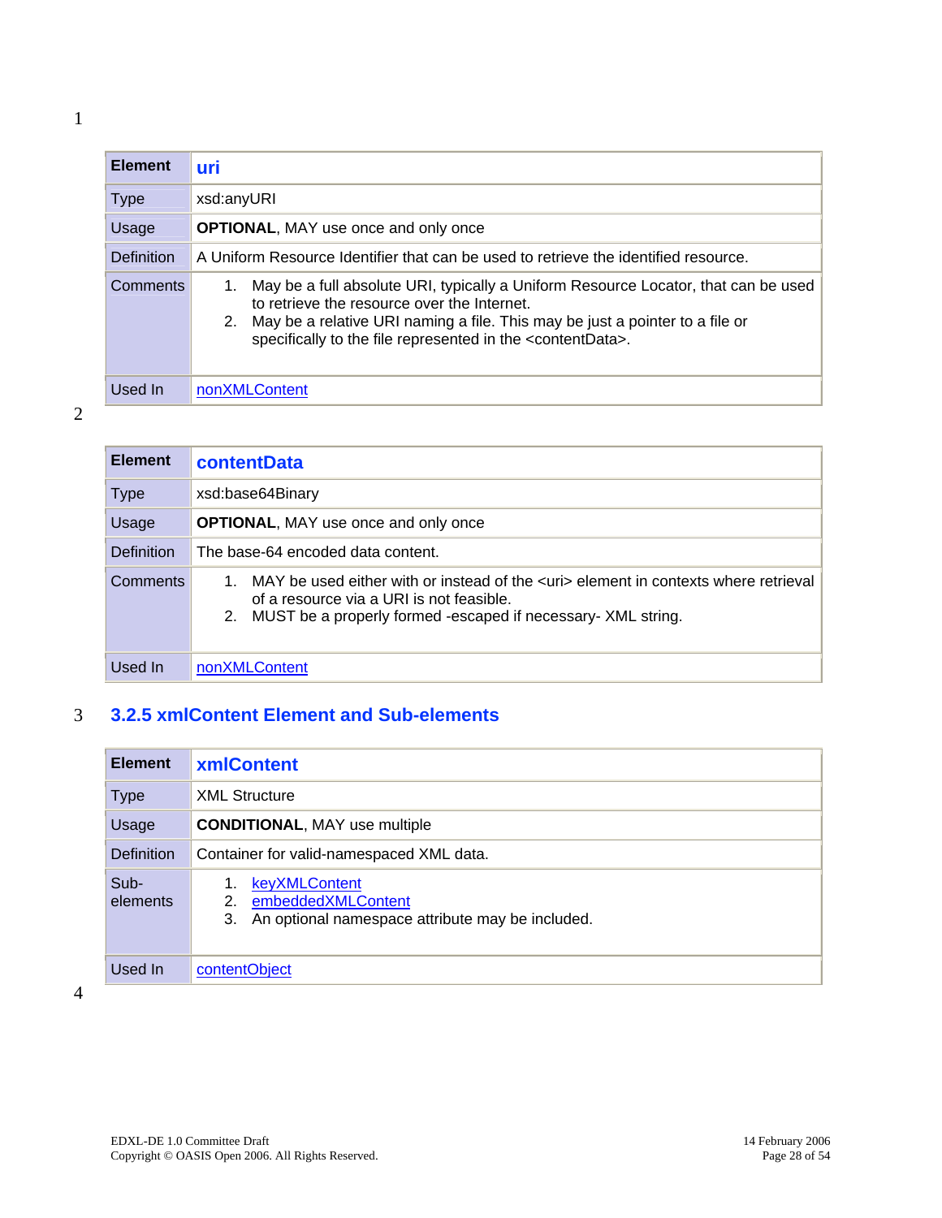| Element | uri |
| --- | --- |
| Type | xsd:anyURI |
| Usage | **OPTIONAL**, MAY use once and only once |
| Definition | A Uniform Resource Identifier that can be used to retrieve the identified resource. |
| Comments | 1. May be a full absolute URI, typically a Uniform Resource Locator, that can be used to retrieve the resource over the Internet.<br>2. May be a relative URI naming a file. This may be just a pointer to a file or specifically to the file represented in the <contentData>. |
| Used In | nonXMLContent |

| Element | contentData |
| --- | --- |
| Type | xsd:base64Binary |
| Usage | **OPTIONAL**, MAY use once and only once |
| Definition | The base-64 encoded data content. |
| Comments | 1. MAY be used either with or instead of the <uri> element in contexts where retrieval of a resource via a URI is not feasible.<br>2. MUST be a properly formed -escaped if necessary- XML string. |
| Used In | nonXMLContent |

### 3.2.5 xmlContent Element and Sub-elements

| Element | xmlContent |
| --- | --- |
| Type | XML Structure |
| Usage | **CONDITIONAL**, MAY use multiple |
| Definition | Container for valid-namespaced XML data. |
| Sub-elements | 1. keyXMLContent<br>2. embeddedXMLContent<br>3. An optional namespace attribute may be included. |
| Used In | contentObject |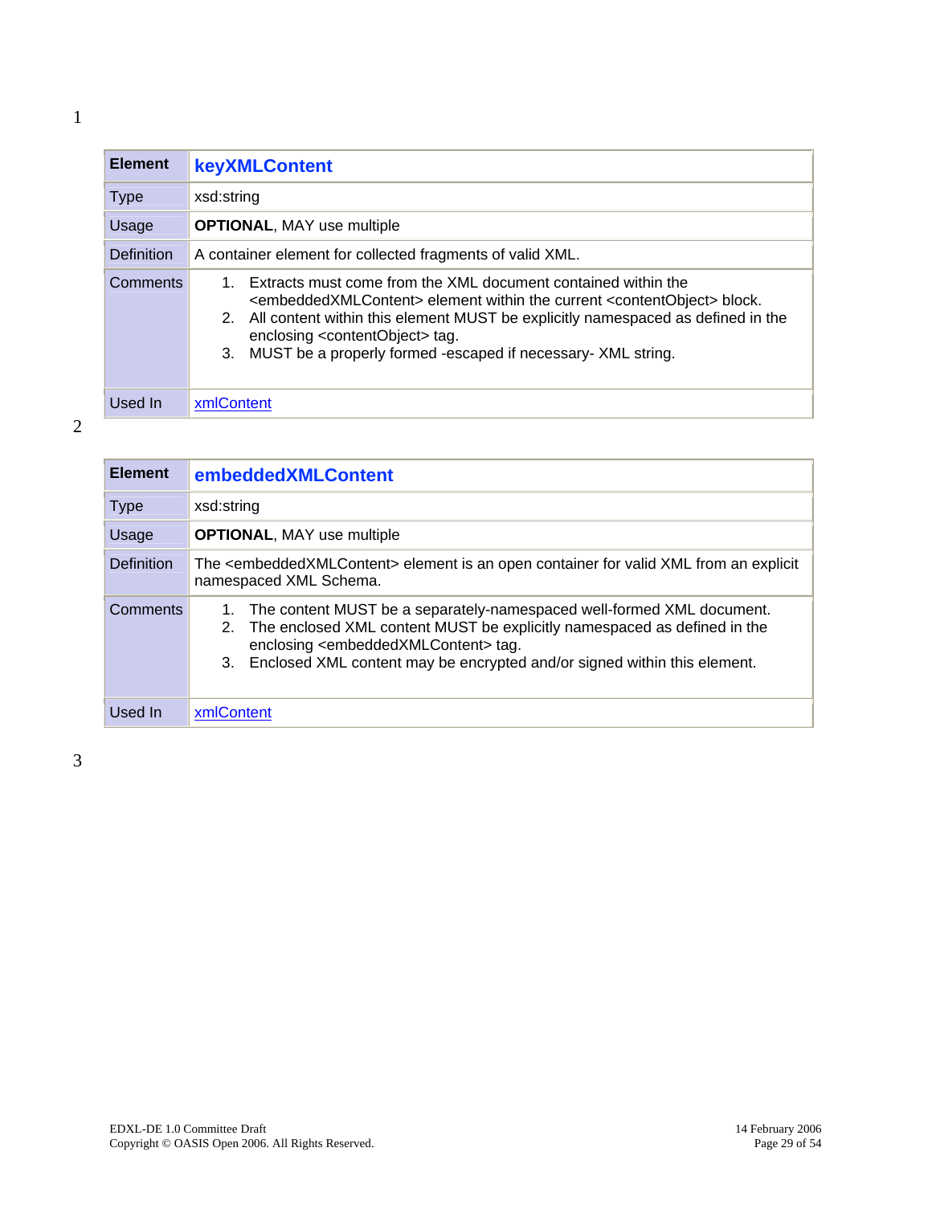| Element | keyXMLContent |
| --- | --- |
| Type | xsd:string |
| Usage | **OPTIONAL**, MAY use multiple |
| Definition | A container element for collected fragments of valid XML. |
| Comments | 1. Extracts must come from the XML document contained within the <embeddedXMLContent> element within the current <contentObject> block.<br>2. All content within this element MUST be explicitly namespaced as defined in the enclosing <contentObject> tag.<br>3. MUST be a properly formed -escaped if necessary- XML string. |
| Used In | xmlContent |

| Element | embeddedXMLContent |
| --- | --- |
| Type | xsd:string |
| Usage | **OPTIONAL**, MAY use multiple |
| Definition | The <embeddedXMLContent> element is an open container for valid XML from an explicit namespaced XML Schema. |
| Comments | 1. The content MUST be a separately-namespaced well-formed XML document.<br>2. The enclosed XML content MUST be explicitly namespaced as defined in the enclosing <embeddedXMLContent> tag.<br>3. Enclosed XML content may be encrypted and/or signed within this element. |
| Used In | xmlContent |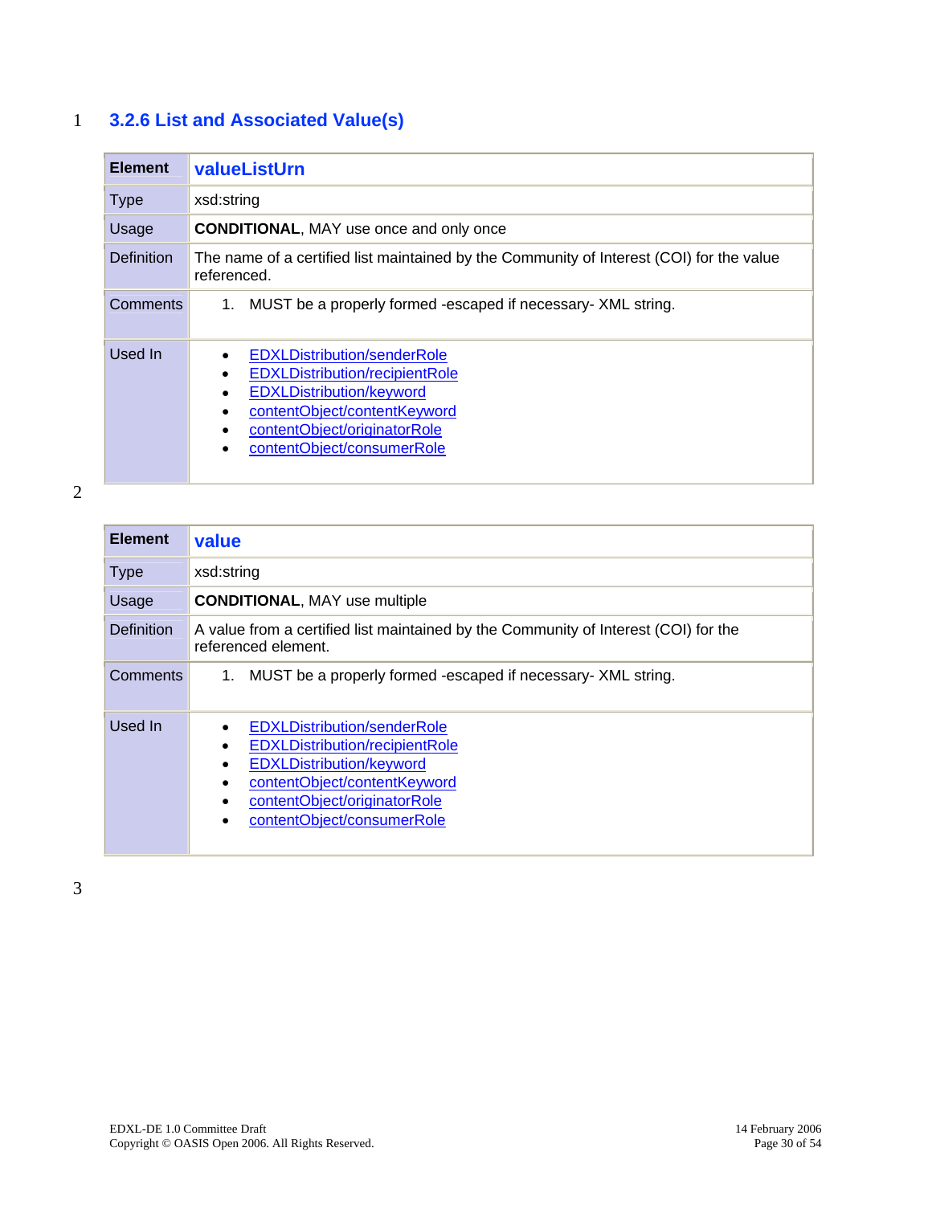### 3.2.6 List and Associated Value(s)

| Element | valueListUrn |
|---|---|
| Type | xsd:string |
| Usage | **CONDITIONAL**, MAY use once and only once |
| Definition | The name of a certified list maintained by the Community of Interest (COI) for the value referenced. |
| Comments | 1. MUST be a properly formed -escaped if necessary- XML string. |
| Used In | • EDXLDistribution/senderRole<br>• EDXLDistribution/recipientRole<br>• EDXLDistribution/keyword<br>• contentObject/contentKeyword<br>• contentObject/originatorRole<br>• contentObject/consumerRole |

| Element | value |
|---|---|
| Type | xsd:string |
| Usage | **CONDITIONAL**, MAY use multiple |
| Definition | A value from a certified list maintained by the Community of Interest (COI) for the referenced element. |
| Comments | 1. MUST be a properly formed -escaped if necessary- XML string. |
| Used In | • EDXLDistribution/senderRole<br>• EDXLDistribution/recipientRole<br>• EDXLDistribution/keyword<br>• contentObject/contentKeyword<br>• contentObject/originatorRole<br>• contentObject/consumerRole |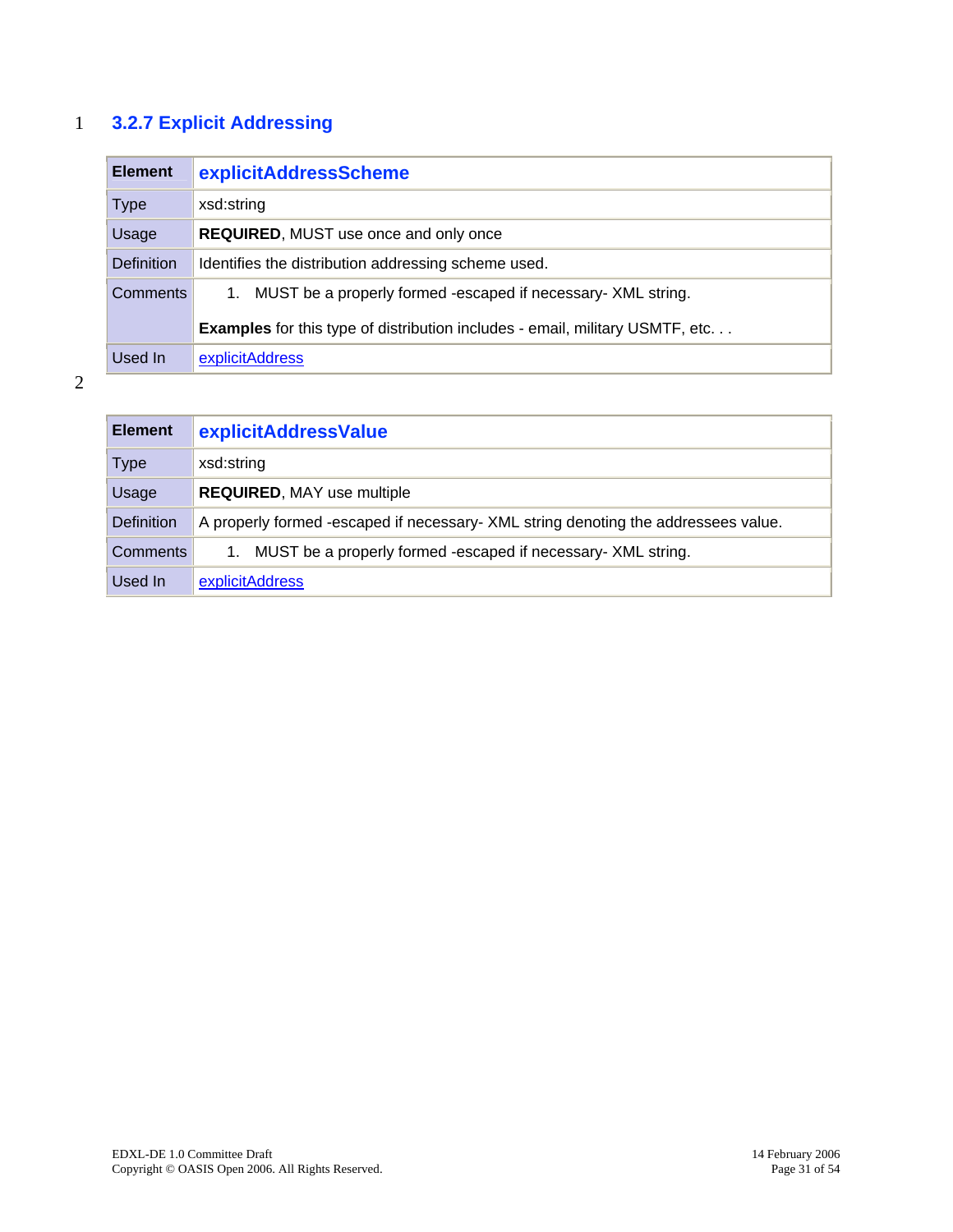### 3.2.7 Explicit Addressing

| Element | explicitAddressScheme |
|---|---|
| Type | xsd:string |
| Usage | **REQUIRED**, MUST use once and only once |
| Definition | Identifies the distribution addressing scheme used. |
| Comments | 1. MUST be a properly formed -escaped if necessary- XML string. **Examples** for this type of distribution includes - email, military USMTF, etc. . . |
| Used In | explicitAddress |

| Element | explicitAddressValue |
|---|---|
| Type | xsd:string |
| Usage | **REQUIRED**, MAY use multiple |
| Definition | A properly formed -escaped if necessary- XML string denoting the addressees value. |
| Comments | 1. MUST be a properly formed -escaped if necessary- XML string. |
| Used In | explicitAddress |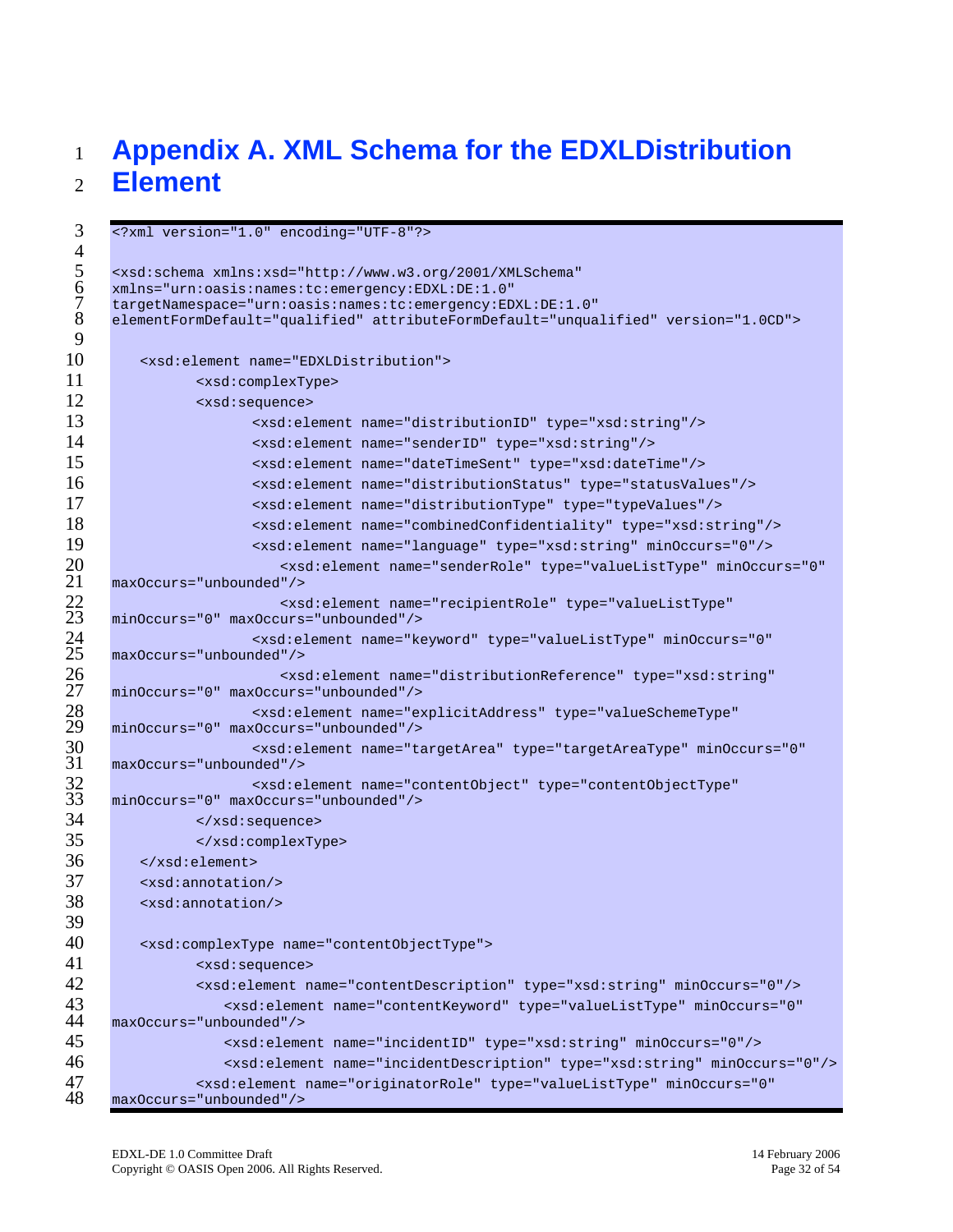# Appendix A. XML Schema for the EDXLDistribution Element

```
<?xml version="1.0" encoding="UTF-8"?>

<xsd:schema xmlns:xsd="http://www.w3.org/2001/XMLSchema"
xmlns="urn:oasis:names:tc:emergency:EDXL:DE:1.0"
targetNamespace="urn:oasis:names:tc:emergency:EDXL:DE:1.0"
elementFormDefault="qualified" attributeFormDefault="unqualified" version="1.0CD">

    <xsd:element name="EDXLDistribution">
            <xsd:complexType>
            <xsd:sequence>
                    <xsd:element name="distributionID" type="xsd:string"/>
                    <xsd:element name="senderID" type="xsd:string"/>
                    <xsd:element name="dateTimeSent" type="xsd:dateTime"/>
                    <xsd:element name="distributionStatus" type="statusValues"/>
                    <xsd:element name="distributionType" type="typeValues"/>
                    <xsd:element name="combinedConfidentiality" type="xsd:string"/>
                    <xsd:element name="language" type="xsd:string" minOccurs="0"/>
                        <xsd:element name="senderRole" type="valueListType" minOccurs="0"
maxOccurs="unbounded"/>
                        <xsd:element name="recipientRole" type="valueListType"
minOccurs="0" maxOccurs="unbounded"/>
                    <xsd:element name="keyword" type="valueListType" minOccurs="0"
maxOccurs="unbounded"/>
                        <xsd:element name="distributionReference" type="xsd:string"
minOccurs="0" maxOccurs="unbounded"/>
                    <xsd:element name="explicitAddress" type="valueSchemeType"
minOccurs="0" maxOccurs="unbounded"/>
                    <xsd:element name="targetArea" type="targetAreaType" minOccurs="0"
maxOccurs="unbounded"/>
                    <xsd:element name="contentObject" type="contentObjectType"
minOccurs="0" maxOccurs="unbounded"/>
            </xsd:sequence>
            </xsd:complexType>
    </xsd:element>
    <xsd:annotation/>
    <xsd:annotation/>

    <xsd:complexType name="contentObjectType">
            <xsd:sequence>
            <xsd:element name="contentDescription" type="xsd:string" minOccurs="0"/>
                <xsd:element name="contentKeyword" type="valueListType" minOccurs="0"
maxOccurs="unbounded"/>
                <xsd:element name="incidentID" type="xsd:string" minOccurs="0"/>
                <xsd:element name="incidentDescription" type="xsd:string" minOccurs="0"/>
            <xsd:element name="originatorRole" type="valueListType" minOccurs="0"
maxOccurs="unbounded"/>
```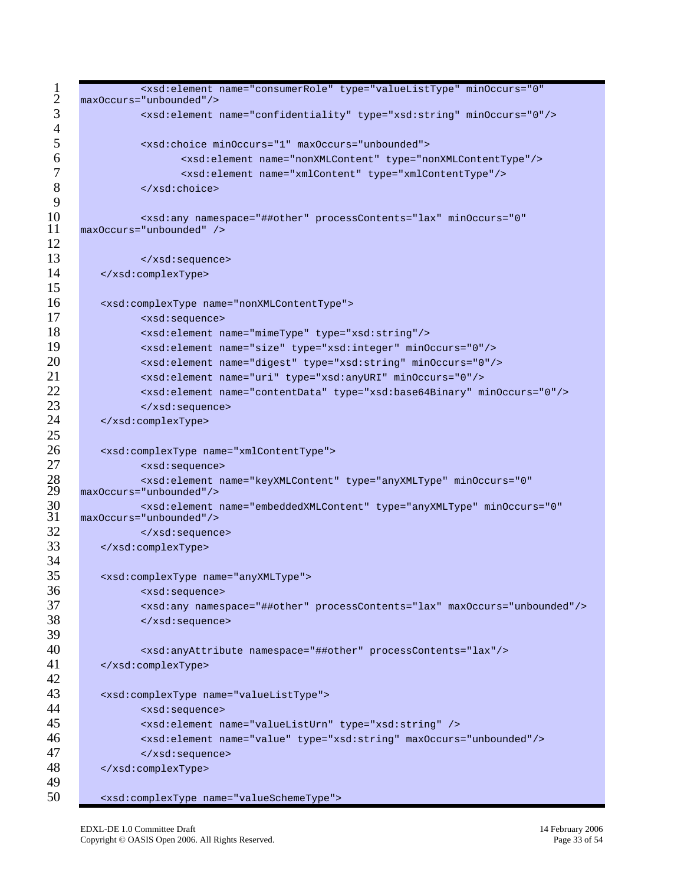```
            <xsd:element name="consumerRole" type="valueListType" minOccurs="0"
maxOccurs="unbounded"/>
            <xsd:element name="confidentiality" type="xsd:string" minOccurs="0"/>

            <xsd:choice minOccurs="1" maxOccurs="unbounded">
                <xsd:element name="nonXMLContent" type="nonXMLContentType"/>
                <xsd:element name="xmlContent" type="xmlContentType"/>
            </xsd:choice>

            <xsd:any namespace="##other" processContents="lax" minOccurs="0"
maxOccurs="unbounded" />

            </xsd:sequence>
    </xsd:complexType>

    <xsd:complexType name="nonXMLContentType">
            <xsd:sequence>
            <xsd:element name="mimeType" type="xsd:string"/>
            <xsd:element name="size" type="xsd:integer" minOccurs="0"/>
            <xsd:element name="digest" type="xsd:string" minOccurs="0"/>
            <xsd:element name="uri" type="xsd:anyURI" minOccurs="0"/>
            <xsd:element name="contentData" type="xsd:base64Binary" minOccurs="0"/>
            </xsd:sequence>
    </xsd:complexType>

    <xsd:complexType name="xmlContentType">
            <xsd:sequence>
            <xsd:element name="keyXMLContent" type="anyXMLType" minOccurs="0"
maxOccurs="unbounded"/>
            <xsd:element name="embeddedXMLContent" type="anyXMLType" minOccurs="0"
maxOccurs="unbounded"/>
            </xsd:sequence>
    </xsd:complexType>

    <xsd:complexType name="anyXMLType">
            <xsd:sequence>
            <xsd:any namespace="##other" processContents="lax" maxOccurs="unbounded"/>
            </xsd:sequence>

            <xsd:anyAttribute namespace="##other" processContents="lax"/>
    </xsd:complexType>

    <xsd:complexType name="valueListType">
            <xsd:sequence>
            <xsd:element name="valueListUrn" type="xsd:string" />
            <xsd:element name="value" type="xsd:string" maxOccurs="unbounded"/>
            </xsd:sequence>
    </xsd:complexType>

    <xsd:complexType name="valueSchemeType">
```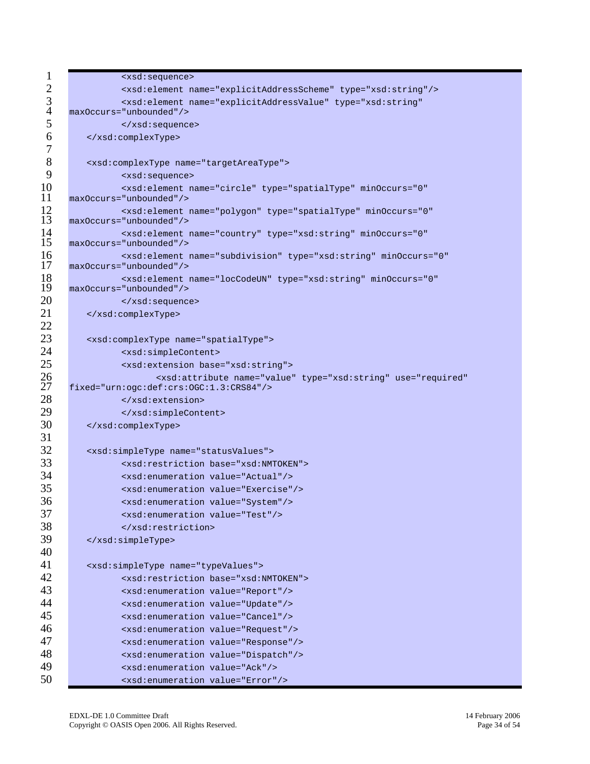```
        <xsd:sequence>
        <xsd:element name="explicitAddressScheme" type="xsd:string"/>
        <xsd:element name="explicitAddressValue" type="xsd:string" 
maxOccurs="unbounded"/>
        </xsd:sequence>
    </xsd:complexType>

    <xsd:complexType name="targetAreaType">
        <xsd:sequence>
        <xsd:element name="circle" type="spatialType" minOccurs="0" 
maxOccurs="unbounded"/>
        <xsd:element name="polygon" type="spatialType" minOccurs="0" 
maxOccurs="unbounded"/>
        <xsd:element name="country" type="xsd:string" minOccurs="0" 
maxOccurs="unbounded"/>
        <xsd:element name="subdivision" type="xsd:string" minOccurs="0" 
maxOccurs="unbounded"/>
        <xsd:element name="locCodeUN" type="xsd:string" minOccurs="0" 
maxOccurs="unbounded"/>
        </xsd:sequence>
    </xsd:complexType>

    <xsd:complexType name="spatialType">
        <xsd:simpleContent>
        <xsd:extension base="xsd:string">
            <xsd:attribute name="value" type="xsd:string" use="required" 
fixed="urn:ogc:def:crs:OGC:1.3:CRS84"/>
        </xsd:extension>
        </xsd:simpleContent>
    </xsd:complexType>

    <xsd:simpleType name="statusValues">
        <xsd:restriction base="xsd:NMTOKEN">
        <xsd:enumeration value="Actual"/>
        <xsd:enumeration value="Exercise"/>
        <xsd:enumeration value="System"/>
        <xsd:enumeration value="Test"/>
        </xsd:restriction>
    </xsd:simpleType>

    <xsd:simpleType name="typeValues">
        <xsd:restriction base="xsd:NMTOKEN">
        <xsd:enumeration value="Report"/>
        <xsd:enumeration value="Update"/>
        <xsd:enumeration value="Cancel"/>
        <xsd:enumeration value="Request"/>
        <xsd:enumeration value="Response"/>
        <xsd:enumeration value="Dispatch"/>
        <xsd:enumeration value="Ack"/>
        <xsd:enumeration value="Error"/>
```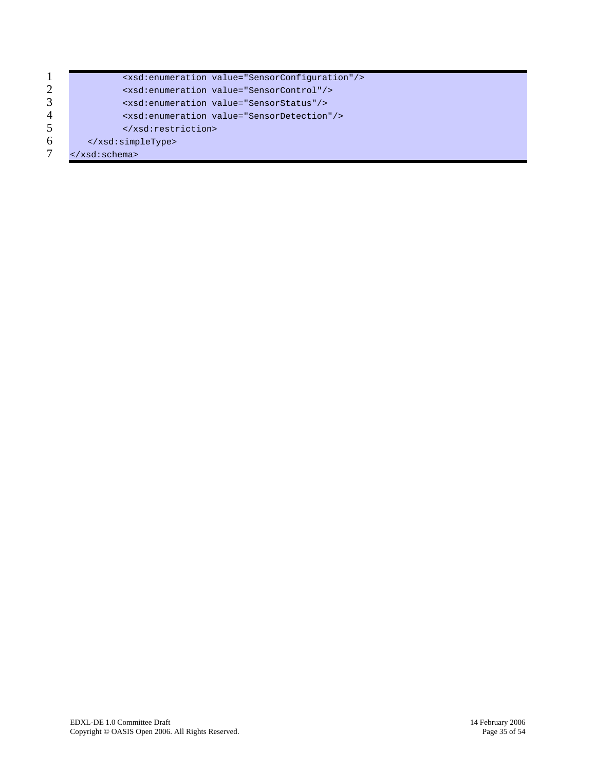```
            <xsd:enumeration value="SensorConfiguration"/>
            <xsd:enumeration value="SensorControl"/>
            <xsd:enumeration value="SensorStatus"/>
            <xsd:enumeration value="SensorDetection"/>
            </xsd:restriction>
    </xsd:simpleType>
</xsd:schema>
```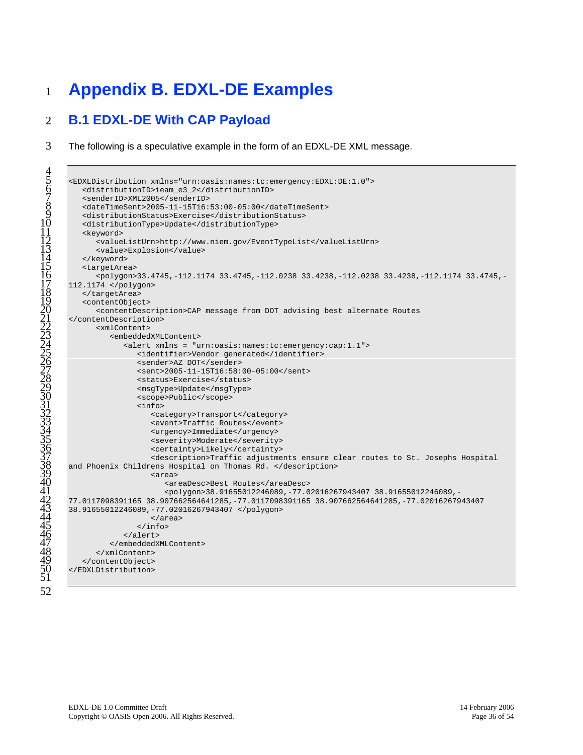# Appendix B. EDXL-DE Examples

## B.1 EDXL-DE With CAP Payload

The following is a speculative example in the form of an EDXL-DE XML message.

```
<EDXLDistribution xmlns="urn:oasis:names:tc:emergency:EDXL:DE:1.0">
   <distributionID>ieam_e3_2</distributionID>
   <senderID>XML2005</senderID>
   <dateTimeSent>2005-11-15T16:53:00-05:00</dateTimeSent>
   <distributionStatus>Exercise</distributionStatus>
   <distributionType>Update</distributionType>
   <keyword>
      <valueListUrn>http://www.niem.gov/EventTypeList</valueListUrn>
      <value>Explosion</value>
   </keyword>
   <targetArea>
      <polygon>33.4745,-112.1174 33.4745,-112.0238 33.4238,-112.0238 33.4238,-112.1174 33.4745,-
112.1174 </polygon>
   </targetArea>
   <contentObject>
      <contentDescription>CAP message from DOT advising best alternate Routes
</contentDescription>
      <xmlContent>
         <embeddedXMLContent>
            <alert xmlns = "urn:oasis:names:tc:emergency:cap:1.1">
               <identifier>Vendor generated</identifier>
               <sender>AZ DOT</sender>
               <sent>2005-11-15T16:58:00-05:00</sent>
               <status>Exercise</status>
               <msgType>Update</msgType>
               <scope>Public</scope>
               <info>
                  <category>Transport</category>
                  <event>Traffic Routes</event>
                  <urgency>Immediate</urgency>
                  <severity>Moderate</severity>
                  <certainty>Likely</certainty>
                  <description>Traffic adjustments ensure clear routes to St. Josephs Hospital
and Phoenix Childrens Hospital on Thomas Rd. </description>
                  <area>
                     <areaDesc>Best Routes</areaDesc>
                     <polygon>38.91655012246089,-77.02016267943407 38.91655012246089,-
77.0117098391165 38.907662564641285,-77.0117098391165 38.907662564641285,-77.02016267943407
38.91655012246089,-77.02016267943407 </polygon>
                  </area>
               </info>
            </alert>
         </embeddedXMLContent>
      </xmlContent>
   </contentObject>
</EDXLDistribution>
```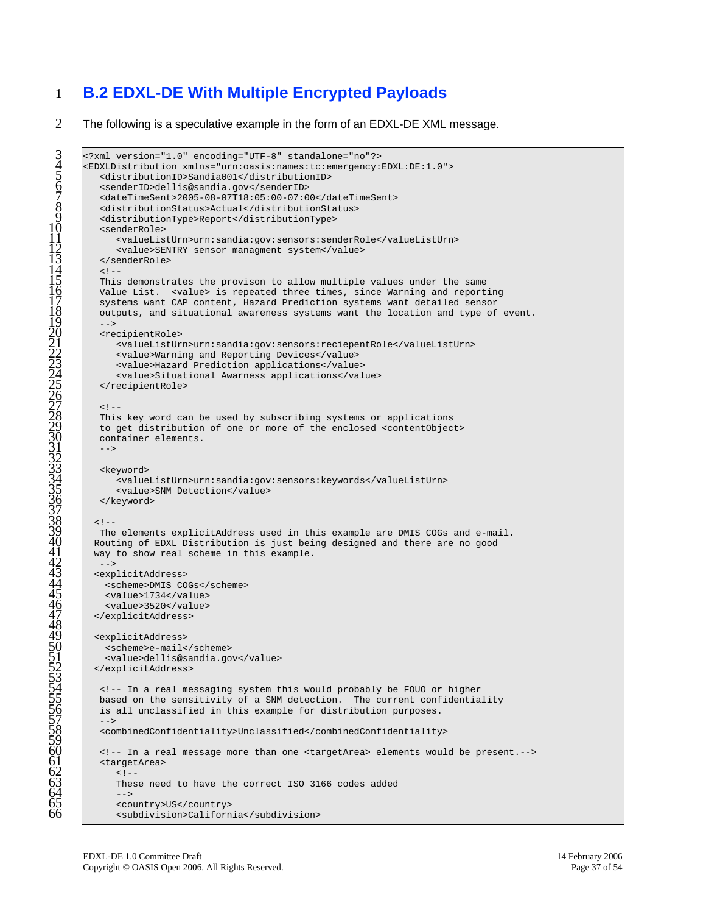## B.2 EDXL-DE With Multiple Encrypted Payloads

The following is a speculative example in the form of an EDXL-DE XML message.

```
<?xml version="1.0" encoding="UTF-8" standalone="no"?>
<EDXLDistribution xmlns="urn:oasis:names:tc:emergency:EDXL:DE:1.0">
   <distributionID>Sandia001</distributionID>
   <senderID>dellis@sandia.gov</senderID>
   <dateTimeSent>2005-08-07T18:05:00-07:00</dateTimeSent>
   <distributionStatus>Actual</distributionStatus>
   <distributionType>Report</distributionType>
   <senderRole>
      <valueListUrn>urn:sandia:gov:sensors:senderRole</valueListUrn>
      <value>SENTRY sensor managment system</value>
   </senderRole>
   <!--
   This demonstrates the provison to allow multiple values under the same
   Value List.  <value> is repeated three times, since Warning and reporting
   systems want CAP content, Hazard Prediction systems want detailed sensor
   outputs, and situational awareness systems want the location and type of event.
   -->
   <recipientRole>
      <valueListUrn>urn:sandia:gov:sensors:reciepentRole</valueListUrn>
      <value>Warning and Reporting Devices</value>
      <value>Hazard Prediction applications</value>
      <value>Situational Awarness applications</value>
   </recipientRole>

   <!--
   This key word can be used by subscribing systems or applications
   to get distribution of one or more of the enclosed <contentObject>
   container elements.
   -->

   <keyword>
      <valueListUrn>urn:sandia:gov:sensors:keywords</valueListUrn>
      <value>SNM Detection</value>
   </keyword>

  <!--
   The elements explicitAddress used in this example are DMIS COGs and e-mail.
  Routing of EDXL Distribution is just being designed and there are no good
  way to show real scheme in this example.
   -->
  <explicitAddress>
    <scheme>DMIS COGs</scheme>
    <value>1734</value>
    <value>3520</value>
  </explicitAddress>

  <explicitAddress>
    <scheme>e-mail</scheme>
    <value>dellis@sandia.gov</value>
  </explicitAddress>

   <!-- In a real messaging system this would probably be FOUO or higher
   based on the sensitivity of a SNM detection.  The current confidentiality
   is all unclassified in this example for distribution purposes.
   -->
   <combinedConfidentiality>Unclassified</combinedConfidentiality>

   <!-- In a real message more than one <targetArea> elements would be present.-->
   <targetArea>
      <!--
      These need to have the correct ISO 3166 codes added
      -->
      <country>US</country>
      <subdivision>California</subdivision>
```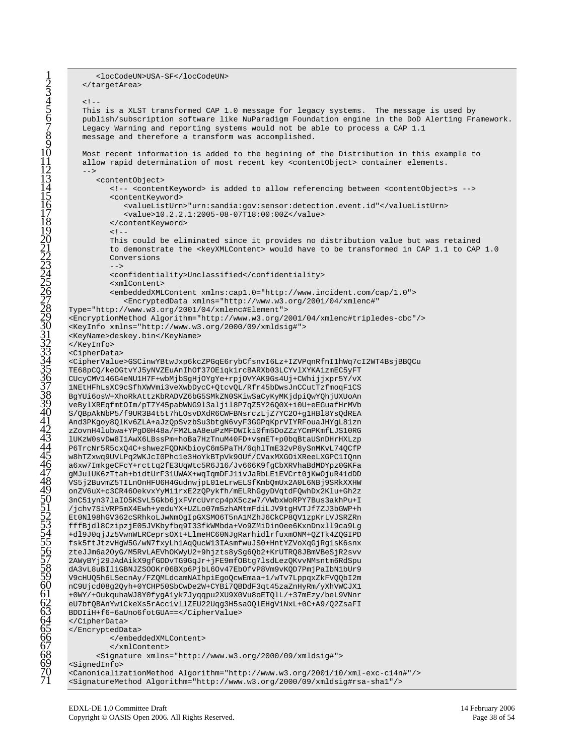```
        <locCodeUN>USA-SF</locCodeUN>
    </targetArea>

    <!--
    This is a XLST transformed CAP 1.0 message for legacy systems.  The message is used by
    publish/subscription software like NuParadigm Foundation engine in the DoD Alerting Framework.
    Legacy Warning and reporting systems would not be able to process a CAP 1.1
    message and therefore a transform was accomplished.

    Most recent information is added to the begining of the Distribution in this example to
    allow rapid determination of most recent key <contentObject> container elements.
    -->
        <contentObject>
            <!-- <contentKeyword> is added to allow referencing between <contentObject>s -->
            <contentKeyword>
                <valueListUrn>"urn:sandia:gov:sensor:detection.event.id"</valueListUrn>
                <value>10.2.2.1:2005-08-07T18:00:00Z</value>
            </contentKeyword>
            <!--
            This could be eliminated since it provides no distribution value but was retained
            to demonstrate the <keyXMLContent> would have to be transformed in CAP 1.1 to CAP 1.0
            Conversions
            -->
            <confidentiality>Unclassified</confidentiality>
            <xmlContent>
            <embeddedXMLContent xmlns:cap1.0="http://www.incident.com/cap/1.0">
                <EncryptedData xmlns="http://www.w3.org/2001/04/xmlenc#"
Type="http://www.w3.org/2001/04/xmlenc#Element">
<EncryptionMethod Algorithm="http://www.w3.org/2001/04/xmlenc#tripledes-cbc"/>
<KeyInfo xmlns="http://www.w3.org/2000/09/xmldsig#">
<KeyName>deskey.bin</KeyName>
</KeyInfo>
<CipherData>
<CipherValue>GSCinwYBtwJxp6kcZPGqE6rybCfsnvI6Lz+IZVPqnRfnI1hWq7cI2WT4BsjBBQCu
TE68pCQ/keOGtvYJ5yNVZEuAnIhOf37OEiqk1rcBARXb03LCYvlXYKA1zmEC5yFT
CUcyCMV146G4eNU1H7F+wbMjbSgHjOYgYe+rpjOVYAK9Gs4Uj+CWhijjxpr5Y/vX
1NEtHFhLsXC9cSfhXWVmi3veXwbDycC+QtcvQL/Rfr45bDwsJnCCutTzfmoqF1CS
BgYUi6osW+XhoRkAttzKbRADVZ6bG5SMkZN0SKiwSaCyKyMKjdpiQwYQhjUXUoAn
veBylXREqfmtOIm/pT7Y45pabWNG9l3alji18P7qZ5Y26Q0X+i0U+eEGuafHrMVb
S/QBpAkNbP5/f9UR3B4t5t7hLOsvDXdR6CWFBNsrczLjZ7YC2O+g1HBl8YsQdREA
And3PKgoy8QlKv6ZLA+aJzQpSvzbSu3btgN6vyF3GGPqKprVIYRFouaJHYgL81zn
zZovnH4lubwa+YPgD0H48a/FM2LaA8euPzMFDWIki0fm5DoZZzYCmPKmfLJS10RG
lUKzW0svDw8I1AwX6LBssPm+hoBa7HzTnuM40FD+vsmET+p0bqBtaUSnDHrHXLzp
P6TrcNr5R5cxQ4C+shwezFQDNKbioyC6m5PaTH/6qhlTmE32vP8ySnMKvL74QCfP
w8hTZxwq9UVLPq2WKJcI0Phc1e3HoYkBTpVk9OUf/CVaxMXGOiXReeLXGPC1IQnn
a6xw7ImkgeCFcY+rcttq2fE3UqWtc5R6J16/Jv666K9fgCbXRVhaBdMDYpz0GKFa
gMJulUK6zTtah+bidtUrF31UWAX+wqIqmDFJ1ivJaRbLEiEVCrt0jKwOjuR41dDD
VS5j2BuvmZ5TILnOnHFU6H4GudnwjpL01eLrwELSfKmbQmUx2A0L6NBj9SRkXXHW
onZV6uX+c3CR46OekvxYyMi1rxE2zQPykfh/mELRhGgyDVqtdFQwhDx2Klu+Gh2z
3nC51yn37laIO5KSvL5Gkb6jxFVrcUvrcp4pX5czw7/VWbxWoRPY7Bus3akhPu+I
/jchv7SiVRP5mX4Ewh+yeduYX+UZLo07m5zhAMtmFdiLJV9tgHVTJf7ZJ3bGWP+h
Et0Nl98hGV362cSRhkoLJwNmOgIpGXSMO6T5nA1MZhJ6CkCP8QV1zpKrLVJSRZRn
fffBjdl8CzipzjE05JVKbyfbq9I33fkWMbda+Vo9ZMiDinOee6KxnDnxll9ca9Lg
+dl9J0qjJz5VwnWLRCeprsOXt+LlmeHC60NJgRarhidlrfuxmONM+QZTk4ZQGIPD
fsk5ftJtzvHgW5G/wN7fxyLh1AqQucW13IAsmfwuJS0+HntYZVoXqGjRg1sK6snx
zteJJm6a2OyG/M5RvLAEVhOKWyU2+9hjzts8ySg6Qb2+KrUTRQ8JBmVBeSjR2svv
2AWyBYj29JAdAikX9gfGDDvTG9GqJr+jFE9mfOBtg7lsdLezQKvvNMsntm6RdSpu
dA3vL8uBIliGBNJZSOOKr06BXp6PjbL6Ov47EbOfvP8Vm9vKQD7PmjPaIbN1bUr9
V9cHUQ5h6LSecnAy/FZQMLdcamNAIhpiEgoQcwEmaa+1/wTv7LppqxZkFVQQbI2m
nC9Ujcd08g2Qyh+0YCHP50SbCwDe2W+CYBi7QBDdF3qt45zaZnHyRm/yXhVWCJX1
+0WY/+OukquhaWJ8Y0fygA1yk7Jyqqpu2XU9X0Vu8oETQlL/+37mEzy/beL9VNnr
eU7bfQBAnYw1CkeXs5rAcc1vllZEU22Uqg3H5saOQlEHgV1NxL+0C+A9/Q2ZsaFI
BDDIiH+f6+6aUno6fotGUA==</CipherValue>
</CipherData>
</EncryptedData>
            </embeddedXMLContent>
            </xmlContent>
        <Signature xmlns="http://www.w3.org/2000/09/xmldsig#">
<SignedInfo>
<CanonicalizationMethod Algorithm="http://www.w3.org/2001/10/xml-exc-c14n#"/>
<SignatureMethod Algorithm="http://www.w3.org/2000/09/xmldsig#rsa-sha1"/>
```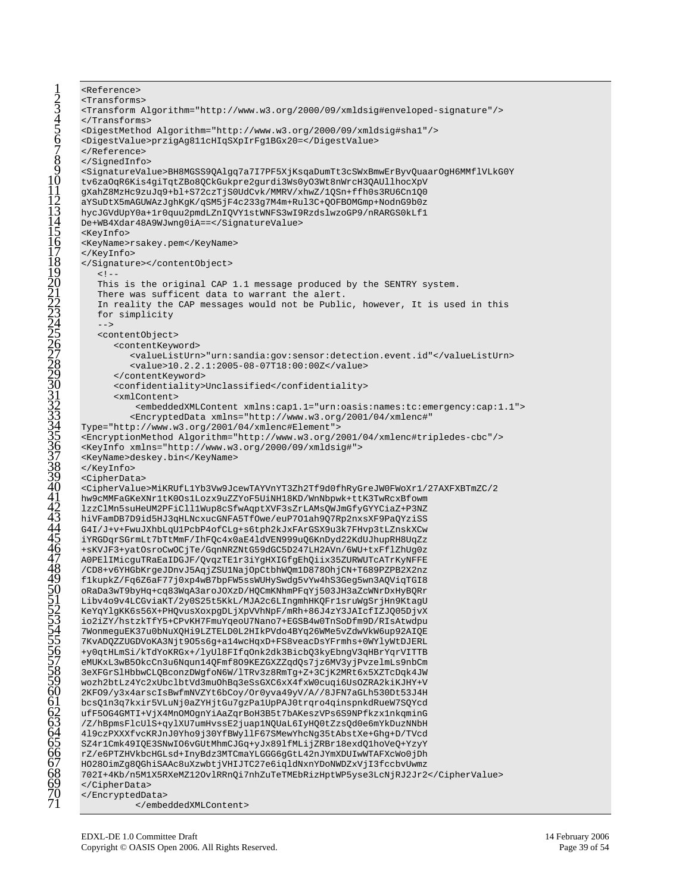```
<Reference>
<Transforms>
<Transform Algorithm="http://www.w3.org/2000/09/xmldsig#enveloped-signature"/>
</Transforms>
<DigestMethod Algorithm="http://www.w3.org/2000/09/xmldsig#sha1"/>
<DigestValue>przigAg811cHIqSXpIrFg1BGx20=</DigestValue>
</Reference>
</SignedInfo>
<SignatureValue>BH8MGSS9QAlgq7a7I7PF5XjKsqaDumTt3cSWxBmwErByvQuaarOgH6MMflVLkG0Y
tv6zaOqR6Kis4giTqtZBo8QCkGukpre2gurdi3Ws0yO3Wt8nWrcH3QAUllhocXpV
gXahZ8MzHc9zuJq9+bl+S72czTjS0UdCvk/MMRV/xhwZ/1QSn+ffh0s3RU6Cn1Q0
aYSuDtX5mAGUWAzJghKgK/qSM5jF4c233g7M4m+Rul3C+QOFBOMGmp+NodnG9b0z
hycJGVdUpY0a+1r0quu2pmdLZnIQVY1stWNFS3wI9RzdslwzoGP9/nRARGS0kLf1
De+WB4Xdar48A9WJwng0iA==</SignatureValue>
<KeyInfo>
<KeyName>rsakey.pem</KeyName>
</KeyInfo>
</Signature></contentObject>
   <!--
   This is the original CAP 1.1 message produced by the SENTRY system.
   There was sufficent data to warrant the alert.
   In reality the CAP messages would not be Public, however, It is used in this
   for simplicity
   -->
   <contentObject>
      <contentKeyword>
         <valueListUrn>"urn:sandia:gov:sensor:detection.event.id"</valueListUrn>
         <value>10.2.2.1:2005-08-07T18:00:00Z</value>
      </contentKeyword>
      <confidentiality>Unclassified</confidentiality>
      <xmlContent>
          <embeddedXMLContent xmlns:cap1.1="urn:oasis:names:tc:emergency:cap:1.1">
         <EncryptedData xmlns="http://www.w3.org/2001/04/xmlenc#"
Type="http://www.w3.org/2001/04/xmlenc#Element">
<EncryptionMethod Algorithm="http://www.w3.org/2001/04/xmlenc#tripledes-cbc"/>
<KeyInfo xmlns="http://www.w3.org/2000/09/xmldsig#">
<KeyName>deskey.bin</KeyName>
</KeyInfo>
<CipherData>
<CipherValue>MiKRUfL1Yb3Vw9JcewTAYVnYT3Zh2Tf9d0fhRyGreJW0FWoXr1/27AXFXBTmZC/2
hw9cMMFaGKeXNr1tK0Os1Lozx9uZZYoF5UiNH18KD/WnNbpwk+ttK3TwRcxBfowm
lzzClMn5suHeUM2PFiCll1Wup8cSfwAqptXVF3sZrLAMsQWJmGfyGYYCiaZ+P3NZ
hiVFamDB7D9id5HJ3qHLNcxucGNFA5TfOwe/euP7O1ah9Q7Rp2nxsXF9PaQYziSS
G4I/J+v+FwuJXhbLqU1PcbP4ofCLg+s6tph2kJxFArGSX9u3k7FHvp3tLZnskXCw
iYRGDqrSGrmLt7bTtMmF/IhFQc4x0aE4ldVEN999uQ6KnDyd22KdUJhupRH8UqZz
+sKVJF3+yatOsroCwOCjTe/GqnNRZNtG59dGC5D247LH2AVn/6WU+txFflZhUg0z
A0PElIMicguTRaEaIDGJF/QvqzTE1r3iYgHXIGfgEhQiix35ZURWUTcATrKyNFFE
/CD8+v6YHGbKrgeJDnvJ5AqjZSU1NajOpCtbhWQm1D878OhjCN+T689PZPB2X2nz
f1kupkZ/Fq6Z6aF77j0xp4wB7bpFW5ssWUHySwdg5vYw4hS3Geg5wn3AQViqTGI8
oRaDa3wT9byHq+cq83WqA3aroJOXzD/HQCmKNhmPFqYj503JH3aZcWNrDxHyBQRr
Libv4o9v4LCGviaKT/2y0S25t5KkL/MJA2c6LIngmhHKQFr1sruWgSrjHn9KtagU
KeYqYlgKK6s56X+PHQvusXoxpgDLjXpVVhNpF/mRh+86J4zY3JAIcfIZJQ05DjvX
io2iZY/hstzkTfY5+CPvKH7FmuYqeoU7Nano7+EGSB4w0TnSoDfm9D/RIsAtwdpu
7WonmeguEK37u0bNuXQHi9LZTELD0L2HIkPVdo4BYq26WMe5vZdwVkW6up92AIQE
7KvADQZZUGDVoKA3Njt9O5s6g+a14wcHqxD+FS8veacDsYFrmhs+0WYlyWtDJERL
+y0qtHLmSi/kTdYoKRGx+/lyUl8FIfqOnk2dk3BicbQ3kyEbngV3qHBrYqrVITTB
eMUKxL3wB5OkcCn3u6Nqun14QFmf8O9KEZGXZZqdQs7jz6MV3yjPvzelmLs9nbCm
3eXFGrSlHbbwCLQBconzDWgfoN6W/lTRv3z8RmTg+Z+3CjK2MRt6x5XZTcDqk4JW
wozh2btLz4Yc2xUbclbtVd3muOhBq3eSsGXC6xX4fxW0cuqi6UsOZRA2kiKJHY+V
2KFO9/y3x4arscIsBwfmNVZYt6bCoy/Or0yva49yV/A//8JFN7aGLh530Dt53J4H
bcsQ1n3q7kxir5VLuNj0aZYHjtGu7gzPa1UpPAJ0trqro4qinspnkdRueW7SQYcd
ufF5OG4GMTI+VjX4MnOMOgnYiAaZqrBoH3B5t7bAKeszVPs6S9NPfkzx1nkqminG
/Z/hBpmsFlcUlS+qylXU7umHvssE2juap1NQUaL6IyHQ0tZzsQd0e6mYkDuzNNbH
4l9czPXXXfvcKRJnJ0Yho9j30YfBWyllF67SMewYhcNg35tAbstXe+Ghg+D/TVcd
SZ4r1Cmk49IQE3SNwIO6vGUtMhmCJGq+yJx89lfMLijZRBr18exdQ1hoVeQ+YzyY
rZ/e6PTZHVkbcHGLsd+InyBdz3MTCmaYLGGG6gGtL42nJYmXDUIwWTAFXcWo0jDh
HO28OimZg8QGhiSAAc8uXzwbtjVHIJTC27e6iqldNxnYDoNWDZxVjI3fccbvUwmz
702I+4Kb/n5M1X5RXeMZ12OvlRRnQi7nhZuTeTMEbRizHptWP5yse3LcNjRJ2Jr2</CipherValue>
</CipherData>
</EncryptedData>
          </embeddedXMLContent>
```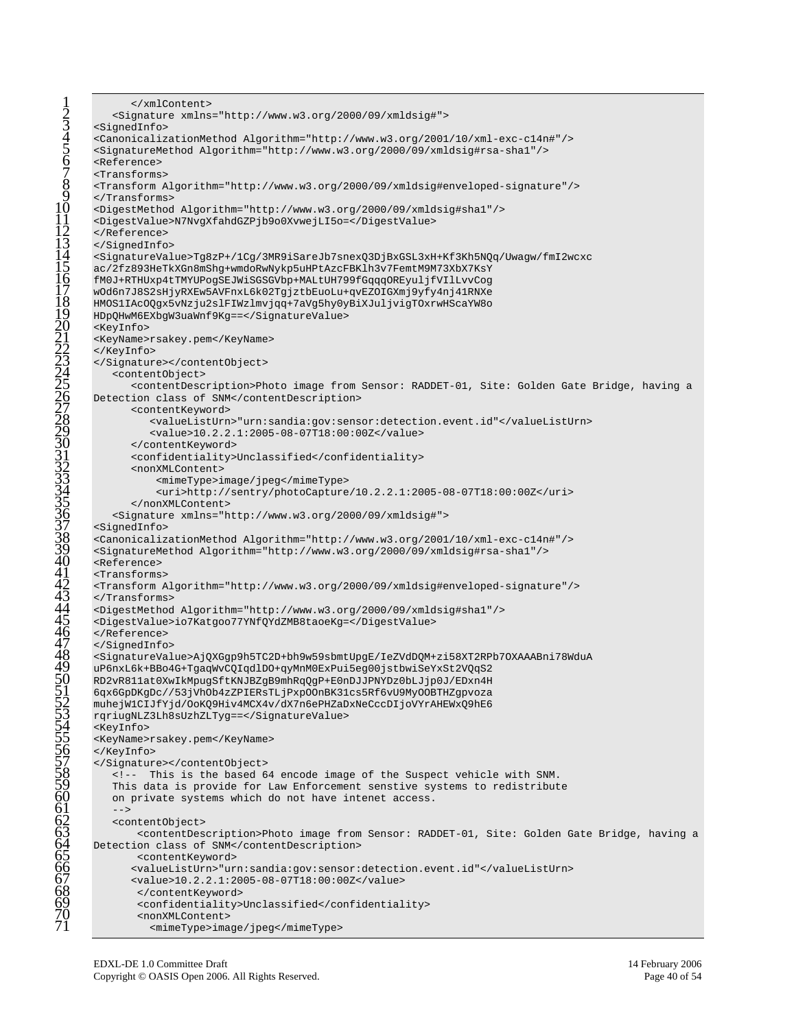```
        </xmlContent>
    <Signature xmlns="http://www.w3.org/2000/09/xmldsig#">
<SignedInfo>
<CanonicalizationMethod Algorithm="http://www.w3.org/2001/10/xml-exc-c14n#"/>
<SignatureMethod Algorithm="http://www.w3.org/2000/09/xmldsig#rsa-sha1"/>
<Reference>
<Transforms>
<Transform Algorithm="http://www.w3.org/2000/09/xmldsig#enveloped-signature"/>
</Transforms>
<DigestMethod Algorithm="http://www.w3.org/2000/09/xmldsig#sha1"/>
<DigestValue>N7NvgXfahdGZPjb9o0XvwejLI5o=</DigestValue>
</Reference>
</SignedInfo>
<SignatureValue>Tg8zP+/1Cg/3MR9iSareJb7snexQ3DjBxGSL3xH+Kf3Kh5NQq/Uwagw/fmI2wcxc
ac/2fz893HeTkXGn8mShg+wmdoRwNykp5uHPtAzcFBKlh3v7FemtM9M73XbX7KsY
fM0J+RTHUxp4tTMYUPogSEJWiSGSGVbp+MALtUH799fGqqqOREyuljfVIlLvvCog
wOd6n7J8S2sHjyRXEw5AVFnxL6k02TgjztbEuoLu+qvEZOIGXmj9yfy4nj41RNXe
HMOS1IAcOQgx5vNzju2slFIWzlmvjqq+7aVg5hy0yBiXJuljvigTOxrwHScaYW8o
HDpQHwM6EXbgW3uaWnf9Kg==</SignatureValue>
<KeyInfo>
<KeyName>rsakey.pem</KeyName>
</KeyInfo>
</Signature></contentObject>
    <contentObject>
       <contentDescription>Photo image from Sensor: RADDET-01, Site: Golden Gate Bridge, having a
Detection class of SNM</contentDescription>
       <contentKeyword>
          <valueListUrn>"urn:sandia:gov:sensor:detection.event.id"</valueListUrn>
          <value>10.2.2.1:2005-08-07T18:00:00Z</value>
       </contentKeyword>
       <confidentiality>Unclassified</confidentiality>
       <nonXMLContent>
           <mimeType>image/jpeg</mimeType>
           <uri>http://sentry/photoCapture/10.2.2.1:2005-08-07T18:00:00Z</uri>
       </nonXMLContent>
    <Signature xmlns="http://www.w3.org/2000/09/xmldsig#">
<SignedInfo>
<CanonicalizationMethod Algorithm="http://www.w3.org/2001/10/xml-exc-c14n#"/>
<SignatureMethod Algorithm="http://www.w3.org/2000/09/xmldsig#rsa-sha1"/>
<Reference>
<Transforms>
<Transform Algorithm="http://www.w3.org/2000/09/xmldsig#enveloped-signature"/>
</Transforms>
<DigestMethod Algorithm="http://www.w3.org/2000/09/xmldsig#sha1"/>
<DigestValue>io7Katgoo77YNfQYdZMB8taoeKg=</DigestValue>
</Reference>
</SignedInfo>
<SignatureValue>AjQXGgp9h5TC2D+bh9w59sbmtUpgE/IeZVdDQM+zi58XT2RPb7OXAAABni78WduA
uP6nxL6k+BBo4G+TgaqWvCQIqdlDO+qyMnM0ExPui5eg00jstbwiSeYxSt2VQqS2
RD2vR811at0XwIkMpugSftKNJBZgB9mhRqQgP+E0nDJJPNYDz0bLJjp0J/EDxn4H
6qx6GpDKgDc//53jVhOb4zZPIERsTLjPxpOOnBK31cs5Rf6vU9MyOOBTHZgpvoza
muhejW1CIJfYjd/OoKQ9Hiv4MCX4v/dX7n6ePHZaDxNeCccDIjoVYrAHEWxQ9hE6
rqriugNLZ3Lh8sUzhZLTyg==</SignatureValue>
<KeyInfo>
<KeyName>rsakey.pem</KeyName>
</KeyInfo>
</Signature></contentObject>
    <!--  This is the based 64 encode image of the Suspect vehicle with SNM.
    This data is provide for Law Enforcement senstive systems to redistribute
    on private systems which do not have intenet access.
    -->
    <contentObject>
        <contentDescription>Photo image from Sensor: RADDET-01, Site: Golden Gate Bridge, having a
Detection class of SNM</contentDescription>
        <contentKeyword>
       <valueListUrn>"urn:sandia:gov:sensor:detection.event.id"</valueListUrn>
       <value>10.2.2.1:2005-08-07T18:00:00Z</value>
        </contentKeyword>
        <confidentiality>Unclassified</confidentiality>
        <nonXMLContent>
          <mimeType>image/jpeg</mimeType>
```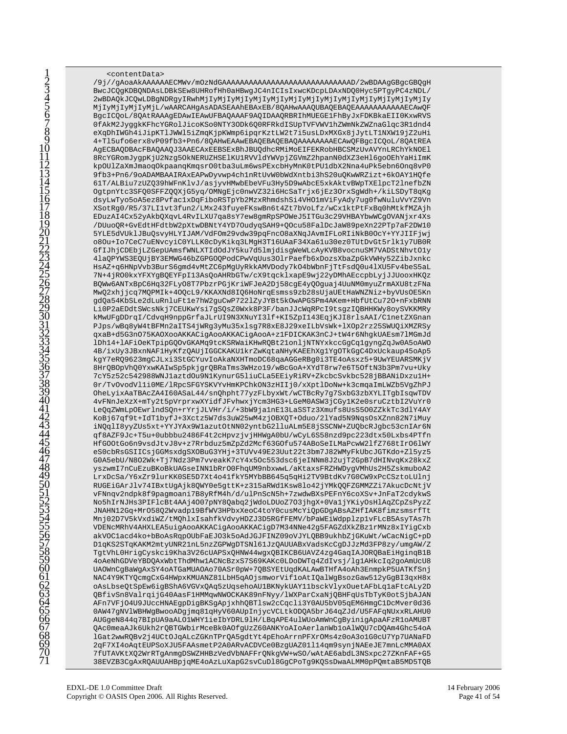```
    <contentData>
/9j//gAoaAkAAAAAAECMWv/mOzNdGAAAAAAAAAAAAAAAAAAAAAAAAAAAAAAAAD/2wBDAAgGBgcGBQgH
BwcJCQgKDBQNDAsLDBkSEw8UHRofHh0aHBwgJC4nICIsIxwcKDcpLDAxNDQ0Hyc5PTgyPC4zNDL/
2wBDAQkJCQwLDBgNDRgyIRwhMjIyMjIyMjIyMjIyMjIyMjIyMjIyMjIyMjIyMjIyMjIyMjIyMjIy
MjIyMjIyMjIyMjL/wAARCAHgAsADASEAAhEBAxEB/8QAHwAAAQUBAQEBAQEAAAAAAAAAAAECAwQF
BgcICQoL/8QAtRAAAgEDAwIEAwUFBAQAAAF9AQIDAAQRBRIhMUEGE1FhByJxFDKBkaEII0KxwRVS
0fAkM2JyggkKFhcYGRolJicoKSo0NTY3ODk6Q0RFRkdISUpTVFVWV1hZWmNkZWZnaGlqc3R1dnd4
eXqDhIWGh4iJipKTlJWWl5iZmqKjpKWmp6ipqrKztLW2t7i5usLDxMXGx8jJytLT1NXW19jZ2uHi
4+Tl5ufo6erx8vP09fb3+Pn6/8QAHwEAAwEBAQEBAQEBAQAAAAAAAAECAwQFBgcICQoL/8QAtREA
AgECBAQDBAcFBAQAAQJ3AAECAxEEBSExBhJBUQdhcRMiMoEIFEKRobHBCSMzUvAVYnLRChYkNOEl
8RcYGRomJygpKjU2Nzg5OkNERUZHSElKU1RVVldYWVpjZGVmZ2hpanN0dXZ3eHl6goOEhYaHiImK
kpOUlZaXmJmaoqOkpaanqKmqsrO0tba3uLm6wsPExcbHyMnK0tPU1dbX2Nna4uPk5ebn6Onq8vP0
9fb3+Pn6/9oADAMBAAIRAxEAPwDyvwp4ch1nRtUvW0bWdXntbi3hS20uQKwWRZizt+6kOAY1HQfe
61T/ALBiu7zUZQ39hWFnKlvJ/asjyvHMwbEbeVFu3Hy5D9wAbcE5xkAktvBWpTXElpcT2lnefbZN
OgtpnYtc3SFQ0SFFZQQXjG5yq/OMNgEjc0nwVZ32i6HcSaTrjx6jEz3OrxSgWdh+/kiLSDyT8qKg
dsyLwTyo5oA5ez8Pvfac1xDqFiboRSTpYb2MzxRhmdshSi4VHO1mViFyAdy7ug0fwNuluVvYZ9Vn
XSotRg0/R5/37LI1vt3fun2/LMx243fuyeFXwBsBn6t4Zt7bVoLfz/wCx1ktPtFxBq0hMtkfMZAjh
EDuzAI4Cx52yAkbQXqvLRvIL XU7qa8s7ew8gmRpSPOWeJ5ITGu3c29VHBAYbwWCgOVANjxr4Xs
/DUuoQR+GvEdtbW2pXtwDBNtY4YD7OudyqSAH9+QOcu50FalDcJaW89peXn22PTp7aF2DW10
5YLE5dVUklJBuQsvyHLYIJAM/VdFOm29vdw39pqFncO8AXNqJAvmIFLoRIiNkB0OcY+YYJIIFjwj
o8Ou+Io7CeC7uENvcyiC0YLLK0cDyKikq3LMgH3T16UAaF34Xa61u30ez0TUtDvGt5rlk1y7UB0R
GfIJhjCDEbjLZGepUAmsfWNLXTIdOdJY5ku7d5lmjdSgWeWLcAyKVB8vocnuSM7VADStNhvtO1y
4laQPYWS3EQUjBY3EMWG6bZGPGOQPodCPwVuQus3OlrPaefbxDozsXbaZpGkVWHy52ZibJxnkc
HsAZ+q6HNpVvb3BurS3gmd4vMtZC6pMgUyRkkAMVDody7kO4bWbnFjTtFsdQ0u4lXU5FV4aeS5aL
7N+4jRO0kXYFXYgBQEYTPbzPGjKriWFJeA2Dj58cgE4yQguaj4UuNM0YmyZrmAXU8E5Kn
BQWw6ANTxBpC6Hq32PLyO8Y7PbzPGjKriWFJeA2Dj58cgE4yQguaj4UuNM0YmyZrmAXU8E5Kn
gdQa54KbSLe2dLuRnluFt1e7hW2guCwP722lZyJYBt5kOwAPGSPm4AKem+HbfUtCu72O+nFxbRNN
Li0P2aEDdtSWcsNkj7CEUKwYsi7gSQsZ0Wxk8P3F/banJJcWqRPcI9tsgzIQBHHKWy8oySVKKMRy
kMwUFgDDrqI/CdvqH9nppGrfaJrUI9N3XNuYI3lf+KI5ZpI143EqjKJI8rlsAAI/C1netZXGnan
PJps/wBq8yW4+tBFMn2aITS4jWRg3yMu35xlsg7R8xE8J29xe+ILbVsWk+lXOp2rz25SWUQiXMZSRSy
qxaB+d5G3nO75KAOXooAKKACigAooAKKACigAooA+z1FDICKAK3nCJ+tW4r6NhgkCUAEsm7lMGmJd
lDh14+lAFiOeKTpipGQOvGKAMq9tcKSRWaiKHwRQBt21onljNTNYKxccgGCq1gyngZqJw0A5oAWO
4B/ixUy3BxnNAF1HyKfzQAUjIGGCKAKU1krZwEYUARSMKjV
8yRqBOpVhQ0YxwKAIwSp5pkjgrQRBaTms3WHzo/wBcGoA+XYdT8rw7e6T5OftN3b3Pm7vu+Uky
7cY5z52542988WNJ1aztdOu9N1KynurG5liuCLa5EEiyRiRV+ZkcbcbcSvkbc528jBBANiDxzu1H+
0r/TvOvodVl1i0ME/lRpcSFGYSFKeyiRiJ0/+ZkcbcSvkbc528jBBANiDxzu1H+
0heLyixaATBcZA4I60ASaL/sn/Qhpht77yzFLbyxWTAHcFFmNQNi/Dxv3rTyNSLWZb9VgThZP
4vFNnJeXzX+mTy2tp5t5p+UIfWxjIdfJFvhwxjYcm3HG3Y0ASW3CGy1K2eoAinyhcBhoysECDux
LeQqZWmLpEwrlndSQn+rYrjJLVHr/+3bW9ja1nE13LaSSTz3Xmufs8SSTz3Xmufs8SSTz3Xmufs8S
KoBj67qf9+IdT3xctz5W7wZ3W5wM0OXpfLx7qSr1Zyd3WamImtb7OduZ42dtJLJ8kdVgHSgbzLYAE
0r/TvOvodVl1i0ME/lRpcSFGYSFKYVvHmhNOkjcI0/xXptlDoNw+k3cmqaImLaWZb5VgThZPhz
OheLyixaATBcZA4I60ASaL/sn/QhpNhpht77yzFLbyxWTAHcFFmNQNi/Dxv3rTyNSLWZb9VgThZP
4vFNnJeXzX+mTy2tp5t5p+UIfWxjIdfJFvhwxjYcm3HG3Y0ASW3CGy1K2eoAinyhcBhoysECDux
LeQqZWmLpEwrlndSQn+rYrjJLVHr/+3bW9ja1nE13LaSSTz3Xmufs8Ts3xmufsCmGAXfLkNJ7U
iNQqlI8yyZUs5xt+YYXa9azutOtNN02ysdmALm5Ev8qSSCNW/ZUCbCCabdeJnjYmuJ6CnI9tIAqmE
qf8AZF9Jc+T5u+0ubbbbe2486F4t2e2c++4Xhs8b4E8oy6P8PTHsfGSZq+FidzvSbzXVhkMN7a4
HfGOOtGo6vsdJtvJ8v+2Rrbduz57Mcf6G0n0wXZ4BoSyZ2MLaAL8r+H6KBSUbaGoZzx0sGP0
eS0cbRsGSIICsjGGMxdgSXOBuG3YHj+3TUVv49E23Uut22t3bm7J82WMyFkUbcJGTKdo+Zl5yz5
G0A5ebU/N8O2Wk+Tj7BGUAseIn1BnrOlFhqUM9nbxwwKKtAsyFRZHWDygVMhUs2HzkEnSs
yszwmI7nCuEaB3kNnxwDxmuMZwKdt/aKtaxsFRZHWDygVMhUs2H5ZskmuboA2
LrxDcSa/Y6rI0rwwlAbWPL3OtNAE1nQFgHvfiUMBQnGcUCbBTckSgbJXwZPugyaQX6ZgDKmbtz5
Ve89ua/QUjgnKACnTVSBXIvT6q2VMFQ7bQ86dtqURgk52GTl68rZqHV5m8S7AK0FATzNwKX4tF
8Qa9aGbz3gtQPrz1s4wn+aQtUvkxdjUjGB/JgEbOPgVIbEZd1WKfWtn2c8edePOBGKWMHqHgpnHz6
kyPiYwmPkJzLxZcZPjIFXSvwaeG4W0RSHEyY3tVdqH04zwVD8ruRF45sDrmNNcO7x2AUdEF+uRRLE
kTUAqgg6ogpepFJRQavvg+WO37FJ0iF0Rnd8KH41d6xDCRdmTVS7vQ1uYpamdR+hVj7PXtmfqS8q
qrGRjhuuH9+TT8WkxzV6pNJ4PyHK5E5J4HWJdBQKNSbOUnYgCm+QLXPLg2jUbzLXNtC4W15jgvz
HQSkOpGmNhrePXvmn/AvxMkXxrKu3ZuLjx8qZH5JOrr6XP6GR2hf5lUtBIdoWzs6vHpe68NlYMCt
eQVW9ukNbc47XRR7DZsKHA8Xb4JwQHMpkOM3K8JGs7MCbsGYZjtwFo6GCy7gX6RjJfYWJ2UfiVhE
rfPptKtLsRngv3QXwh35gjK8bXwlfX3iRC+EvjYD+L7p7X3Kv2iU1AqTt6YJNE1mpM0T68ZpQWbE3
OdCgTyqqEoHWm4K7ZyhGchHQvTL5ZMpmfIWM6nRrB9k2RUnXWa4W4XW4BPoO5x/JXTPGKBs/NS5W
9NiL8TX2qC18cL4/PmlJpMDjKjsJfbFCXJDe4Z0YRnc6OgTHB6cTE4qeStOsHi2iN0RtvqBN/I3
LY8dMZovhKRM6m8dhLH4NhNRt9Idkcd3wwWfGWkHKUqNl5EJI3RWy91L/3m2BkGiqzJL0eYqqRfb
LxMUG4DrbPmGHCWE5JGmzlmdIc5kHLSZ7nZzZe0UBA7W2bJpxAt0w6Nbd+OUzpdDGIyaeGdXwpyA5
pxu6rbIUVhfTzDLMnw0a/5DQY1wXrp40gGjKV5z2kEqCtQ9GJ+kH4Ph6w3JLRHVTMzAJqTFWadEfX
vEXPnJPNqVH/o3f4E2eKRX8Ly4p8p44ukU+JAzq84c2kFS9v8nT9kBYFgQBO71Np7t8khOS76eNJ
IvxsIAlZ9FTP7vC3AePQm7YQ7GGMlGd17NT2tnACIz2OTF6mCzNTJ+UtGAUzRFl1LqO7EoG/WIKO
C4Dz4Cx4EPBJh/jASp+R5G9ZVmvdzexCEiSURxMFq1hJAhoRM0ug8i7X2v4l1tQ+7qdxA+Y2VKHdyZ7
0kHu0OxEGBJlp2pSqe6VNgDhMHxQu/Jc8+k6qJ3FwE2gtPGUyRaUyHvxb+5DyD4yc3N6qHVdqGLGM
V8/4JCtGvmiPMPYNeQhCTovZNLpxwNvaHZrzE2cRVkbDW6kWE3RJsOL9SFA+p0vdiCkHpTsFb+Zb
yqrhBVGAT7POwrX/xu/TG3dd34YDmzK3RSKNmbCQ6TA/DC2rH8JS1sIAx5gx9M6uXWwAzWDdKa5l
i0klYVCykQSWDNsxwlzK/nmTNQ84tDOLTZi/KYdoCtDUpR5ZBRskyMHJwe8c9pVqrp5y8Z18Dq6/o
KUa0vwaZAu3SOo6+Xr0dUfTv0RnSodSg3XRLUhtLKLMU0CEzfoW9PKdOQ+cH0F1kA6EFC1bjq3MR
zPzYk58ruCkYThwmxn/3xmXhXqN0h7lvSlw99jn4Y3oxeJlZcuGdKIS3l9rEsOiS4w/rL+aBcmCnn
YD6w6BxOLEFX5pHPYMnHFeY4OMoITQFK/yQ2GOLIv34Bv5fkbDLxq5WIPXKILkhbTN4gxkuHIXEV
9ZhT9VTcKKm6kfvdMLQnVXoTETfn8KaKkWAQQbb8wI29iLZF5SfvfwS6UVdHx6zCJykC4J3sSP4EA
kpIHsV6JRbH8B5Ayt1nvOvsIR5HGd0ckCM6T/SKNRjkXOTGNY7LiwzaqkGSRWmH+9jxI6UkqG3GD
GnKsPE3VKo6Dt61oU0UDoz7TK9b4p8f9aH9WfZQz6IKMjv84mKE24NAFp4X8yGtZIz2e7Sp2U8ef
SkVm5h0d8f4Z5unC2NEs81DyklpBg6CxIXWZhrk4MwX9Wm7cYEf55gukqdNvDn7KYUXxuV5ylaY1p
r5Tw9r6lt8VImXGqDnMQ5Gj0DfOPufMxAUZ/YSu5rjK/HTbvK6n0PKbYiF0xPFPPExQt6KU+qgEV9
QVuBsHLe1dYpqsR3z3B8v9pMnpU3CUpt+ZrRWlLX5c88twvu6nLN1+x97G4aQ1Yd/AK0GPfSSlzRJ
+dHwHnzdGXmfOVTZ0qXEkM7kzpVa5OgTK+eeXZngwDNWgD0c81X0fQqf1NKNW2aygadDatq9T8NKD
NAqtIUnXQhb3GJg4fMsQx6kRIp3S7T2tWd60vFCLQwR9GBbxvjWVhNMtxQE0ZhHH0E0F5rGGvQ81
Zg3cDBZv0HYH27yKp6yYNjIpoe2VISVkDTmzZOUyv/0b0Tqfuqh7o7xJ2+LtpfzAaAHKaClW8ehT
GHMsiiCsXNNIWT9ov7CnrKBDg1+FiLlmWPTUaAI2rJAqpfSUXLzqRlQURwSTPEdBE3MLkvPgjPeg
Md/hqeoFbK6I11fdkJbEB0zXbp1t7D46v/JSaO+9SozUENsu3sY2YmjGNTmcp+rSEXEhQ0E0HyC0L9
i9H7W9GwRLYh5pJZlGVLv3hAJQj1zZ2lE6qKa8EfQRmTx8z0m3lgz7EJYeGOTtvfQUtEt0D3AzyKr
Bd7dGJjEOCh0G+vIHJBMfS9mH4pTzL0FtvKJMWaOtVMHKtWQRGmW9ydYe4Wmo2WfW4U/hT6GlvAf
dnXWuXcRvQkI2B+gGTxQdDRfeldyXTe44qvaIUSBWZEOFtPh6A7QCZcMiTyUDd0UT4afA+cIJWt5O
ZmDrQmQoQQVH11sQxkozqI52iYfmtNycRHRW9GHEY2TSGc3YZqTGO2ZFGGKUjbrdaIKIqfUpUvTWu
nrRv5qN56gOiiM/4rkE/TeavEWEDuf/ZXX4C/+bGMbSKvyRtewFAwlp+3hs6CaGcoTQdg6JUnRq8
V0JQbcwAzFmNKlFiyvmqI/sbXG6OkHu2a52L5mYfQqexjc33Cvzd8v/pmt+mxtmYXQeUgm1XDGwOw
8eZ5EPM3vCXQQcHJw2j/Uo0YZeK4VRm7nUYHDhsn6MZdAjUL0WpwrTVrODXXnzXT+NOEQr6ErwdW
KIKZtdsedbwSlFyWwx4sDrHFvDTcBASg/IOKE/ELRoD/UfDWD8QnwO5GBf0xjxbgU8gY4UdWWOJ0
6YNDkO2MxTwXDjQVRPqYsXw6J0T5OvEZXC6JxXONBJZ/RbbMIDmbN/NRqa5DQtVx6sgfMtGNi2qp
WmhTbvJeOCa/6tjV9HDN8SVlT2uSIadxJ6xaaFNVqeIjbcSzPcCxJLgJwbRrqZwuHVFdB4w4Jaerq
bEoBQdbqJvdtVD0vCf0BSCEQiLZ/C6t4BJLOW5vGXMCN8LvqPpc5tcTXpuvpYqlX1v2v4VthvXrE
9Kf+qMPvs/R71Ttu1cv7P8cjrdZT5ttk/uZqlJIOO0Rd+cdQvrqa0Ap7cDVvnGsKCSWN06Sf8f36R
F8P4+gNGpU3j1m+cJK14Ar+z0Cc2d8STF6p2NTQ4dNM4FKoTiKM6bfh5awqvJfyP1FdHu3t37a6/7
1DmFwlC/yMMcvG4wDFMNuwpJJ6F3+m0eBZbnHmL+bgOcX7/ZtmbBBe4rLL2RyHlXQ5TsZ3DJhkg
jkpDAMtxkMTA4Z2Q2WDGa5bHAGPLM7ZQHpTcvIFsDJSsJTsMRZ+ug1HuA9LbKF0XTuI+ZmJ6TT1Pq
```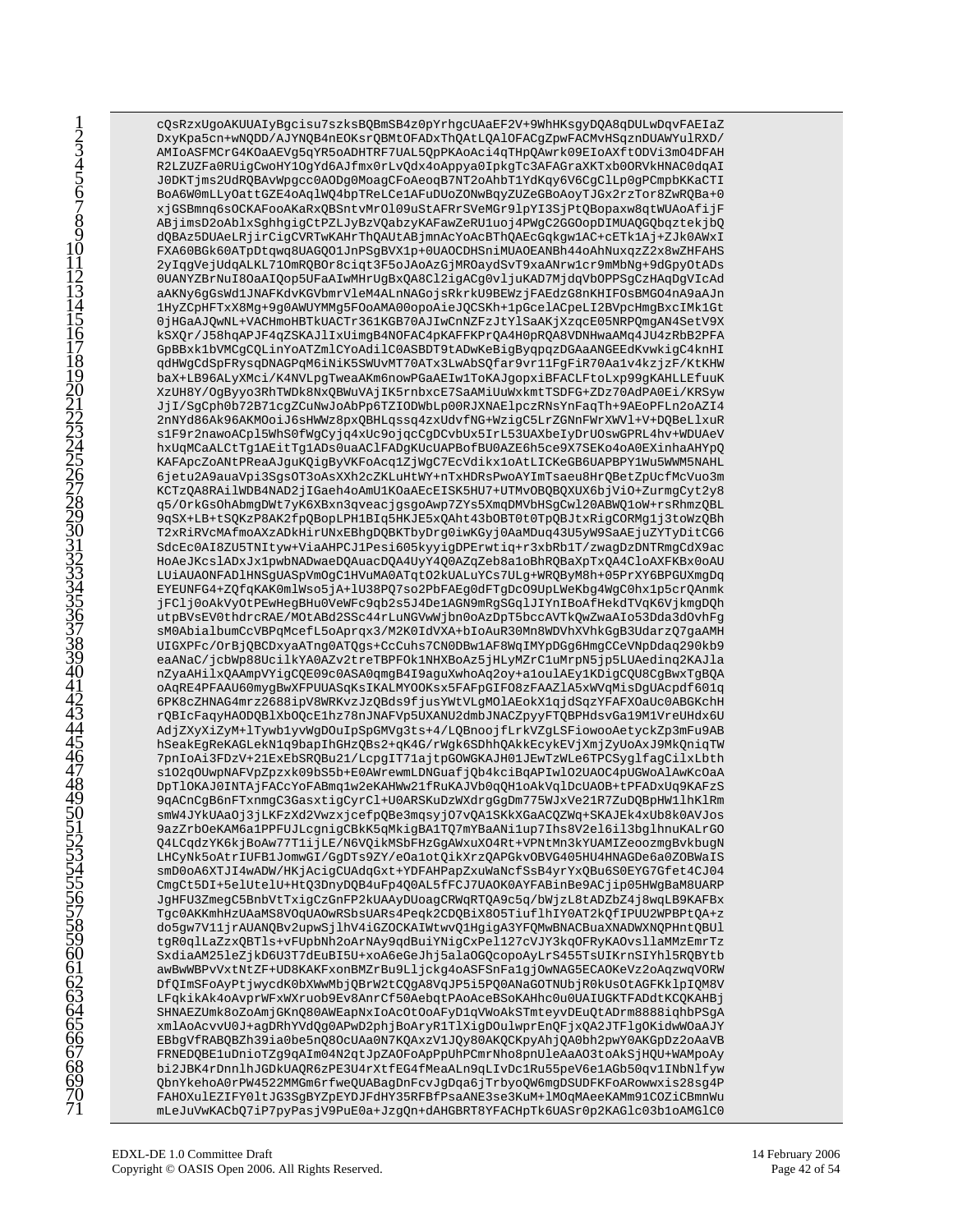```
cQsRzxUgoAKUUAIyBgcisu7szksBQBmSB4z0pYrhgcUAaEF2V+9WhHKsgyDQA8qDULwDqvFAEIaZ
DxyKpa5cn+wNQDD/AJYNQB4nEOKsrQBMtOFADxThQAtLQAlOFACgZpwFACMvHSqznDUAWYulRXD/
AMIoASFMCrG4KOaAEVg5qYR5oADHTRF7UAL5QpPKAoAci4qTHpQAwrk09EIoAXftODVi3mO4DFAH
R2LZUZFa0RUigCwoHY1OgYd6AJfmx0rLvQdx4oAppya0IpkgTc3AFAGraXTkb0ORVkHNAC0dqAI
J0DKTjms2UdRQBAvWpgcc0AODg0MoagCFoAeoqB7NT2oAhbT1YdKqy6V6CgClLp0gPCmpbKKaCTI
BoA6W0mLLyOattGZE4oAqlWQ4bpTReLCe1AFuDUoZONwBqyZUZeGBoAoyTJGx2rzTor8ZwRQBa+0
xjGSBmnq6sOCKAFooAKaRxQBSntvMrOl09uStAFRrSVeMGr9lpYI3SjPtQBopaxw8qtWUAoAfijF
ABjimsD2oAblxSghhgigCtPZLJyBzVQabzyKAFawZeRU1uoj4PWgC2GGOopDIMUAQGQbqztekjbQ
dQBAz5DUAeLRjirCigCVRTwKAHrThQAUtABjmnAcYoAcBThQAEcGqkgw1AC+cETk1Aj+ZJk0AWxI
FXA60BGk60ATpDtqwq8UAGQO1JnPSgBVX1p+0UAOCDHSniMUAOEANBh44oAhNuxqzZ2x8wZHFAHS
2yIqgVejUdqALKL71OmRQBOr8ciqt3F5oJAoAzGjMROaydSvT9xaANrw1cr9mMbNg+9dGpyOtADs
0UANYZBrNuI8OaAIQop5UFaAIwMHrUgBxQA8Cl2igACg0vljuKAD7MjdqVbOPPSgCzHAqDgVIcAd
aAKNy6gGsWd1JNAFKdvKGVbmrVleM4ALnNAGojsRkrkU9BEWzjFAEdzG8nKHIFOsBMGO4nA9aAJn
1HyZCpHFTxX8Mg+9g0AWUYMMg5FOoAMA00opoAieJQCSKh+1pGcelACpeLI2BVpcHmgBxcIMk1Gt
0jHGaAJQwNL+VACHmoHBTkUACTr361KGB70AJIwCnNZFzJtYlSaAKjXzqcE05NRPQmgAN4SetV9X
kSXQr/J58hqAPJF4qZSKAJlIxUimB4NOFAC4pKAFFKPrQA4H0pRQA8VDNHwaAMq4JU4+AhVWkKHNE
GpBBxk1bVMCgQLinYOAdilC0ASBDT9tADwKeDBQXUX6bjViO+UTmgMDVpqgmqAN4SetV9X
kSXQr/J58hqAPJF4qZSKAJlIxUimB4NOFAC4pKAFFKPrQA4H0pRQA8VDNHwaAMq4JU4+AhVWkKHNE
GpBBxk1bVMCgQLinYOAdilC0ASBDT9tADwKeDBQXUX6bjViO+UTmgMDVpqgmqAN4SetV9X
```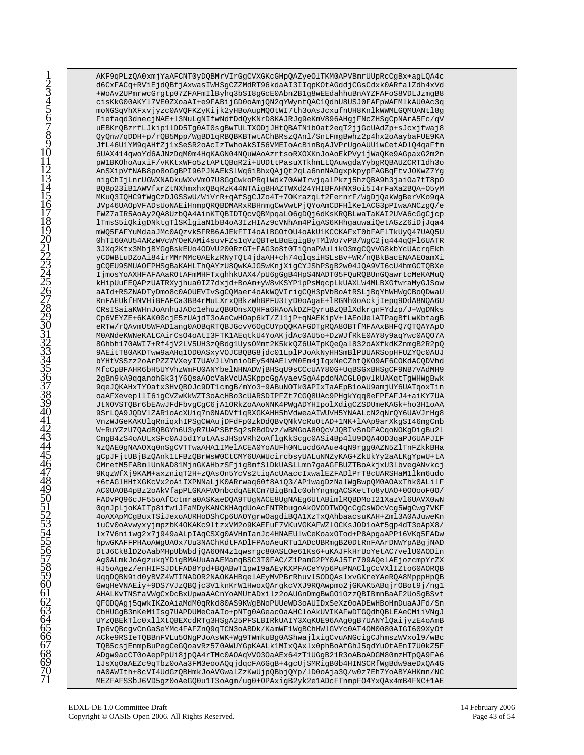```
AKF9qPLzQA0xmjYaAFCNT0yDQBMrVIrGgCVXGKcGHpQAZyeOlTKM0APVBmrUUpRcCgBx+agLQA4c
d6CxFACq+RViEjdQBfjAxwasIWHSgCZZMdRT96kdaAI3IIqpKOtAGddjCGsCdxk0ARfalZdh4xVd
+WoAv2UPmrwcGrgtp07ZFAFmIlByhq3bSI8gGcE0Abn2B1g8wEEdahhuBnAYZFAFoS8VDLJzmgB8
cisKkG00AKYl7VE0ZXoaAI+e9FABijGD0oAmjQN2qYWyntQAC1QdhU8USJ0FAFpWAFMlkAU0Ac3q
moNGSqVhXFxvjyzc0AVQFKZyKijk2yHBoAupMQOtWI7th3oAsJcxufnUH8KnlkWWMLGQMUANtl8g
Fiefaqd3dnecjNAE+l3NuLgNIfwNdfDdQyKNrD8KAJRJg9eKmV896AHgjFNcZHSgCpNArA5Fc/qV
uEBKrQBzrfLJkip1lDD5Tg0AI0sgBwTULTXODjJHtQBATN1bOat2eqT2jjGcUAdZp+sJcxjfwaj8
QyQnw7qDDH+p/rQB5Mpp/WgBD1qRBQBKBTwtAChBRszQAnl/SnLFmgBwhz2p4hx2oAaybaFUE9KA
JfL46U1YM9qAHfZj1xSeSR2oAcIzTwhoAkSI56VMEIoAcBinBqAJVPrUgoAUU1wCetADlQ4qaFfm
6UAX414qwoYd6AJNzDqM0m4HqKAGN04NQuWAoAzrtsoRXOXKnJoAoEkPVy1jWaQKe9AGpaxG2m2n
pW1BKOhoAuxiF/vKKtxWFo5ztAPtQBqR2i+UUDttPasuXTkhmLLQAuwgdaYybgRQBAUZCRT1dh3o
AnSXipVfNAB8po8oGgBPI96kPJNAEkSlWq6iBhxQAjQt2qLa6nnNADgxpkpypFAGBqFtvJOKwZ7Yg
nigChIjLnrUGWXNADkuWXvVmO7U8GgCwkoPRqlWdk70AWIrwjqalPkzj5hzQBA9h3jaiOa7tT8pO
BQBp23iB1AWVfxrZtNXhmxhxQBqRzK44NTAigBHAZTWXd24YHIBFAHNX9oi5I4rFaXa2BQA+O5yM
MKuQ3IQHC9fWgCzDJGSSwU/WiVrR+qAfSgCJZo4T+7OKrazqLf2FernrF/WgDjQakWgBerVKo9qA
JVp46UAOpVFADsUoNAEiHnmpRQRBDMARxRBHnmgCwVwtPjQYAmCDFHlKe1ACG3pPIwaANCzgQ/e
FWZ7aIR5AoAy2QA8UzbQA4AinKTQBIDTQcvQBMpqaLO6gDQj6dKsKRQBLwaTaKAI2UVA6GcGCjcp
lTmsS5iQkigDNktgTlSKlgiaN1bB4oA3IzHIAz9cVNhAm4PigAS6KHhgauwaiQetAGzZ6iDjJqa4
mWQ5FAFYuMdaaJMc0AQzvk5FRB6AJEkFTI4oAlBGOtO4oAkU1KCCKAFxT0bFAFlTkUyQ47UAQ5U
0hTI60AU54ARzWVcWYOeKAMi4suvFZs1qVzQBTeLBqEgigByTMlWo7vPB/WgC2jq444qQFl6UATR
3JXq2Ktx3MbjBYGgBskEUo4ODVU200RzGT+FAG3o8t0TiQnaPWulikO3mgCQvVG8kbYcUAcrqEkh
yCDWBLuDZoAi84irMMMc0AEkzRNyTQt0AvdaH+ch74qlqsiHSLsBv+WR/nQBkBacENAAEOamXi
gCQEU9SMUAOFPHSgBaKAHLThQAYzU8QwKAJG5wKnjXigCXigYJShPSgB2w04JQA9VI6cU4hmGCTQBXe
IjmosYoAXHFAFAAaROtAFmMHFTxghhkUAX4/pU6gGgB4HpS4NADT05FQuRQBUnGQawrtcMeKAMuQ
kHipUuFEQAPzUATRYjhua0TvxjdP9eoBoAoAAOXsdsAoAXLW4MLBXGfwraMyGJSow
aAId+RSZNADTyDmo8OAUEVIvSgCQMaer4oAkWQVIrigCQH3pVbBoAtRSLjBqYhWHWgCBoQDwaU
RnFAEUkfHNVHiBFAFCa3BB4+MuLXrxQBkzWhBPFU3tyD8eAGaE8NQA6BUnYdR8AhIzQFDg8g4INXF
CRsISaiaKWHnJoAnhuJAOc1ahezhuzOBbDREzIlhFQHlrDkYbFmSlHQwnqOpFJBbdOWs3G2Qqq
VnzWJGeKAKUlqRniqxhIPSgCWAujDFdFp0zkDdQBvQNkVcRuOtAD+1NK+lAAp9arXkgSI46mgCnb
W+RuYZzU7QAdBQBGYh6U3yR7UAPSBfSq5sRBdDvz/wBMGoA80QcVJQBIvSnDFCqoNOKgDigBu2l
CmgB4zAULxSFc0AJ5dIYtUAAsJHSpVRh2oAflgKkScgc0ASi4Bp4lU9DQA4OD3qaPJ6UAPJIF
NzQAE0gNAAOXq0nSgCVTTwaAHk1MelACEA0YoAUFhONLucd6AAue4qN9rgg0AZN5ZlTnFZkkBHa
gCpJFjtUtQ2nk1LFBzQBrWsW0CtCMY6UAWUcircbsyUALuNNZyKAG+ZkUkYy2aALKgYpwU+tA
CMretM5FABmlUnNAD81MjnGKAHbzSFjigBmfSlDkUASLLmn7gaAGFBUZToBoAkjxU3lbvegNvckj
9KqzWfXj9KAM+axzniqT2H+zQAsOn5YcVs2tiqAcUAacIxwalEZFADlPrT8cUARSHaM1lkm6udo
+6tAGlHHtXGcVx2oAiIXPNaLjK0ARrwaq60YtAiQ3/AP1wagDNalWgBwpQM0AOAxThk0ALilF
AC0UAOB4pBzz2oAkVfapLPGKAFWOnbdcGBnlc0ohYngmACSKetTo8yUAO+0OoooFO0/
FADvPQ96cJF55oAfCctmra0ASKaeDQA9PTUgNACEAg6DxatAiBimlRQBDMoI21XazVl6UAVX0wN
0qnJpLjoKAITp8ifw1JFaMDy/KANCKHAHqdUoAcFNTRbugoAkOVODTWOQCgCsWOcVcg5WgCwg7VKF
4oAXApMCgBuxTSiJexoAURHoDShCp6UAOYgrwOagdiBQA1XzTkQAhbaacsuKAH+Zml3A0AJuweKn
iuCv0oAvwyxyjmpzbK4OKAKc9ltzxVM2o9KAEFuF7VKuVGKAFWZlOCKsJODI2oAf5gp4dT3oApX8/
lx7V6niiwg2x7j949aALpIAqCSXg9AVHmIanJcC4HNAEUlwCeKoaxOTod+P8ApgaAPP16VKqFADw
hpwGKAFFPHAoAWgUAOx3Uu3NAChKdtFADlFPAoAeuRTu1ADCUBRmgB20DtRnFAArDNWYpABgjNAD
DtJ6Ck8lD2oAabMpUbWbdjQA6O0AJ0KAC7Bk6sAMAhC+ab0DtRnFAArDNWYpABgjNAD
DtJ6Ck8lD2oAabMHpUbWbdjQA6ON4z1qwsrgc80ASLOe61Ks6+uKAJFkHrUoYetAC7velU0AODin
Ag0ALmkJoAgzukqYDigBMAUuAaAEManqBSC3T0FAC/Z1PamG2PY0AJ5Tr709AQelAEjozcmPYrZX
HJ5oAgez/enHIFSJDtFAD8Ypd+BQABwT1pwI9aAEyKXPFACeYVp6PuPNAClgCcVXlIZto60AORQB
UqqDQBN9id0yBVZ4WTINADOR2NAOKAHBqelAEyMVPBrRhuvl5ODQAslxvGKreYAeRQA8MpppHpQB
GwqHeVNAEiy+9DS7VJzQBQjc3V1knKrW1HwoxQArgkcVXJ9RQAwpmo2jGKAK5ABqjrOBot9j/ng1
AHALKvTNSfaVWgCxDcBxUpwaAACnYoAMUtADxilz2oAUGnDmgBwGO1OzzQBIBmnBaAF2UoSgBSvt
QFGDQAgj5qwkIKZoAiaMdM0qRkd80AS9KWgBNoPUUeWD3oAUIDxSeXz0oADEwHBoHmDuaAJFd/Sn
CbHUGgB3nKeM1Isg7UAPDUeCaoAHCloAkUVIKAFwDTGQdhQBLEAeCMiiVNgJ
UYzQBEkTlc0llXtQBEXcdRTg3HSgA25PFSLBIRkUAIY3XqKUE96AAg0gB7UANYlQaijyzE4oAmB
Ip6vQBcgvCnGaSeYMc4FAFZnQ9qTCN3oABDk/KamWF1WgBChWlGVYc0AT4OM0080AIGI609XyOt
ACke9RSIeTQBBnFVLu5ONgPJoAsWK+Wg9YTWmkuBg0AShwajlxigCvuANGcigCJhmszWVxol9/wBc
TQB5csjEnmpBuPegCeGQoavRz570AWUYgKAALk1MIxQAxlx0phBoAfGhJ5qdYuOtAEnI7U0kZ5F
ADgw9acCT0oAepPUi8jpQA4rTMcOAOAqVO3OaAEx64zT1UGgB21R3oABoADGM80mzHTpQA9FA6
1JsXqOaAEZTb7boAa3ES3eooAQqjdqcFA6GgB+4gcUJSMRigB0b4HINSCRfWgBdw9aeDxQA4G
nA0AWIth+8cVI4dUGzQBHmkJoAVGwalZzKwUjpQBbjQYp/lD0o/w0z7Eh7YoABYAHKmn/NC
MEZFAFSSbJ6VD5gz0oAeGQ0u1T3oAgm/ug0+OPAxigB2yk2e1ADcFTnmpFO4YxQAx4mB4FNC+1AE
```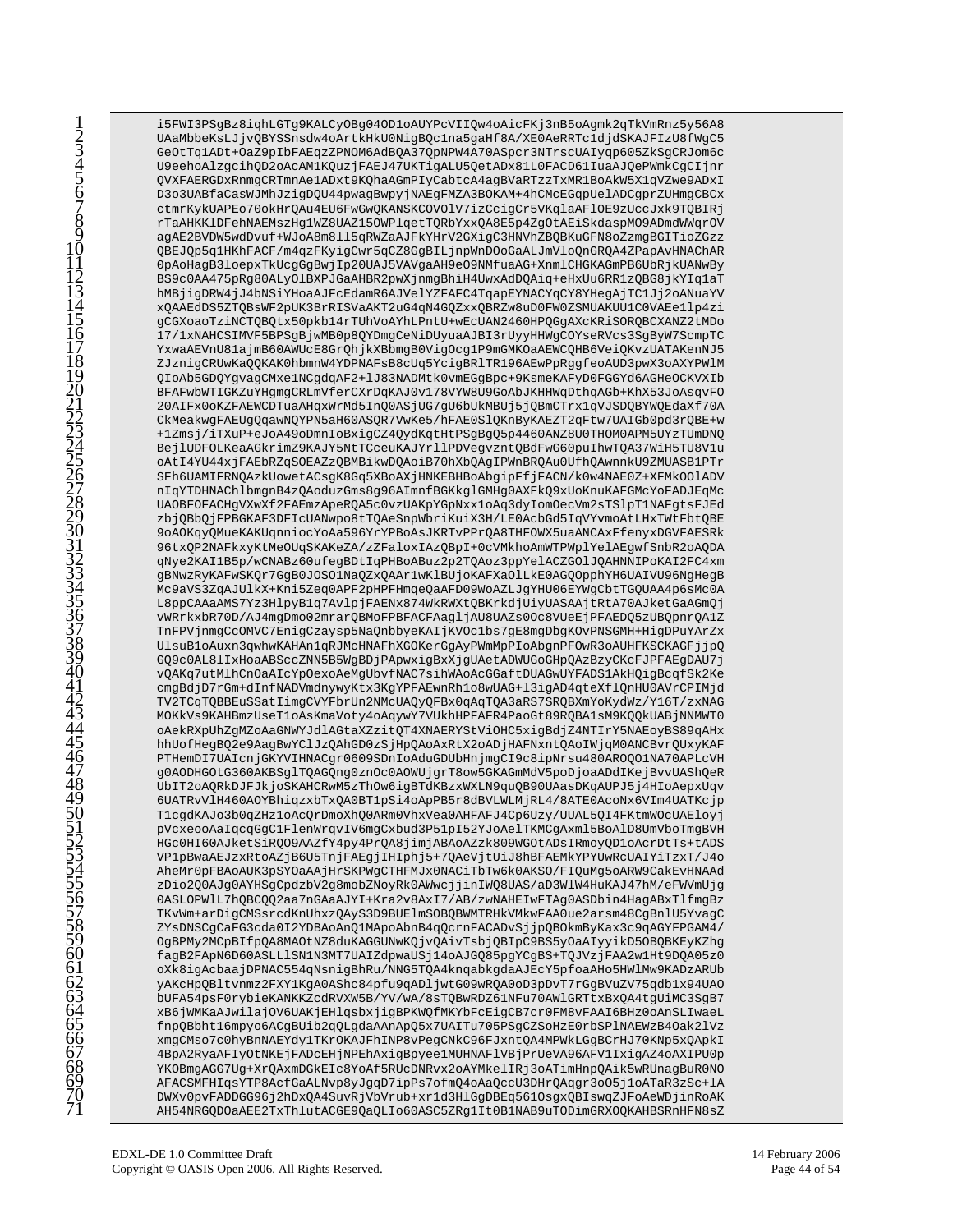```
i5FWI3PSgBz8iqhLGTg9KALCyOBg04OD1oAUYPcVIIQw4oAicFKj3nB5oAgmk2qTkVmRnz5y56A8
UAaMbbeKsLJjvQBYSSnsdw4oArtkHkU0NigBQc1na5gaHf8A/XE0AeRRTc1djdSKAJFIzU8fWgC5
GeOtTq1ADt+OaZ9pIbFAEqzZPNOM6AdBQA37QpNPW4A70ASpcr3NTrscUAIyqp605ZkSgCRJom6c
U9eehoAlzgcihQD2oAcAM1KQuzjFAEJ47UKTigALU5QetADx81L0FACD61IuaAJQePWmkCgCIjnr
QVXFAERGDxRnmgCRTmnAe1ADxt9KQhaAGmPIyCabtcA4agBVaRTzzTxMR1BoAkW5X1qVZwe9ADxI
D3o3UABfaCasWJMhJzigDQU44pwagBwpyjNAEgFMZA3BOKAM+4hCMcEGqpUelADCgprZUHmgCBCx
ctmrKykUAPEo70okHrQAu4EU6FwGwQKANSKCOVOlV7izCcigCr5VKqlaAFlOE9zUccJxk9TQBIRj
rTaAHKKlDFehNAEMszHg1WZ8UAZ15OWPlqetTQRbYxxQA8E5p4ZgOtAEiSkdaspMO9ADmdWWqrOV
agAE2BVDW5wdDvuf+WJoA8m8ll5qRWZaAJFkYHrV2GXigC3HNVhZBQBKuGFN8oZzmgBGITioZGzz
QBEJQp5q1HKhFACF/m4qzFKyigCwr5qCZ8GgBILjnpWnDOoGaALJmVloQnGRQA4ZPapAvHNAChAR
0pAoHagB3loepxTkUcgGgBwjIp20UAJ5VAVgaAH9eO9NMfuaAG+XnmlCHGKAGmPB6UbRjkUANwBy
BS9c0AA475pRg80ALyOlBXPJGaAHBR2pwXjnmgBhiH4UwxAdDQAiq+eHxUu6RR1zQBG8jkYIq1aT
hMBjigDRW4jJ4bNSiYHoaAJFcEdamR6AJVelYZFAFC4TqapEYNACYqCY8YHegAjTC1Jj2oAnuaYV
xQAAEdDS5ZTQBsWF2pUK3BrRISVaAKT2uG4qN4GQZxQBRZw8uD0FW0ZSMUAKUU1C0VAEe1lp4zi
gCGXoaoTziNCTQBQtx50pkb14rTUhVoAYhLPntU+wEcUAN2460HPQGgAXckRiSORQBCXANZ2tMDo
17/1xNAHCSIMVF5BPSgBjwMB0p8QYDmgCeNiDUyuaAJBI3rUyyHHWgCOYseRVcs3SgByW7ScmpTC
YxwaAEVnU81ajmB60AWUcE8GrQhjkXBbmgD9hSQyCog1P9mGMKOaAEWCQHB6VeiQKvzUATAKenNJ5
ZJznigCRUwKaQQKAK0hbmnW4YDPNAFsB8cUq5YcigBRlTR196AEwPpRggfeoAUD3pwX3oAXYPWlM
QIoAb5GDQYgvgCMxe1NCgdqAF2+lJ83NADMtK0vmEGgBpc+9KsmeKAFyDOFGGYd6AGHeOCKVXIb
BFAFwbWTIGKZuYHgmgCRLmVferCXrDqKAJ0v178VYW8U9GoAbJKHHWqDthqAGb+KhX53JoAsqvFO
20AIFx0oKZFAEWCDTuaAHqxWrMd5InQ0ASjUG7gU6bUkMBUj5jQBmCTrx1qVJSDQBYWQEdaXf70A
CkMeakwgFAEUgQqawNQYPN5aH60ASQR7VwKe5/hFAE0SlQKnBYKAEZT2qFtw7UAIGb0pd3rQBE+w
+1Zmsj/iTXuP+eJoA49oDmnIoBxigCZ4QydKqtHtPSgBgQ5Pb4460ANZ8U0THOM0APM5UYzTUmDNQ
BejlUDFOLKeaAGkrimZ9KAJY5NtTCceuKAJYrllPDVegvzntQBdFwG60puIhwTQA37WiH5TU8Y1u
oAtI4YU44xjFAEbRZqSOEAZzQBMBikwDQB0AoiB70hXbQAjIPWnBRQcRQAu0UfhQAwnnkU9ZMUASB1PTr
SFh6UAMIFRNQAzkUowetACsgK8Gq5XBoAXjHNKEBHoAbgipPfjFACN/k0w4NAE0Z+XFMkOOlADV
nIqYTDHNAChlbmgnB4zQAoduzGms8g96AmnfFAXKFqAEaAqNApeKFoA5c0vzUAKpYGpNxx1oaqDyIeqMc
UAOBFOFACHqVxFAEmzApeRQA5c0vzUAKpYGpNxx1oaqDyIomOecVm2sTSlpT1NAFgtsFEDQ5zUBQpnrQA1Z
TnFPVjnmgCcOMVC7EnigCzaysp5NaQnbbyeIMKVOc1bs7gE8mgDbgKOvPNSGMH+HigDPuYArZx
UlsuB1oAuxn3qwhwKAHAn1qRJMcHNAFhXGOKerGgAyPWmMPoAbgnPFOwR3oAUHFKSCKAGFjjpQ
GQ9c0AL8lIxHoaABSccZNN5B5WgBDjPApwxBgxJgUAetADWUGoGHpQAzBzyCKcFJPFAEgDAU7j
vQAKq7utMlhCnOaAxIcYpOexoAeMgUbvfNAC7sihWAACFADS1AkHQigBcqfSk2Ke
cmgBdjD7rGm+dInfNADVmdnyWyKtx3KgYPFAEwnRh+Ho8wUAG+l3igAD4qteXflQnHU0AVrCPIMjd
TV2TCqTQBBEuSSatImIgyCVYFBr0qAQTA3aRS7SRQBXmYoKydWz/Y16T/zxNAG
MOKkVs7AnBzUseT1oAsKmaVoWTkHN0TOAqyWYNt4oAqywBS89qAHx
oAekRXpUhZgMZoAaGNWYNAaPS0uZHN1NsTtViOHC5xigBdjZ4NTIrY5NAEoyBS89qAHx
hhUofHegBQ2e9AagBwYClJZQAhGD0zSjHpQAoAxRtX2oADjHAFNxntQAoIWjqM0ANCBvrQUxyKAF
PTHemDI7UAIcnjGKYVIHNACgr0609SDnIoAduGDUbHnjmgCI9c8ipNrsu480AROQO1NA70APLcVH
g0AODHGOtG360AKBSglTQAGQng0znOc0AOWUjgrT8ow5GKAGmMdV5poDjoaADdIKejBvvUAShQeR
UbIT2oAQRkDJFJkjoSKAHCRwM5zThOw6igBTdKBzxWXLN9quQB90UAasDKqAUPJ5j4HIoAepxUqv
6UATRvVlH460AOYBhiqzxbTxQA0BT1pSi4oApB5r8dBVLWLMjRL4/8ATE0AcoNx6VIm4UATKcjp
T1cgdKAJo3b0qZHz1oAcQrDmoXhQ0ARm0VhxVea0AHFAFJ4Cp6Uzy/UUAL5QI4FKtmWOcUAEloyj
pVcxeooAIqcqGgC1FlenWrqvIRqQ8tCmgCxbud3P51pI52YJoAelTKMCgAxml5BoAlD8UmVboTmgBVH
HGc0HI60AJketSiRQO9AAZfY4py4PrQA8jimjABAoAZk809GOtADsIRmoyQD1oAcrDtTs+tADS
VP1pBwaAEJzxRtoAZjB6U5TnjFAEgjIHIphj5+7QAeVjtUiJ8hBFAEMkYPYUwRcUAIYiTzxT/J4o
AheMr0pFBAoAUK3pSYOaAAjHrSKPWMqTHFMJx0NACiTbTw6kOASO/FIQu@5oARW9CakEvHNAAd
zDio2Q0AJg0AYHSgCpdzbV2g8mobZNoyRk0AWwcjjinIWQ8UAS/aD3WlW4L4hM/eFWVmUjg
0ASLOPWlL7hQBCQQ2aa7nGAaJYI+Kra2v8axI7/AB/zwNAHEIwFTAg0ASDbin8HagABxTlfmgBz
TKvWm+arDigCMSsrcdKnUhCQAyS3D9BUElmSOBQBWMTRHkVMkwFAA0ue2arsm48CgBnlU5YvagC
ZYsDNSCkGCda3Ia0ZYDAoAnQ3MApoAbnB4qQcrnFACADnSjjpQBOkmBaYKax3cqAGYFPGAM4/
OgBPMy2MCpBIfpQA8MAOtNZ8duKAGGUNwKQjvQAivTsbjQBIpC9BS5yOaAIyyikD5OBQBKEyKZhg
fagB2FApN6D60ASLLlSN1N3M7UAIZdpwaUSj14oAJQG85pgYCgBS+TQJVzFAA2w1Ht9DQA05z0
oXk8igAcbaaDPNAC7XBvNPQUAXcRVX5XB/YV/wA/8sTQBwRbxQA4ZLaYPXx2MpA8OBeP4XmGc5KWI/u
bUFA54psF0rybieKANKKZcdRVXW5B/YV/wA/8sTQBwRbxQA4tgUiMC3SgB7
xB6jWMKaAJwilajOV6UAKjEHlqsbxjigBPKWQfCEigCB7cr0FM8vFAAI6BHz0oAnSLIwaeL
fnpQBbht16mpyo6ACGbUib2qQLgdaAAnApQ5x7UAITu705PSgCZSoHoErbSPlNAEWzB4Oak2lVz
xmgCMso7c0hyBnNAE7dy1TkF+xNPUZdlGgBCrHJ70KNp5xQApkI
4BpA2RyaAFIyOtNKEjFADcEHjNPEhAxigBpyee1MUHNAYFlVBjPrUeVA96AFV1IxigAZ4OAXIPU0p
YKOBmgAGG7Ug+XrQAxmDGkEIc8YoAf5RUcDNRvx2oAYMkelIRj3oAAimHnpQAik5wRUnaguBuR0NO
AFACSMFHIqsYTP8ACfGaALNvp8yJgqD7ipPs7ofmQ4oAaQccU3DHrQAqgr3oO5j1oATaR3zSc+lA
DWXv0pvFADDGG96j2hDxAuSvRVbVrub+xr1d3HlGbDEq56l0sgxQBIswZJFoAeWDjinRoAK
AH54NRGQDOaAEE2TxThlutACGE9QaQLIo60ASC5ZRg1It0B1NAB9uTODimGRXOQKAHBSRnHFN8sZ
```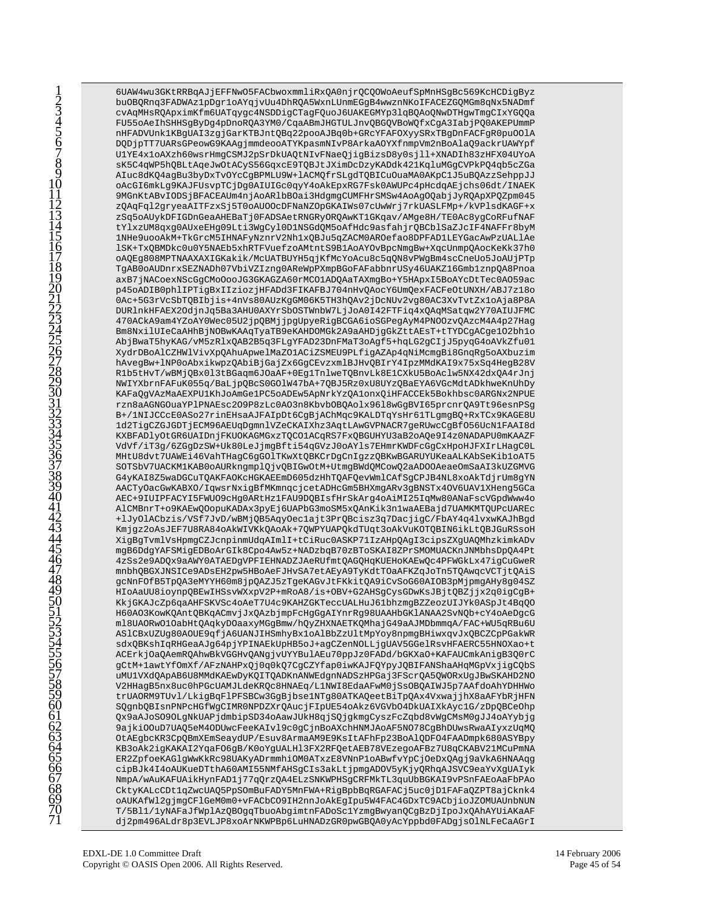```
6UAW4wu3GKtRRBqAJjEFFNwO5FACbwoxmmliRxQA0njrQCQOWoAeufSpMnHSgBc569KcHCDigByz
buOBQRnq3FADWAz1pDgr1oAYqjvUu4DhRQA5WxnLUnmEGgB4wwznNKoIFACEZGQMGm8qNx5NADmf
cvAqMHsRQApximKfm6UATqygc4NSDDigCTagFQuoJ6UAKEGMYp3lqBQAoQNwDTHgwTmgCIxYGQQa
FU55oAeIhSHHSgByDg4pDnoRQA3YM0/CqaABmJHGTULJnvQBGQVBoWQfxCgA3IabjPQ0AKEPUmmP
nHFADVUnk1KBgUAI3zgjGarKTBJntQBq22pooAJBq0b+GRcYFAFOXyySRxTBgDnFACFgR0puO0lA
DQDjpTT7UARsGPeowG9KAAgjmmdeooATYKpasmNIvP8ArkaAOYXfnmpVm2nBoAlaQ9ackrUAWYpf
U1YE4x1oAXzh60wsrHmgCSMJ2pSrDkUAQtNIvFNaeQjigBizsD8y0sjll+XNADIh83zHFX04UYoA
sK5C4qWP5hQBLtAqeJwOtACyS56GqxcE9TQBJtJXimDcDzyKADdk421KqluMGgCVPkPQ4qb5cZGa
AIuc8dKQ4agBu3byDxTvOYcCgBPMLU9W+lACMQfrSLgdTQBICuOuaMA0AKpC1J5uBQAzzSehppJJ
oAcGI6mkLg9KAJFUsvpTCjDg0AIUIGc0qyY4oAkEpxRG7Fsk0AWUPc4pHcdqAEjchs06dt/INAEK
9MGnKtABvIODSjBFACEAUm4njAoARlbBOai3HdgmgCUMFHrSMSw4AoAgOQabjJyRQApXPQZpm045
zQAqFql2gryeaAITFzxSj5T0oAUOOcDFNaNZOpGKAIWs07cUwWrj7rkUASLFMp+/kVPlsdKAGF+x
zSq5oAUykDFIGDnGeaAHEBaTj0FADSAetRNGRyORQAwKT1GKqav/AMge8H/TE0Ac8ygCoRFufNAF
tYlxzUM8qxg0AUxeEHg09Lti3WgCyl0D1NSGdQM5oAfHdc9asfahjrQBCblSaZJcIF4NAFFr8byM
1NHe9uooAkM+TkGrcM5IHNAFyNznrV2Nh1xQBJu5qZACM0AROefao8DPFAD1LEYGacAwPzUALLAe
lSK+TxQBMDkc0u0Y5NAEb5xhRTFVuefzoAMtntS9B1AoAYOvBpcNmgBw+XqcUnmpQAocKeKk37h0
oAQEg808MPTNAAXXIGKakik/McUATBUYH5qJfKMYoAcu8c5qQN8vPWgBm4scCneUo5JoAUjPTp
TgAB0oAUDnrxSEZNADh07VbiVZIzng0AReWpPXmpBGoFAbbnrUSy46UAKZ16Gmb1znpQA8Pnoa
axB7jNACoeXNScGgJGKAGZA60rMCO1ADQAaTAXmgBo+Y5HApxI5BoAYcDtTec0AO59ac
p45oADIB0phlIPTigBxIIiozjHFADd3FIKAFBJ704nHvQAocY6UmQexFACFeOtUNXH/ABJ7z18o
0Ac+5G3rVcSbTQBIbjis+4nVs80AUzKgGM06K5TH3hQAv2jDcNUv2vg80AC3XvTvtZx1oAja8P8A
DURlnkHFAEX2OdjnJq5Ba3AHU0AXYrSbOSTWnbW7LjJoA0I42FTFIq4xQAqMSatqw2Y70AIUJFMC
470ACkA9am4YZoAY0Wec05U2jpQBMjjpgUpyeRigBCGA6ioSGPegAyM4PNOOzvQAzcM4A4p27Hag
Bm8NxilUIeCaAHhBjNOBwKAAqTyaTB9eKAHDOMGk2A9aAHDjgGkZttAEsT+tTYDCgACge1O2bh1o
AbjBwaT5hyKAG/vM5zRlxQAB2B5q3FLgYFAD23DnFMaT3oAgf5+hqLG2gCIjJ5pyqG4oAVkZfu01
XydrDBoAlCZHWlVivXpQAhuApwelMaZO1ACiZSMEU9PLfigAZAp4qNiMcmgBi8GnqRg5oAXbuzim
hAvegBw+lNP0oAbxikwBjiBjGajZx6GgCEvzmlBJHvQBIrY4IpzMMdKAI9x75xSq4HegB28V
R1b5tHvT/wBMj0Bt3tBGaqm6JOaF+0Eg1TnlweTQBnvLk8E1CXkU5BoAclw5NX42dxqHr3nJj
NWIYXbrnFAFuK055qSaLjpQBcS0GOlW47bA+7QBJ5Rz0xU8UBaeEYA6VGcMdtADkhweKnUhDy
KAFaQgVAzMAEXPU1aNAoAx5w4GxIFeMaJGQUUYzQMUp4RnT8oFzzoBSAN2Bi1ZNTqBq09JO02hJ
HsGA2gkJTJgWYSkWpHdpVOtJkaL6jyAp9WmkQVSJbmFWAagAUbQP0OL+Aa5D0P/VVMTrLrMe5V4Gx
DB4O56JgD9wDQ8IPIJXsfVQQaMAFtjGsOiBrwBvZjRm0uJw7P70j7zs7UqFg/WYlVfNcQZSoVJHj
bvtLzT9AuU5kDcHArbbRdDYIRt09EAOpKYPSyGQKJMApIJ2t2QEi36yG2gG2fwDOOj1W9u3QmpAnIq
V1NhEgeN4DK6vDA52vbE1AsXDVuEcm7DC/wx/Ak0mg/QDy/vSg6xhwbTfH8RHQzKVQPYMZ4ERl4t
oVbPQhJaeGiCS0PtU/3jtnB+61Va1dlpwH2ijADJZZsoPBvbHTlb1ZJGUSgnsM+9IovMLM1vxkqnh
5/l3WPpdY/0lrHNqLpk1e3olAs+LP3q3aDBp1h0EUK8L9MtkKVSJJ/QYLb49zvPBC3cMRjn5F8aw
u4ZKbDsNgwLQxBwLmAEKsQmPUkIAlUPJAGgvRGY6e1ZIjJ34GhPgtFc6Ve5Ob+p/wK8e/AADHlrCz
1xsANRmKrvw8iNZYHmBZNHkYiZDChQQ0PzzhPdwFZfGzbU/17XglBTOeMzAWSmrIsJCNK68rGcmR
hbZTb6kJ+qwwxrdt7fR8Po/6RDhcJtEcY5ZnWG+xGrT68+yE4IqtgBO6Ue3XQI7jQF9Ap5/ZvMrQ
Iz0vAQYaJ4pRyU0uhfQLyQjU6MvUjPUN3A8fDXSlSN4+vbDCLfpJeuDhmA41PsBhB0uF3UDZc5iM
lqX3o4MAjN8dwoXFP1c8tNoKAtykRmHgzkOWAxwKz8r9mhOdZgqRKqlDaVsrS3Zx/L5ybxXEMoR+g
sOJaqi9bUWYUvVRWZT4FHXgIg7NtZSl4rkJaHNaALMFiQyHj/zqgtr8aZ7xCt4UTqPzaKvVjfE
kJxPqsCBE3SAsqD4pW7i+LQSoCIWqCeFwJQzt7iCIGbmiR1xNdVXWd5Nl5AGKhGaegZlL0FbB3ZP
zzD3TTsDDCCQ2ug0EGCJxGq2UhgQKgMR1cD9E3PKD8SUmXHHvaaSO1tLqvMA6JTRFtgFnx5zNTHu
9jhrgAqBKCGCjqDaaGhTqLAHvFJkA7HUBgRkQ5mC/1Hz4u4zPbZUwLqjXl0MoXvCnxeQCb3IAvlM
8yCBuCIuPOEBFUtQHVVhkyoTmrn1jJFxJ2LIRW/LUmoA3KJ+1L9TrXyHjn5GGDfWakXe6sAoA1+Mw
w9dfUh3YxZU8RZQMyDP5ZRv/GBjnlgt/pijV6NN1b/7Sv5ag3TSrv76Y5AsNmj45SXL34UxNdo7I
YCghPXbCaA0ZJoLAl8V2+QC/tZlwYy3UTqfjXsFbJTYJRkHoJ0pkrK/jTqRxBGL1/UwnjjqClA8l
0tWgVQBNMlkdxLpU8MzXyEkZs/+ZhHmWXYG9XWqOImMLxQEbHWhcVcWCdp7h+n2S0RRpNMiYl9tG
I/SdhH6pi7BTMzeHhMYj4s4tpTkxWpH/C2NbKTN3mUw2uuQDkZ9TiS7lV+rcM2Nt1CFw/XSJ7B9Z
BzOqKHqjl5TDBn8RG3K0ICJ2khTKBKNhF+eMWhZTyN/Cq0UDsxRTNSqngN5nE2mDSfTHZ7NNgMGS
zBVaYi54lwu7wuHq8jQuW/Zjx4OLwG0zBR/x4xRYDk5dLT3LkPmMwL4KqVHtyTYAv5GwGXVpH6DU
Hla+YqOW2Y8cf0uDVlN6cWQqBqKF8IZ7N0HyNlvC0MHCEfqaWqRhsxaH5Sp+ZaWx6pDJNXlLTvnZ
ZGmZJRA0ISklbgV2Q1y9Q5ZT0Y3BhP5y5Go/2nfMNXVjGD2XXkZ0I0lzYlGGsRhA0nBMDoHfxVDy
X7J2R/JPVHnXyUvcIhdmh4zuJN2aGnGcPrDD5HrjKaqDVjNb8KFoqAykp5Se4Bn2QMSAXz8y8s3I
```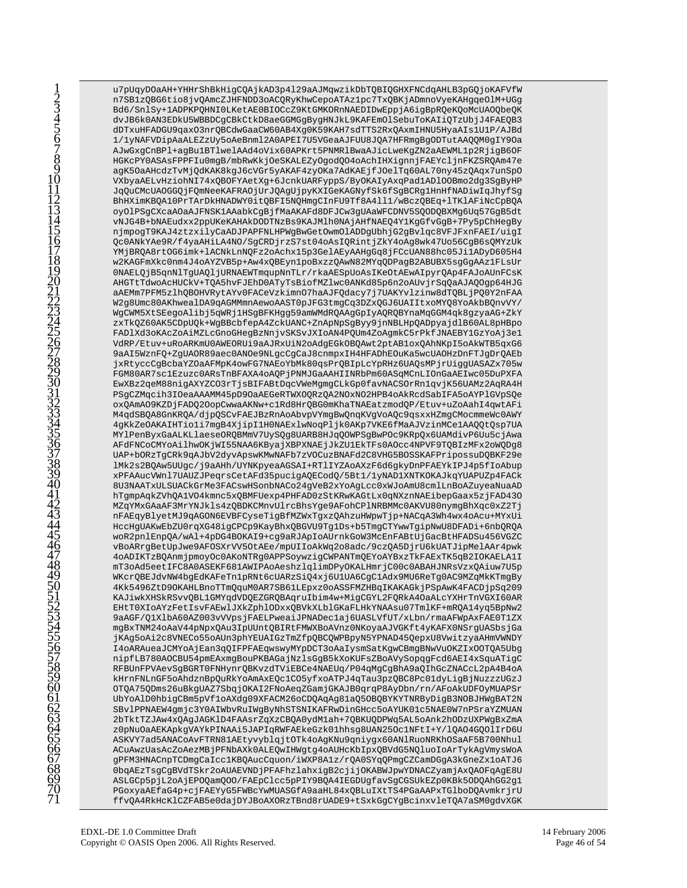```
u7pUqyDOaAH+YHHrShBkHigCQAjkAD3p4l29aAJMqwzikDbTQBIQGHXFNCdqAHLB3pGQjoKAFVfW
n7SB1zQBG6tio8jvQAmcZJHFNDD3oACQRyKhwCepoATAz1pc7TxQBKjADmnoVyeKAHgqeOlM+UGg
Bd6/SnlSy+1ADPKPQHNI0LKetAE0BIOCcZ9KtGMKORnNAEDIDwEppjA6igBpRQeKQoMcUAOQbeQK
dvJB6k0AN3EDkU5WBBDCgCBkCtkD8aeGGMGgByGHNJkL9KAFEmOlSebuToKAIiQTzUbjJ4FAEQB3
dDTxuHFADGU9qaxO3nrQBCdwGaaCW60AB4XgOK59KAH7sdTTS2RxQAxmIHNU5HyaAIs1U1P/AJBd
1/1yNAFVDipAaALEZzUy5oAeBnml2A0APEI7U5VGeaAJFUU8JQA7HFRmgBgODTutAAQQM0gIY9Oa
AJwGxgCnBPl+agBu1BTlwelAAd4oVix60APKrt5PNMRlBwaAJicLweKgZN2aAEWML1p2RjigB6OF
HGKcPY0ASAsFPPFIu0mgB/mbRwKkjOeSKALEZyOgodQO4oAchIHXignnjFAEYcljnFKZSRQAm47e
agK5OaAHcdzTvMjQdKAK8kgJ6cVGr5yAKAF4zyOKa7AdKAEjfJOelTq60AL70ny45zQAqx7unSpO
VXbyaAELvHziohNI74xQBOFYAetXg+6JcnkUARFyppS/ByOKAIyAxqPad1ADlOOBmo2dg3SgByHP
JqQuCMcUAOGGQjFQmNeeKAFRAOjUrJQAgUjpyKXIGeKAGNyfSk6fSgBCRg1HnHfNADiwIqJhyfSg
BhHXimKBQA10PrTArDkHNADWY0itQBFI5NQHmgCInFU9Tf8A4ll1/wBczQBEq+lTKlAFiNcCpBQA
oyOlPSgCXcaOAaJFNSK1AAabkCgBjfMaAKAFd8DFJCw3gUAaWFCDNV5SQODQBXMg6Uq57GgB5dt
vNJG4B+bNAEudxx2ppUKeKAHAkDODTNzBs9KAJMlh0NAjAHfNAEQ4Y1KgGfvGgB+7Py5pChHegBy
njmpogT9KAJ4ztzxilyCaADJPAPFNLHPWgBwGetOwmOlADDgUbhjG2gBvlqc8VFJFxnFAEI/uigI
Qc0ANkYAe9R/f4yaAHiLA4NO/SgCRDjrzS7st04oAsIQRintjZkY4oAg8wk47Uo56CgB6sQMYzUk
YMjBRQA8rtOG6imk+lACNkLnNQFz2oAchx15pBS3GelAEyAAHgGq8jFCcUAN88hc05Ji1ADyD605H4
w2KAGFmXkc0nm4J4oAYZVB5p+Aw4xEByn15poBxzzQAwN82MYqDPagB2ABUBX5sgGgAAz1FLsUr
0NAELQjB5qnNlTgUAQljURNAEWTmqupNnTLr/rkaAESpUoAsIKeOtAEwAIpyrQAp4FAJoAUnFCsK
AHGTtTdwoAcHUCkV+TQA5hvFJEhD0ATyTsBiofMZlwc0ANKd85p6n2oAUvjrSqQaJAQOgp64HJG
aAEMm7PFM5zlhQBOHVRytAYV0FACeVzkimnO7haAJFQdacy7j7UAKYVvlzinw8dTQBLjPQ0YnAEb
W2g8Umc8ANkhwealDA8NOe9NLgcCgCaJ8cnmpIH4HFAdhEOuKa5wcUAOHzDnFTJgDrQAEb
jxRtyccCgBcbaYZOaAFMpK4owFG7NAEoYbMk80qsPrQBIpLcpRHz6UAQsDnFTJgDrQAEb
FGM80AR7sc1Ezuzc0ARsTnBFAXA4oAQPjPNMJGaAAHIINRbPm60ASqMCnLIOnGaAEIwc05DuPXFA
EwXBz2qeM88nigAXYZCO3rTjsBIFABtDqcVWeMgmgCLkGp0favNACSOrRn1qvjK56UAMz2AqRA4H
PSgCZMqcih3IOeaAAAMM45pD9OaAEGeRTWXOQzQA2NOxNO2HPB4oAkRcdSabIFA5oAYPlGVpSQe
oxQAmAO9KZDjFADQ2OopCwwaAKNw+c1Rd8HrQBG0mKhaTNAEatzmodQP/Etuv+uZoAahI4qwtAFi
M4qdSBQA8GnKRQA/djpQSCvFAEJBzRnAoAbvpVYmgBwQnqKVgVoAQc9qsxxHZmgCMocmmeWc0AWY
4gKkZeOAKAIHTio1i7mgB4XjipI1H0NAExlwNoqPljk0AKp7VKE6fMaAJVzinMCe1AAQQtQsp7UA
MYlPenByxGaALKLlaeseORQBMmV7UySQg8UARBP8jQQOWPSgBwPOc9KRpQx6UAMdivP6Uu5cjAwa
AFdFNCoMYoAilhwlOKjwIBXPNAEjJkZU1EkTFs0AOcc4NPVF9TQBIzMPBKF6e29aqs1xqAMmC9k
UAP+bORzTgCRk9qAbJoVEAESGdUpwCe0Ak06UAH72AuKBnJx/IUsAYD6SW9xbsLPfPwRrUQhP7sY
9ASgDPKJGkUIcEdHIOJQW0IxN7Y1A0egEzAVLkCaVJNahWFSKYHp6YfIINuQ1IGaNBdTP0tw9pHp
sGvkhNzHSxkyOKGGdSF9GjyNJU8MZc+DDsQkhMEuv6EcN8UaOU4vC3JBGoJDSX4VNRwt4mpnPdBH
zyOLVAT+oYJnyBZvLJmTSt0xDOVxp0H9Jg3ePDWF5ThzNMbqWsSpl3OMydjpr2OFaBjkVQUtXLzD
/Kq1OWEGJSUKYgGt2vlDSyyj+BSEaXtrhBoq0PdVCzcXhhHU/Z8U2cJh1MfCEIXUE1WlwQvvEPo/
/AKEyt+gQZeAuY6MwO2x7pGU+ww3xAFZFSAkqIOK0yE6VKD7q8vtvRvKabpQyE1hyYh/HupeRfpz
goAUdvSJcFFJWVgygpWSIUZG2OMB2DxoCh5KCX1g0EmNzswaRYQZdK/QoKpg4oUGz23yLT1RgOXP
lHgCCV5UF9ghf8lK1oXj7GNAdFNCAkoMwfApTrFe7pGwGTWeAX1dmbPvyvKGW6NoaVwL0HxUN1iBl
Xk0k8ZAEqMVQEKDj0jjj0AUGKDQcW41JxM7vR4p8/wAAtjJA+zjOkFWxFkhVfC1ZpLO0gp8BSl6I
Iq5Pb4HgREGlRDqoUbN1EGeCKW4Cqq+IJUzGQCgfu2jxp3x1fHlFDZ4aBkVb8BhFQ5yYIgsK+cPNE
MC0Kb/aY8aqbT+tQPHdl/KoMEnm5H8oQIqEDmR6FmKvnZLlYDr9HHCbjx9d6IiZRhdRB2nbrXhhp
7SNyW3bLG/2GThnNrFtlIQd8kBg3C7XUqwAEqhN5Xld8fmL/+0XpnEbQQPuxmApKYr2B7yNNHdvtE
NzC1IfBT1/2pb1LXFpxVewXLGaQDBB3pe7CcGJWtK1Qg9JQYSfcK3l2i1wGz5uZAxBn9PAKeHB8bL8
b7KDBxfKExKqNr0H5PMYgkCTlRyZqPz2Bj57ZF2DVJ4MqfHIqTNvf9Wx07/7BW1gi8+cnHKHCMvuUP8
OSVC6A0wQIpQNxjJPB84Rz/DlEJhnRNc7vlJNJaTLzqglXHDXqZdKQEWMIQBZ3OSmOXprTFaMt/r
n0eIxSAEkSx1fOhngRt6EVI2WHJhnaRnb6bJQ/hN7M/lk8FTPyMgfRAL8/AAOyR/o+DKCK1PB0EJ
```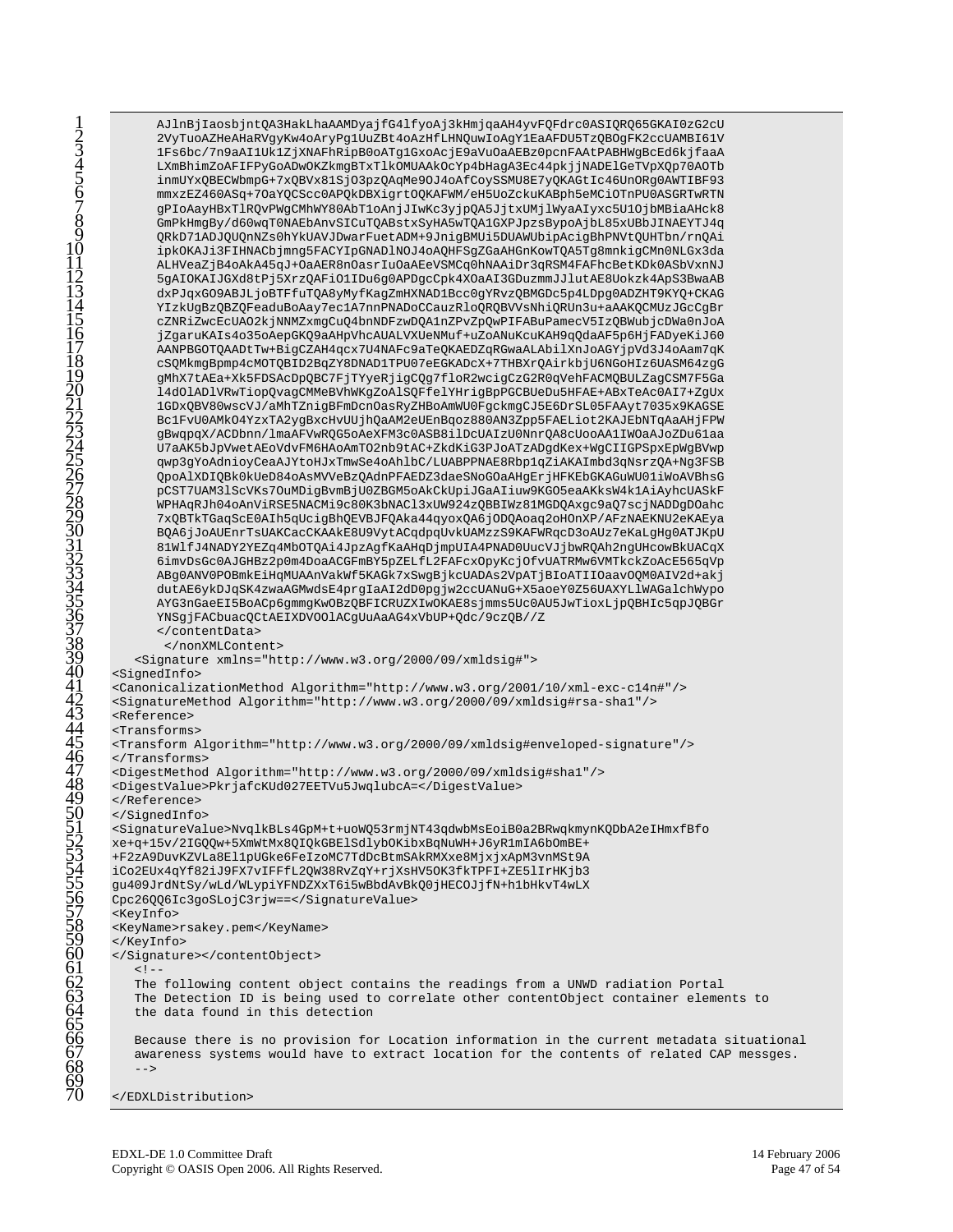```
        AJlnBjIaosbjntQA3HakLhaAAMDyajfG4lfyoAj3kHmjqaAH4yvFQFdrc0ASIQRQ65GKAI0zG2cU
        2VyTuoAZHeAHaRVgyKw4oAryPg1UuZBt4oAzHfLHNQuwIoAgY1EaAFDU5TzQBOgFK2ccUAMBI61V
        1Fs6bc/7n9aAI1Uk1ZjXNAFhRipB0oATg1GxoAcjE9aVuOaAEBz0pcnFAAtPABHWgBcEd6kjfaaA
        LXmBhimZoAFIFPyGoADwOKZkmgBTxTlkOMUAAkOcYp4bHagA3Ec44pkjjNADElGeTVpXQp70AOTb
        inmUYxQBECWbmpG+7xQBVx81SjO3pzQAqMe9OJ4oAfCoySSMU8E7yQKAGtIc46UnORg0AWTIBF93
        mmxzEZ460ASq+7OaYQCScc0APQkDBXigrtOQKAFWM/eH5UoZckuKABph5eMCiOTnPU0ASGRTwRTN
        gPIoAayHBxTlRQvPWgCMhWY80AbT1oAnjJIwKc3yjpQA5JjtxUMjlWyaAIyxc5U1OjbMBiaAHck8
        GmPkHmgBy/d60wqT0NAEbAnvSICuTQABstxSyHA5wTQA1GXPJpzsBypoAjbL85xUBbJINAEYTJ4q
        QRkD71ADJQUQnNZs0hYkUAVJDwarFuetADM+9JnigBMUi5DUAWUbipAcigBhPNVtQUHTbn/rnQAi
        ipkOKAJi3FIHNACbjmng5FACYIpGNADlNOJ4oAQHFSgZGaAHGnKowTQA5Tg8mnkigCMn0NLGx3da
        ALHVeaZjB4oAkA45qJ+OaAER8nOasrIuOaAEeVSMCq0hNAAiDr3qRSM4FAFhcBetKDk0ASbVxnNJ
        5gAIOKAIJGXd8tPj5XrzQAFiO1IDu6g0APDgcCpk4XOaAI3GDuzmmJJlutAE8Uokzk4ApS3BwaAB
        dxPJqxGO9ABJLjoBTFfuTQA8yMyfKagZmHXNAD1Bcc0gYRvzQBMGDc5p4LDpg0ADZHT9KYQ+CKAG
        YIzkUgBzQZQFeaduBoAay7ec1A7nnPNADoCCauzRloQRBVVsNhiQRUn3u+aAAKQCMUzJGcCgBr
        cZNRiZwcEcUAO2kjNNMZxmgCuQ4bnNDFzwDQA1nZPvZpQwPIFABuPamecV5IzQBWubjcDWa0nJoA
        jZgaruKAIs4o35oAepGKQ9aAHpVhcANFDyeKiJ60
        AANPBGOTQAADtTw+BigCZAH4qcx7U4NAFc9aTeQKAEDZqRGwaALAbilXnJoAGYjpVd3J4oAam7qK
        cSQMkmgBpmp4cMOTQBID2BqZY8DNAD1TPU07EGKADcX+7THBXrQAirkbjU6NGoHIz6UASM64zgG
        gMhX7tAEa+Xk5FDSAcDpQBC7FjTYyeRjigCQg7floR2wcigCzG2R0qVehFACMQBULZagCSM7F5Ga
        l4dOlADlVRwTiopQvagCMMeBVhWKGoZoAlSQFelYHrigBpPGCBUeDu5HFAE+ABxTeAc0AI7+ZgUx
        1GDxQBV80wscVJ/aMhTZnigBFmDcnOasRyZHBoAmWU0FgckmCJ5E6DrSL05FAAyt7035x9KAGSE
        Bc1FvU0AMkO4YzxTA2ygBxnUUjhQaAM2ozBnqOz880AN3Zpp5FAELiot2KAJEDhTKAGKuGNAGuWU01iWoAVBhsG
        pCST7UAM3lScVKs7OuMDigBvmBjU0ZBGM5oAkCkUpiJGaIiuw9KGO5eaAKksW4k1AiAyhcUASkF
        WPHAqRJh04oAnViRSE5NACMi9c80K3bNACl3xUW924zQBBIWz81MGDQAxgc9aQ7scjNADDgDOahc
        7xQBTkTGaqScE0AIh5qUcigBhQEVBJFQAka44qyoxQA6jODQAoaq2oHOnXP/AFzNAEKNU2eKAEya
        BQA6jJoAUEnrTsUAKCacKAAkE8U9VytACqdpqUvkUAMzzS9KAFWRqcD3oAUz7eKaLgHg0ATJKpU
        81WlfJ4NADY2YEZq4MbOTQAi4JpzAgfKaAHqDjmpUIA4PNAD0UucVJjbwRQAh2ngUHcowBkUACqX
        6imvDsGc0AJGHBz2p0m4DoaACGFmBY5pZELfL2FAFcxOpyKcjOfvUATRMw6VMTkckZCoAcE565qVp
        ABg0ANV0POBmkEiHqMUAAnVakWf5KAGk7xSwgBjkcUADAs2VpATjBIoATIIOaavOQM0AIV2d+akj
        dutAE6ykDJqSK4zwaAGMwdsE4prgIaAI2dD0pgjw2ccUANuG+X5aoeY0Z56UAXYLlWAGalchWypo
        AYG3nGaeEI5BoACp6gmmgKwOBzQBFICRUZXIwOKAE8sjmms5Uc0AU5JwTioxLjpQBHIc5qpJQBGr
        YNSgjFACbuacQCtAEIXDVOOlACgUuAaAG4xVbUP+Qdc/9czQB//Z
        </contentData>
       </nonXMLContent>
    <Signature xmlns="http://www.w3.org/2000/09/xmldsig#">
<SignedInfo>
<CanonicalizationMethod Algorithm="http://www.w3.org/2001/10/xml-exc-c14n#"/>
<SignatureMethod Algorithm="http://www.w3.org/2000/09/xmldsig#rsa-sha1"/>
<Reference>
<Transforms>
<Transform Algorithm="http://www.w3.org/2000/09/xmldsig#enveloped-signature"/>
</Transforms>
<DigestMethod Algorithm="http://www.w3.org/2000/09/xmldsig#sha1"/>
<DigestValue>PkrjafcKUd027EETVu5JwqlubcA=</DigestValue>
</Reference>
</SignedInfo>
<SignatureValue>NvqlkBLs4GpM+t+uoWQ53rmjNT43qdwbMsEoiB0a2BRwqkmynKQDbA2eIHmxfBfo
xe+q+15v/2IGQQw+5XmWtMx8QIQkGBElSdlybOKibxBqNuWH+J6yR1mIA6bOmBE+
+F2zA9DuvKZVLa8El1pUGke6FeIzoMC7TdDcBtmSAkRMXxe8MjxjxApM3vnMSt9A
iCo2EUx4qYf82iJ9FX7vIFFfL2QW38RvZqY+rjXsHV5OK3fkTPFI+ZE5lIrHKjb3
gu409JrdNtSy/wLd/WLypiYFNDZXxT6i5wBbdAvBkQ0jHECOJjfN+h1bHkvT4wLX
Cpc26QQ6Ic3goSLojC3rjw==</SignatureValue>
<KeyInfo>
<KeyName>rsakey.pem</KeyName>
</KeyInfo>
</Signature></contentObject>
    <!--
    The following content object contains the readings from a UNWD radiation Portal
    The Detection ID is being used to correlate other contentObject container elements to
    the data found in this detection

    Because there is no provision for Location information in the current metadata situational
    awareness systems would have to extract location for the contents of related CAP messges.
    -->

</EDXLDistribution>
```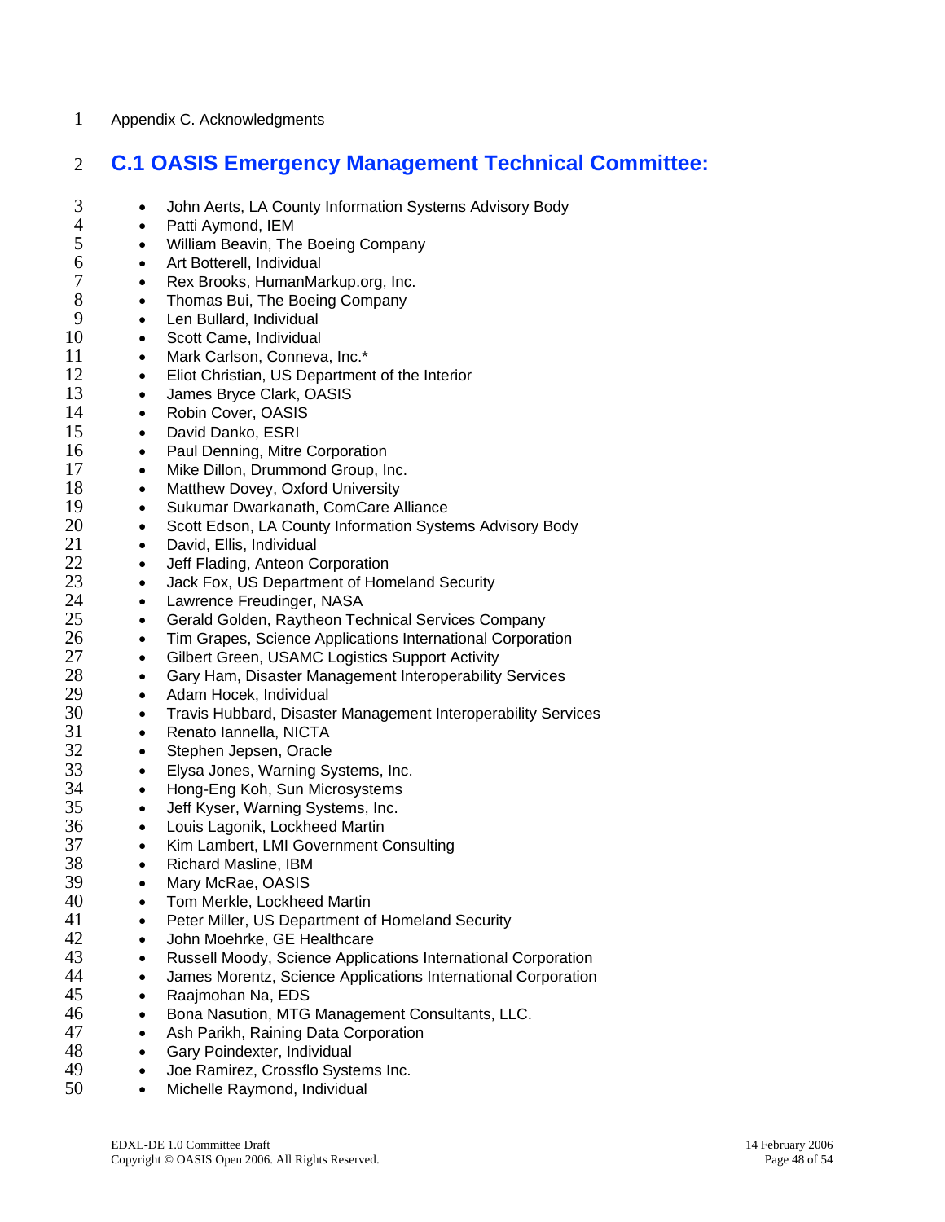Appendix C. Acknowledgments

## C.1 OASIS Emergency Management Technical Committee:

- John Aerts, LA County Information Systems Advisory Body
- Patti Aymond, IEM
- William Beavin, The Boeing Company
- Art Botterell, Individual
- Rex Brooks, HumanMarkup.org, Inc.
- Thomas Bui, The Boeing Company
- Len Bullard, Individual
- Scott Came, Individual
- Mark Carlson, Conneva, Inc.*
- Eliot Christian, US Department of the Interior
- James Bryce Clark, OASIS
- Robin Cover, OASIS
- David Danko, ESRI
- Paul Denning, Mitre Corporation
- Mike Dillon, Drummond Group, Inc.
- Matthew Dovey, Oxford University
- Sukumar Dwarkanath, ComCare Alliance
- Scott Edson, LA County Information Systems Advisory Body
- David, Ellis, Individual
- Jeff Flading, Anteon Corporation
- Jack Fox, US Department of Homeland Security
- Lawrence Freudinger, NASA
- Gerald Golden, Raytheon Technical Services Company
- Tim Grapes, Science Applications International Corporation
- Gilbert Green, USAMC Logistics Support Activity
- Gary Ham, Disaster Management Interoperability Services
- Adam Hocek, Individual
- Travis Hubbard, Disaster Management Interoperability Services
- Renato Iannella, NICTA
- Stephen Jepsen, Oracle
- Elysa Jones, Warning Systems, Inc.
- Hong-Eng Koh, Sun Microsystems
- Jeff Kyser, Warning Systems, Inc.
- Louis Lagonik, Lockheed Martin
- Kim Lambert, LMI Government Consulting
- Richard Masline, IBM
- Mary McRae, OASIS
- Tom Merkle, Lockheed Martin
- Peter Miller, US Department of Homeland Security
- John Moehrke, GE Healthcare
- Russell Moody, Science Applications International Corporation
- James Morentz, Science Applications International Corporation
- Raajmohan Na, EDS
- Bona Nasution, MTG Management Consultants, LLC.
- Ash Parikh, Raining Data Corporation
- Gary Poindexter, Individual
- Joe Ramirez, Crossflo Systems Inc.
- Michelle Raymond, Individual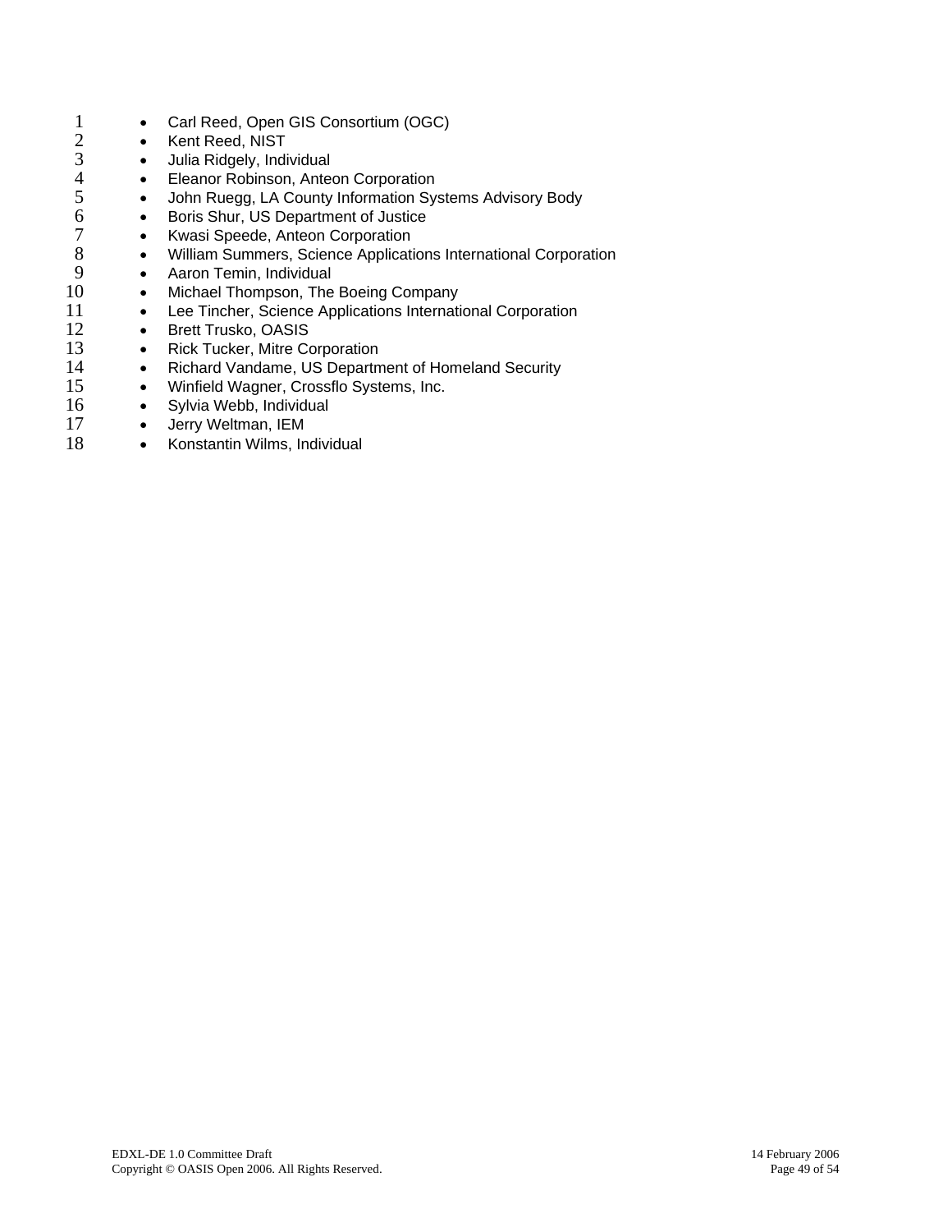- Carl Reed, Open GIS Consortium (OGC)
- Kent Reed, NIST
- Julia Ridgely, Individual
- Eleanor Robinson, Anteon Corporation
- John Ruegg, LA County Information Systems Advisory Body
- Boris Shur, US Department of Justice
- Kwasi Speede, Anteon Corporation
- William Summers, Science Applications International Corporation
- Aaron Temin, Individual
- Michael Thompson, The Boeing Company
- Lee Tincher, Science Applications International Corporation
- Brett Trusko, OASIS
- Rick Tucker, Mitre Corporation
- Richard Vandame, US Department of Homeland Security
- Winfield Wagner, Crossflo Systems, Inc.
- Sylvia Webb, Individual
- Jerry Weltman, IEM
- Konstantin Wilms, Individual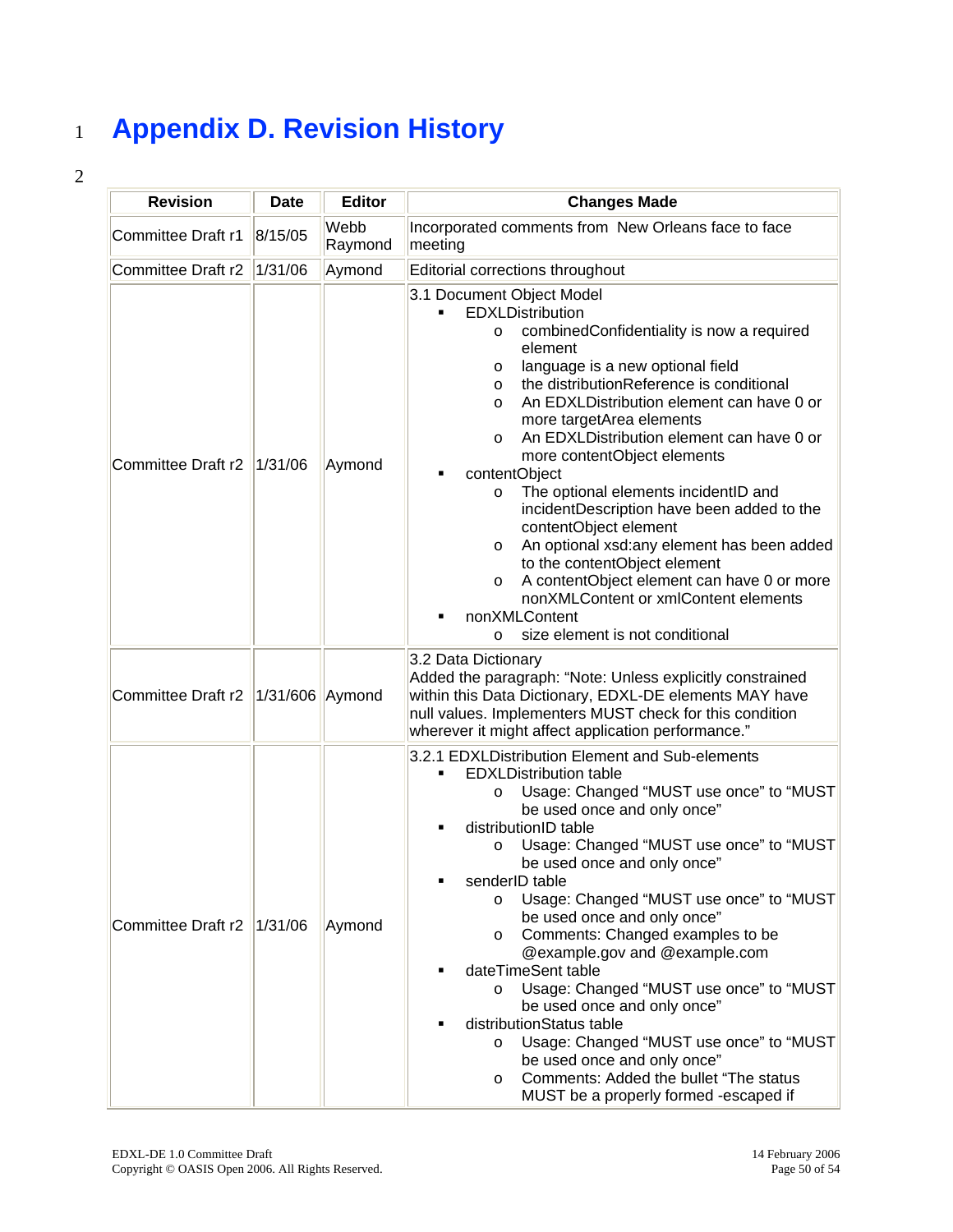# Appendix D. Revision History

| Revision | Date | Editor | Changes Made |
|---|---|---|---|
| Committee Draft r1 | 8/15/05 | Webb Raymond | Incorporated comments from New Orleans face to face meeting |
| Committee Draft r2 | 1/31/06 | Aymond | Editorial corrections throughout |
| Committee Draft r2 | 1/31/06 | Aymond | 3.1 Document Object Model<br>▪ EDXLDistribution<br>o combinedConfidentiality is now a required element<br>o language is a new optional field<br>o the distributionReference is conditional<br>o An EDXLDistribution element can have 0 or more targetArea elements<br>o An EDXLDistribution element can have 0 or more contentObject elements<br>▪ contentObject<br>o The optional elements incidentID and incidentDescription have been added to the contentObject element<br>o An optional xsd:any element has been added to the contentObject element<br>o A contentObject element can have 0 or more nonXMLContent or xmlContent elements<br>▪ nonXMLContent<br>o size element is not conditional |
| Committee Draft r2 | 1/31/606 | Aymond | 3.2 Data Dictionary<br>Added the paragraph: "Note: Unless explicitly constrained within this Data Dictionary, EDXL-DE elements MAY have null values. Implementers MUST check for this condition wherever it might affect application performance." |
| Committee Draft r2 | 1/31/06 | Aymond | 3.2.1 EDXLDistribution Element and Sub-elements<br>▪ EDXLDistribution table<br>o Usage: Changed "MUST use once" to "MUST be used once and only once"<br>▪ distributionID table<br>o Usage: Changed "MUST use once" to "MUST be used once and only once"<br>▪ senderID table<br>o Usage: Changed "MUST use once" to "MUST be used once and only once"<br>o Comments: Changed examples to be @example.gov and @example.com<br>▪ dateTimeSent table<br>o Usage: Changed "MUST use once" to "MUST be used once and only once"<br>▪ distributionStatus table<br>o Usage: Changed "MUST use once" to "MUST be used once and only once"<br>o Comments: Added the bullet "The status MUST be a properly formed -escaped if |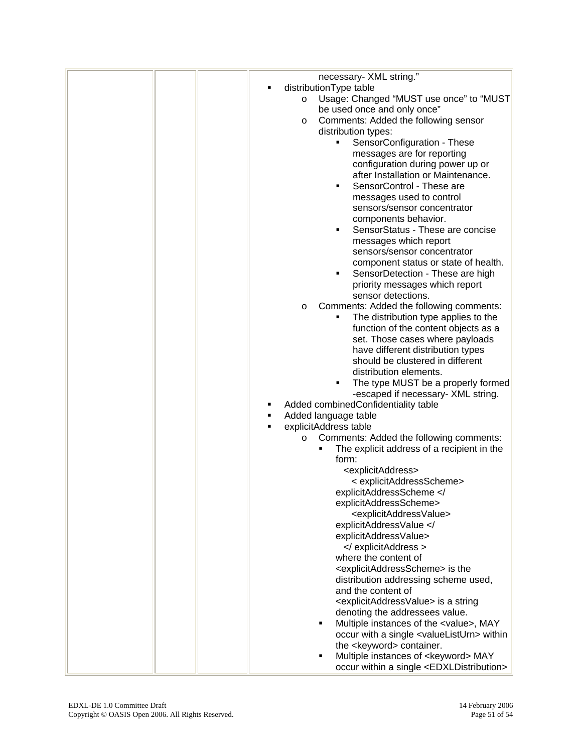| | | | necessary- XML string."<br>▪ distributionType table<br>&nbsp;&nbsp;o Usage: Changed "MUST use once" to "MUST be used once and only once"<br>&nbsp;&nbsp;o Comments: Added the following sensor distribution types:<br>&nbsp;&nbsp;&nbsp;&nbsp;▪ SensorConfiguration - These messages are for reporting configuration during power up or after Installation or Maintenance.<br>&nbsp;&nbsp;&nbsp;&nbsp;▪ SensorControl - These are messages used to control sensors/sensor concentrator components behavior.<br>&nbsp;&nbsp;&nbsp;&nbsp;▪ SensorStatus - These are concise messages which report sensors/sensor concentrator component status or state of health.<br>&nbsp;&nbsp;&nbsp;&nbsp;▪ SensorDetection - These are high priority messages which report sensor detections.<br>&nbsp;&nbsp;o Comments: Added the following comments:<br>&nbsp;&nbsp;&nbsp;&nbsp;▪ The distribution type applies to the function of the content objects as a set. Those cases where payloads have different distribution types should be clustered in different distribution elements.<br>&nbsp;&nbsp;&nbsp;&nbsp;▪ The type MUST be a properly formed -escaped if necessary- XML string.<br>▪ Added combinedConfidentiality table<br>▪ Added language table<br>▪ explicitAddress table<br>&nbsp;&nbsp;o Comments: Added the following comments:<br>&nbsp;&nbsp;&nbsp;&nbsp;▪ The explicit address of a recipient in the form:<br>&nbsp;&nbsp;&nbsp;&nbsp;&nbsp;&nbsp;<explicitAddress><br>&nbsp;&nbsp;&nbsp;&nbsp;&nbsp;&nbsp;&nbsp;&nbsp;< explicitAddressScheme> explicitAddressScheme </ explicitAddressScheme><br>&nbsp;&nbsp;&nbsp;&nbsp;&nbsp;&nbsp;&nbsp;&nbsp;<explicitAddressValue> explicitAddressValue </ explicitAddressValue><br>&nbsp;&nbsp;&nbsp;&nbsp;&nbsp;&nbsp;</ explicitAddress ><br>&nbsp;&nbsp;&nbsp;&nbsp;&nbsp;&nbsp;where the content of <explicitAddressScheme> is the distribution addressing scheme used, and the content of <explicitAddressValue> is a string denoting the addressees value.<br>&nbsp;&nbsp;&nbsp;&nbsp;▪ Multiple instances of the <value>, MAY occur with a single <valueListUrn> within the <keyword> container.<br>&nbsp;&nbsp;&nbsp;&nbsp;▪ Multiple instances of <keyword> MAY occur within a single <EDXLDistribution> |
|---|---|---|---|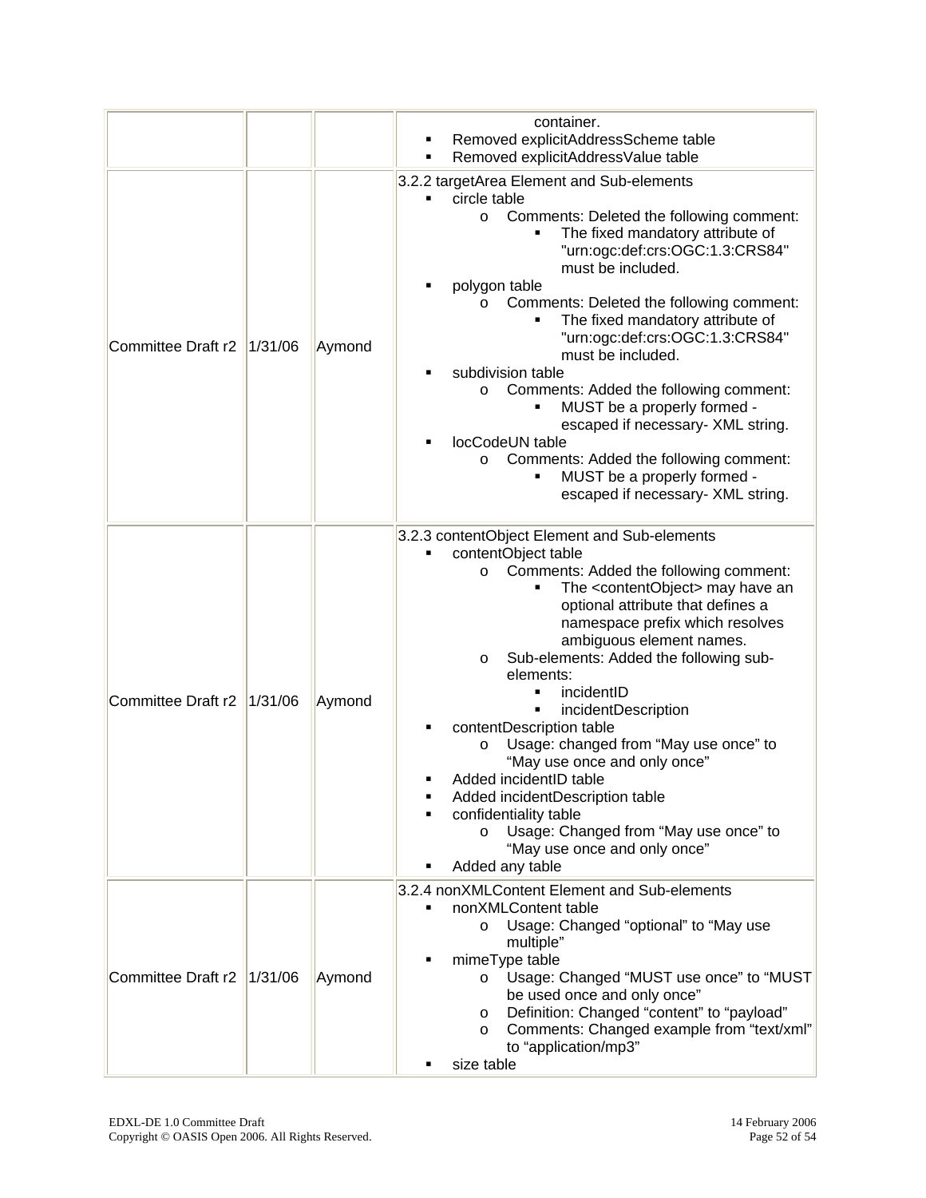| | | | |
|---|---|---|---|
| | | | container.<br>▪ Removed explicitAddressScheme table<br>▪ Removed explicitAddressValue table |
| Committee Draft r2 | 1/31/06 | Aymond | 3.2.2 targetArea Element and Sub-elements<br>▪ circle table<br>o Comments: Deleted the following comment:<br>▪ The fixed mandatory attribute of "urn:ogc:def:crs:OGC:1.3:CRS84" must be included.<br>▪ polygon table<br>o Comments: Deleted the following comment:<br>▪ The fixed mandatory attribute of "urn:ogc:def:crs:OGC:1.3:CRS84" must be included.<br>▪ subdivision table<br>o Comments: Added the following comment:<br>▪ MUST be a properly formed - escaped if necessary- XML string.<br>▪ locCodeUN table<br>o Comments: Added the following comment:<br>▪ MUST be a properly formed - escaped if necessary- XML string. |
| Committee Draft r2 | 1/31/06 | Aymond | 3.2.3 contentObject Element and Sub-elements<br>▪ contentObject table<br>o Comments: Added the following comment:<br>▪ The <contentObject> may have an optional attribute that defines a namespace prefix which resolves ambiguous element names.<br>o Sub-elements: Added the following sub-elements:<br>▪ incidentID<br>▪ incidentDescription<br>▪ contentDescription table<br>o Usage: changed from "May use once" to "May use once and only once"<br>▪ Added incidentID table<br>▪ Added incidentDescription table<br>▪ confidentiality table<br>o Usage: Changed from "May use once" to "May use once and only once"<br>▪ Added any table |
| Committee Draft r2 | 1/31/06 | Aymond | 3.2.4 nonXMLContent Element and Sub-elements<br>▪ nonXMLContent table<br>o Usage: Changed "optional" to "May use multiple"<br>▪ mimeType table<br>o Usage: Changed "MUST use once" to "MUST be used once and only once"<br>o Definition: Changed "content" to "payload"<br>o Comments: Changed example from "text/xml" to "application/mp3"<br>▪ size table |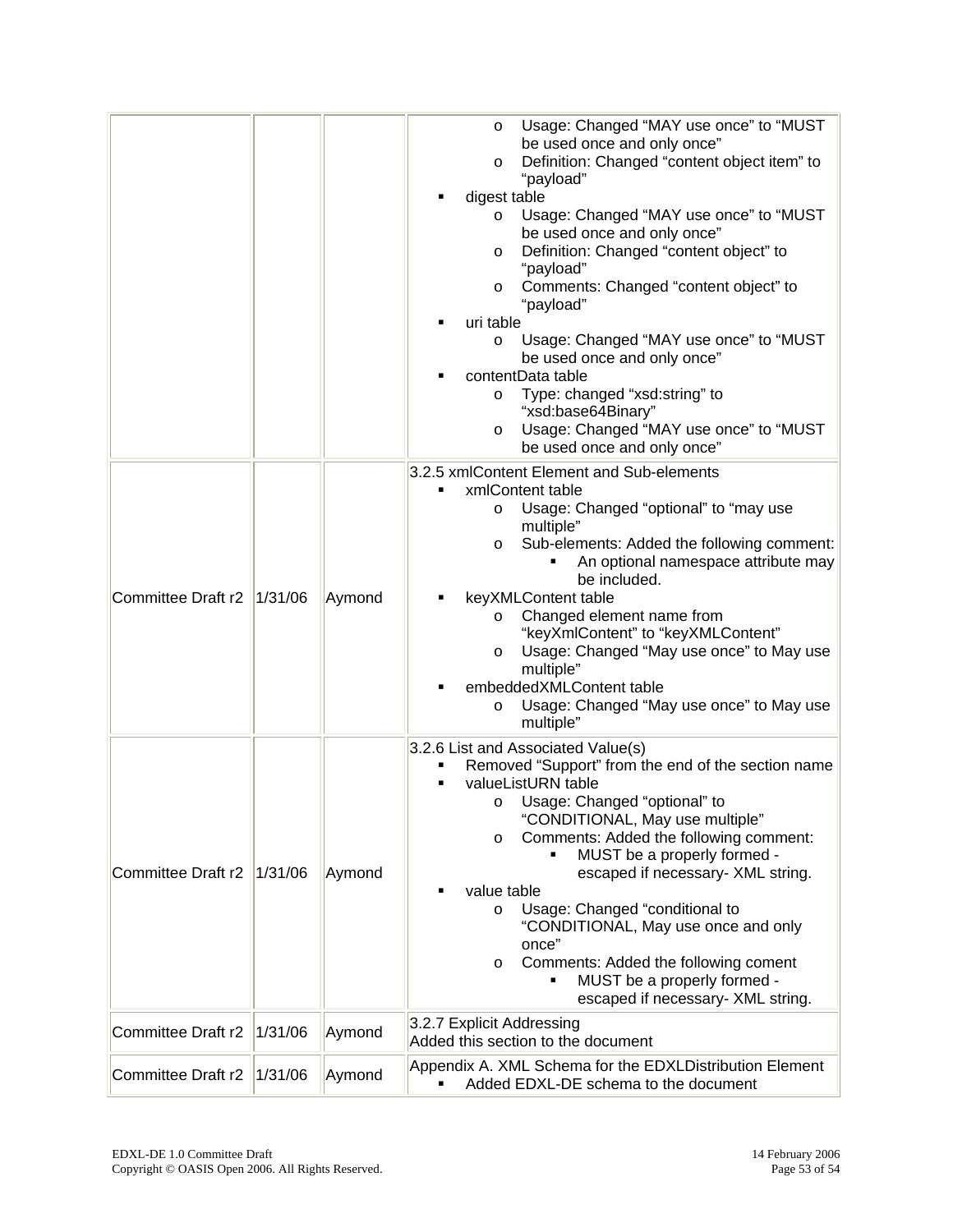| | | | |
|---|---|---|---|
| | | | <ul><li>Usage: Changed "MAY use once" to "MUST be used once and only once"</li><li>Definition: Changed "content object item" to "payload"</li></ul><ul><li>digest table<ul><li>Usage: Changed "MAY use once" to "MUST be used once and only once"</li><li>Definition: Changed "content object" to "payload"</li><li>Comments: Changed "content object" to "payload"</li></ul></li><li>uri table<ul><li>Usage: Changed "MAY use once" to "MUST be used once and only once"</li></ul></li><li>contentData table<ul><li>Type: changed "xsd:string" to "xsd:base64Binary"</li><li>Usage: Changed "MAY use once" to "MUST be used once and only once"</li></ul></li></ul> |
| Committee Draft r2 | 1/31/06 | Aymond | 3.2.5 xmlContent Element and Sub-elements<ul><li>xmlContent table<ul><li>Usage: Changed "optional" to "may use multiple"</li><li>Sub-elements: Added the following comment:<ul><li>An optional namespace attribute may be included.</li></ul></li></ul></li><li>keyXMLContent table<ul><li>Changed element name from "keyXmlContent" to "keyXMLContent"</li><li>Usage: Changed "May use once" to May use multiple"</li></ul></li><li>embeddedXMLContent table<ul><li>Usage: Changed "May use once" to May use multiple"</li></ul></li></ul> |
| Committee Draft r2 | 1/31/06 | Aymond | 3.2.6 List and Associated Value(s)<ul><li>Removed "Support" from the end of the section name</li><li>valueListURN table<ul><li>Usage: Changed "optional" to "CONDITIONAL, May use multiple"</li><li>Comments: Added the following comment:<ul><li>MUST be a properly formed - escaped if necessary- XML string.</li></ul></li></ul></li><li>value table<ul><li>Usage: Changed "conditional to "CONDITIONAL, May use once and only once"</li><li>Comments: Added the following coment<ul><li>MUST be a properly formed - escaped if necessary- XML string.</li></ul></li></ul></li></ul> |
| Committee Draft r2 | 1/31/06 | Aymond | 3.2.7 Explicit Addressing<br>Added this section to the document |
| Committee Draft r2 | 1/31/06 | Aymond | Appendix A. XML Schema for the EDXLDistribution Element<ul><li>Added EDXL-DE schema to the document</li></ul> |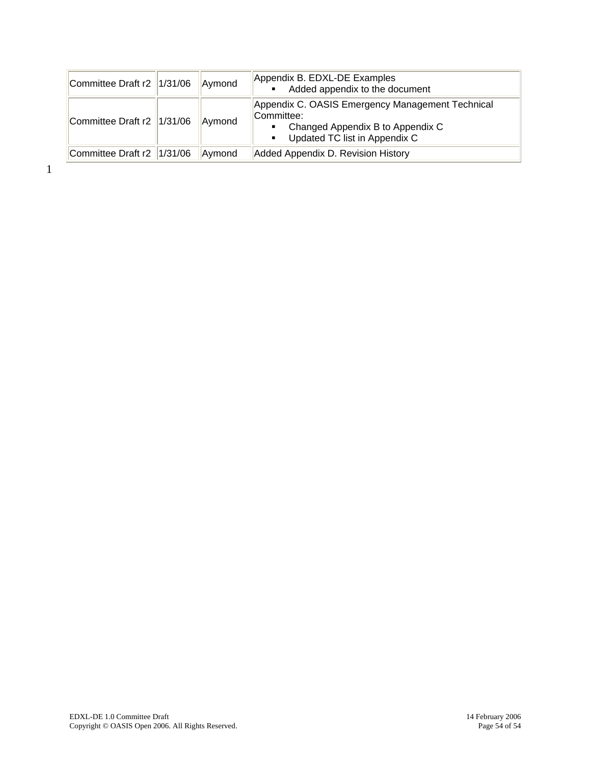| | | | |
|---|---|---|---|
| Committee Draft r2 | 1/31/06 | Aymond | Appendix B. EDXL-DE Examples<br>▪ Added appendix to the document |
| Committee Draft r2 | 1/31/06 | Aymond | Appendix C. OASIS Emergency Management Technical Committee:<br>▪ Changed Appendix B to Appendix C<br>▪ Updated TC list in Appendix C |
| Committee Draft r2 | 1/31/06 | Aymond | Added Appendix D. Revision History |

1